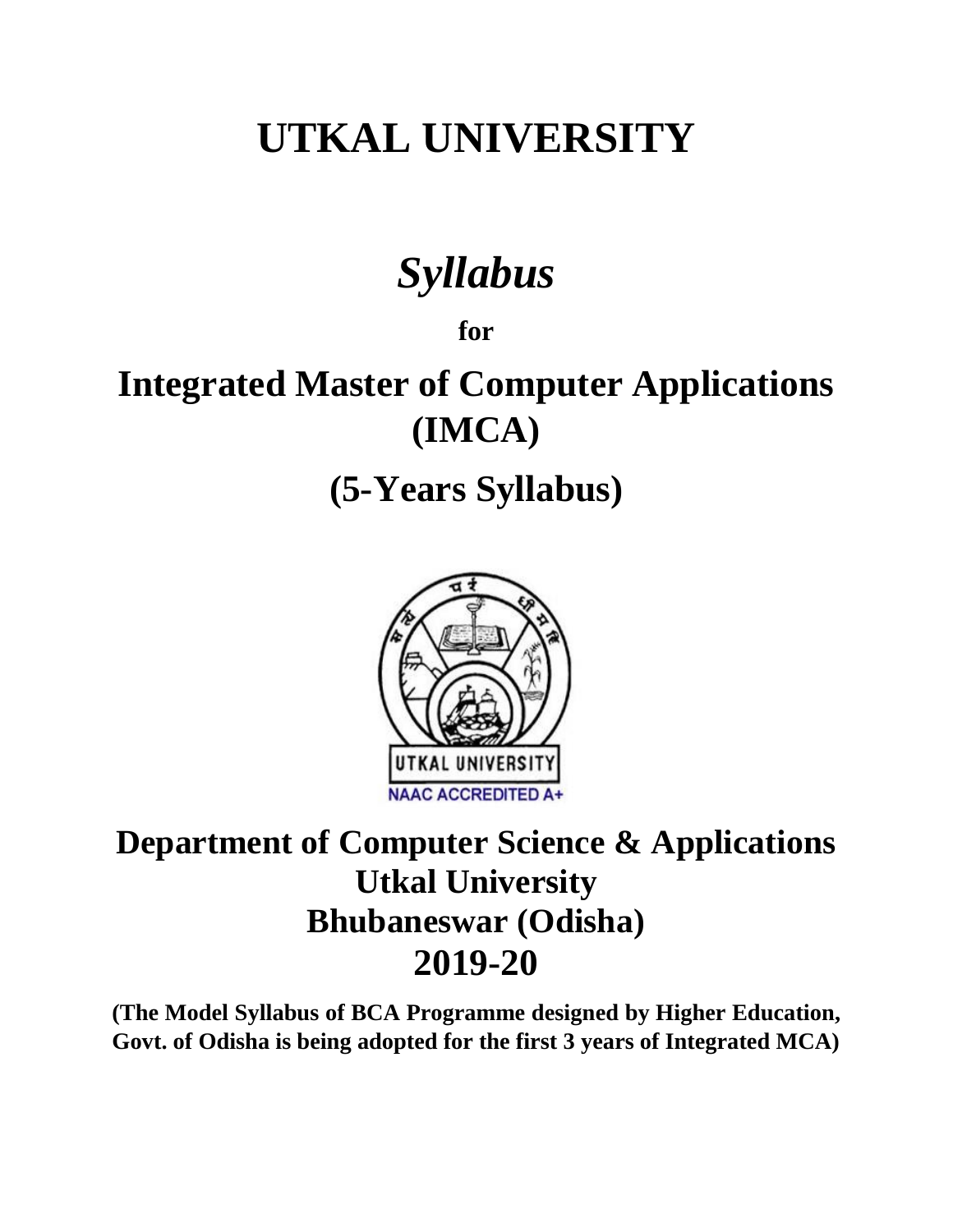# UTKAL UNIVERSITY

# *Syllabus*

**for**

# Integrated Master of Computer Applications (IMCA)

## (5-Years Syllabus)

## Department of Computer Science & Applications
## Utkal University
## Bhubaneswar (Odisha)
## 2019-20

**(The Model Syllabus of BCA Programme designed by Higher Education, Govt. of Odisha is being adopted for the first 3 years of Integrated MCA)**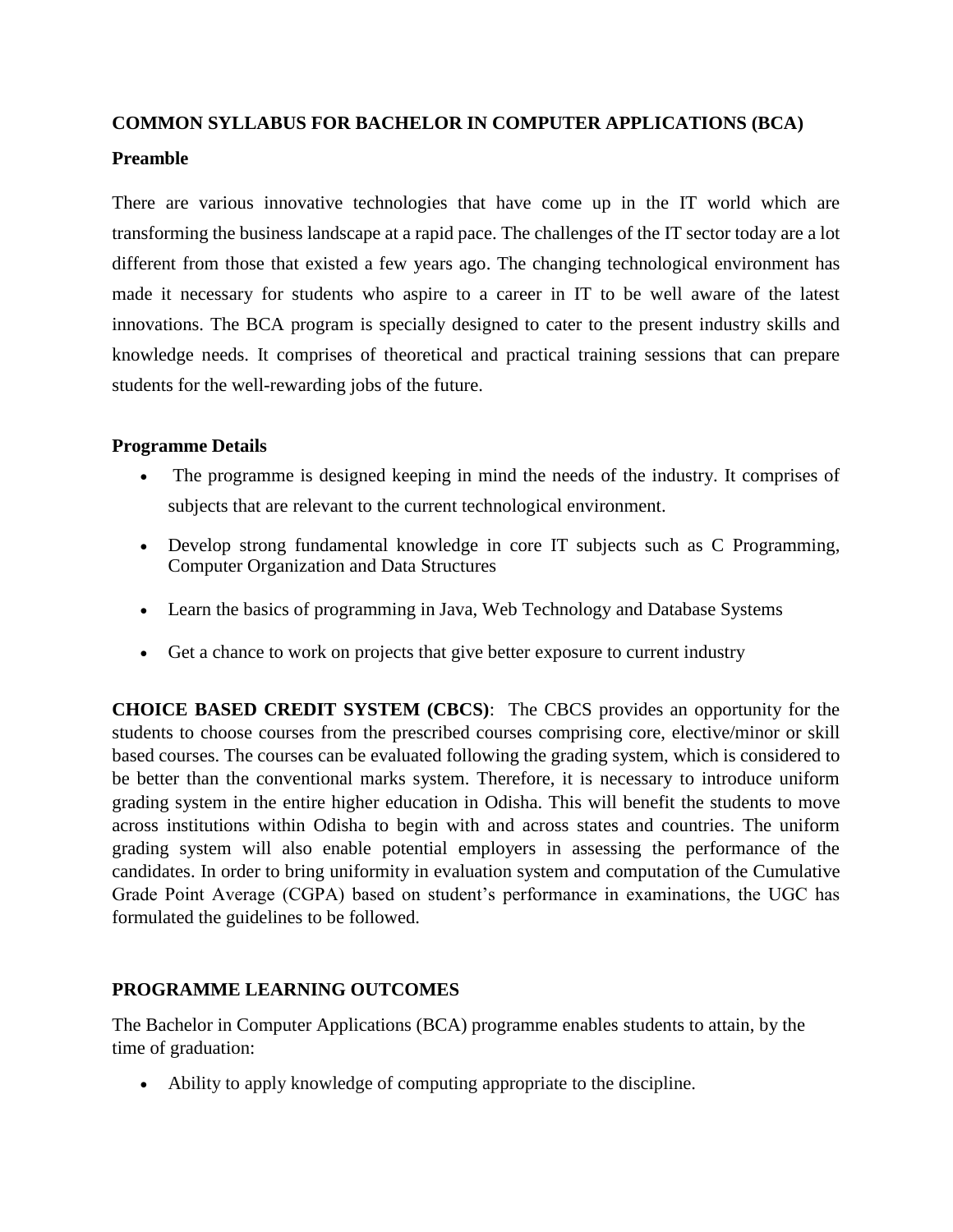**COMMON SYLLABUS FOR BACHELOR IN COMPUTER APPLICATIONS (BCA)**

**Preamble**

There are various innovative technologies that have come up in the IT world which are transforming the business landscape at a rapid pace. The challenges of the IT sector today are a lot different from those that existed a few years ago. The changing technological environment has made it necessary for students who aspire to a career in IT to be well aware of the latest innovations. The BCA program is specially designed to cater to the present industry skills and knowledge needs. It comprises of theoretical and practical training sessions that can prepare students for the well-rewarding jobs of the future.

**Programme Details**

- The programme is designed keeping in mind the needs of the industry. It comprises of subjects that are relevant to the current technological environment.
- Develop strong fundamental knowledge in core IT subjects such as C Programming, Computer Organization and Data Structures
- Learn the basics of programming in Java, Web Technology and Database Systems
- Get a chance to work on projects that give better exposure to current industry

**CHOICE BASED CREDIT SYSTEM (CBCS)**: The CBCS provides an opportunity for the students to choose courses from the prescribed courses comprising core, elective/minor or skill based courses. The courses can be evaluated following the grading system, which is considered to be better than the conventional marks system. Therefore, it is necessary to introduce uniform grading system in the entire higher education in Odisha. This will benefit the students to move across institutions within Odisha to begin with and across states and countries. The uniform grading system will also enable potential employers in assessing the performance of the candidates. In order to bring uniformity in evaluation system and computation of the Cumulative Grade Point Average (CGPA) based on student's performance in examinations, the UGC has formulated the guidelines to be followed.

**PROGRAMME LEARNING OUTCOMES**

The Bachelor in Computer Applications (BCA) programme enables students to attain, by the time of graduation:

- Ability to apply knowledge of computing appropriate to the discipline.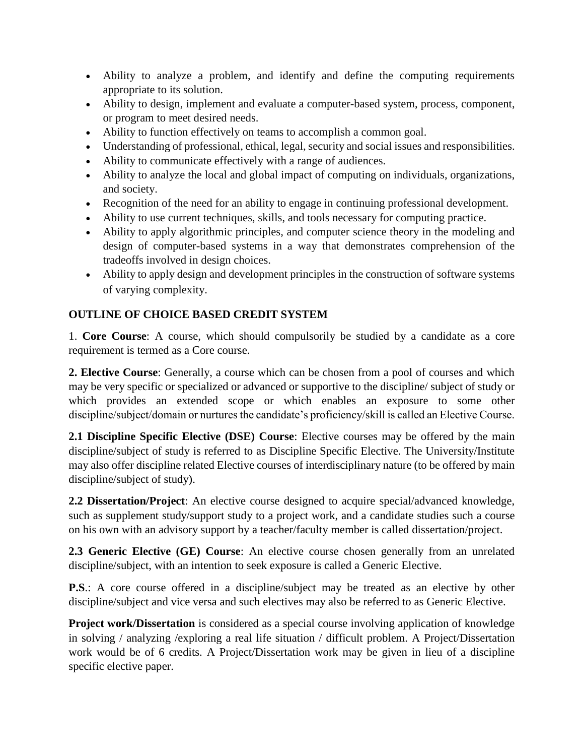- Ability to analyze a problem, and identify and define the computing requirements appropriate to its solution.
- Ability to design, implement and evaluate a computer-based system, process, component, or program to meet desired needs.
- Ability to function effectively on teams to accomplish a common goal.
- Understanding of professional, ethical, legal, security and social issues and responsibilities.
- Ability to communicate effectively with a range of audiences.
- Ability to analyze the local and global impact of computing on individuals, organizations, and society.
- Recognition of the need for an ability to engage in continuing professional development.
- Ability to use current techniques, skills, and tools necessary for computing practice.
- Ability to apply algorithmic principles, and computer science theory in the modeling and design of computer-based systems in a way that demonstrates comprehension of the tradeoffs involved in design choices.
- Ability to apply design and development principles in the construction of software systems of varying complexity.

**OUTLINE OF CHOICE BASED CREDIT SYSTEM**

1. **Core Course**: A course, which should compulsorily be studied by a candidate as a core requirement is termed as a Core course.

**2. Elective Course**: Generally, a course which can be chosen from a pool of courses and which may be very specific or specialized or advanced or supportive to the discipline/ subject of study or which provides an extended scope or which enables an exposure to some other discipline/subject/domain or nurtures the candidate's proficiency/skill is called an Elective Course.

**2.1 Discipline Specific Elective (DSE) Course**: Elective courses may be offered by the main discipline/subject of study is referred to as Discipline Specific Elective. The University/Institute may also offer discipline related Elective courses of interdisciplinary nature (to be offered by main discipline/subject of study).

**2.2 Dissertation/Project**: An elective course designed to acquire special/advanced knowledge, such as supplement study/support study to a project work, and a candidate studies such a course on his own with an advisory support by a teacher/faculty member is called dissertation/project.

**2.3 Generic Elective (GE) Course**: An elective course chosen generally from an unrelated discipline/subject, with an intention to seek exposure is called a Generic Elective.

**P.S**.: A core course offered in a discipline/subject may be treated as an elective by other discipline/subject and vice versa and such electives may also be referred to as Generic Elective.

**Project work/Dissertation** is considered as a special course involving application of knowledge in solving / analyzing /exploring a real life situation / difficult problem. A Project/Dissertation work would be of 6 credits. A Project/Dissertation work may be given in lieu of a discipline specific elective paper.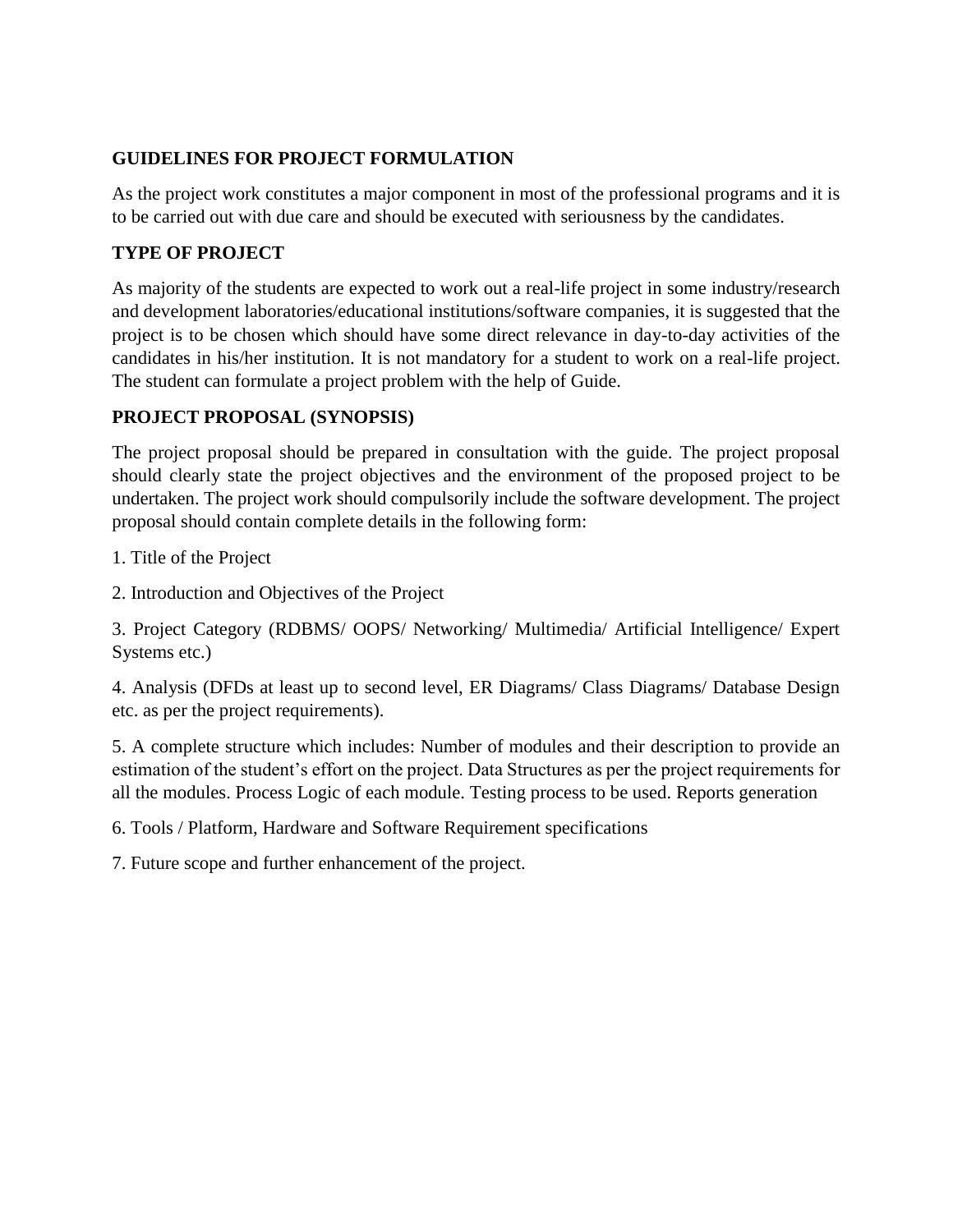## GUIDELINES FOR PROJECT FORMULATION

As the project work constitutes a major component in most of the professional programs and it is to be carried out with due care and should be executed with seriousness by the candidates.

## TYPE OF PROJECT

As majority of the students are expected to work out a real-life project in some industry/research and development laboratories/educational institutions/software companies, it is suggested that the project is to be chosen which should have some direct relevance in day-to-day activities of the candidates in his/her institution. It is not mandatory for a student to work on a real-life project. The student can formulate a project problem with the help of Guide.

## PROJECT PROPOSAL (SYNOPSIS)

The project proposal should be prepared in consultation with the guide. The project proposal should clearly state the project objectives and the environment of the proposed project to be undertaken. The project work should compulsorily include the software development. The project proposal should contain complete details in the following form:

1. Title of the Project

2. Introduction and Objectives of the Project

3. Project Category (RDBMS/ OOPS/ Networking/ Multimedia/ Artificial Intelligence/ Expert Systems etc.)

4. Analysis (DFDs at least up to second level, ER Diagrams/ Class Diagrams/ Database Design etc. as per the project requirements).

5. A complete structure which includes: Number of modules and their description to provide an estimation of the student's effort on the project. Data Structures as per the project requirements for all the modules. Process Logic of each module. Testing process to be used. Reports generation

6. Tools / Platform, Hardware and Software Requirement specifications

7. Future scope and further enhancement of the project.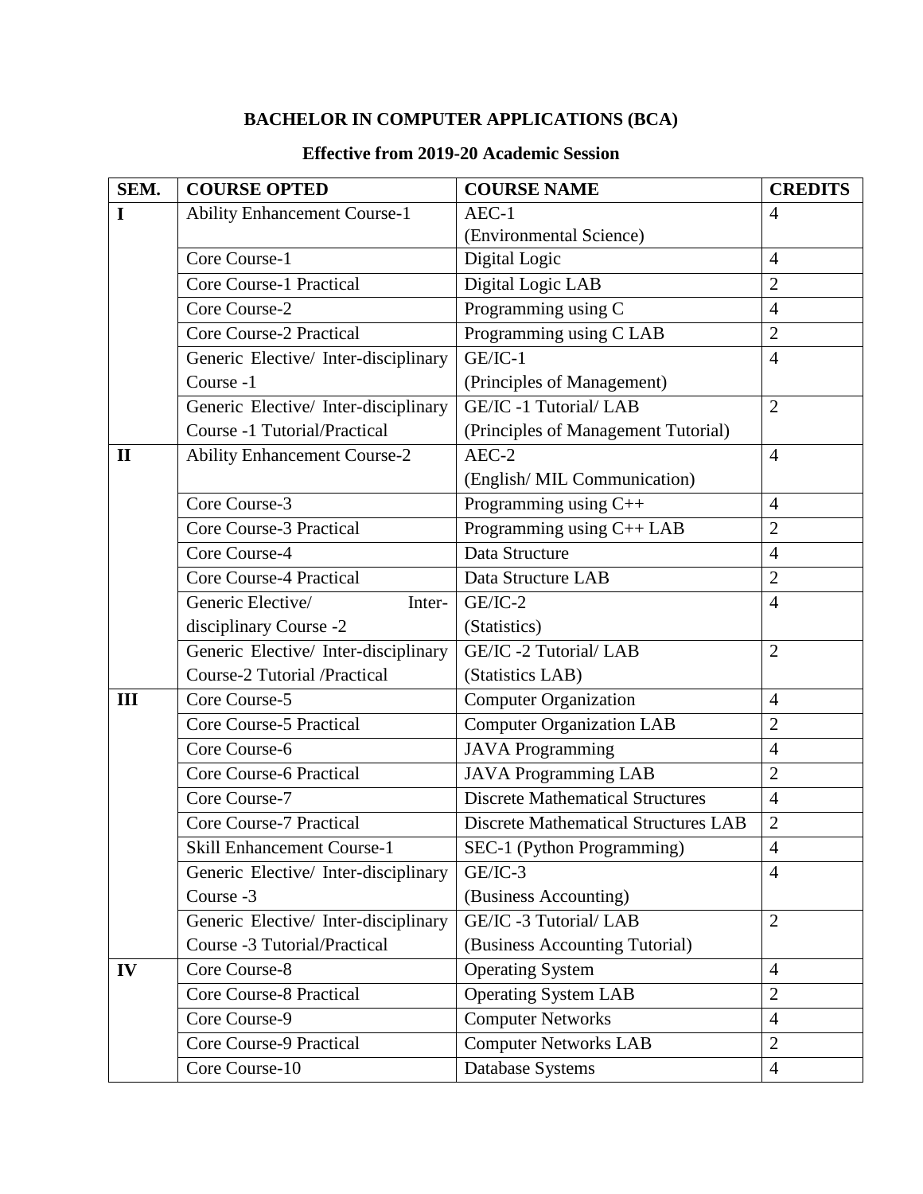# BACHELOR IN COMPUTER APPLICATIONS (BCA)

## Effective from 2019-20 Academic Session

| SEM. | COURSE OPTED | COURSE NAME | CREDITS |
|---|---|---|---|
| I | Ability Enhancement Course-1 | AEC-1 (Environmental Science) | 4 |
| | Core Course-1 | Digital Logic | 4 |
| | Core Course-1 Practical | Digital Logic LAB | 2 |
| | Core Course-2 | Programming using C | 4 |
| | Core Course-2 Practical | Programming using C LAB | 2 |
| | Generic Elective/ Inter-disciplinary Course -1 | GE/IC-1 (Principles of Management) | 4 |
| | Generic Elective/ Inter-disciplinary Course -1 Tutorial/Practical | GE/IC -1 Tutorial/ LAB (Principles of Management Tutorial) | 2 |
| II | Ability Enhancement Course-2 | AEC-2 (English/ MIL Communication) | 4 |
| | Core Course-3 | Programming using C++ | 4 |
| | Core Course-3 Practical | Programming using C++ LAB | 2 |
| | Core Course-4 | Data Structure | 4 |
| | Core Course-4 Practical | Data Structure LAB | 2 |
| | Generic Elective/ Inter-disciplinary Course -2 | GE/IC-2 (Statistics) | 4 |
| | Generic Elective/ Inter-disciplinary Course-2 Tutorial /Practical | GE/IC -2 Tutorial/ LAB (Statistics LAB) | 2 |
| III | Core Course-5 | Computer Organization | 4 |
| | Core Course-5 Practical | Computer Organization LAB | 2 |
| | Core Course-6 | JAVA Programming | 4 |
| | Core Course-6 Practical | JAVA Programming LAB | 2 |
| | Core Course-7 | Discrete Mathematical Structures | 4 |
| | Core Course-7 Practical | Discrete Mathematical Structures LAB | 2 |
| | Skill Enhancement Course-1 | SEC-1 (Python Programming) | 4 |
| | Generic Elective/ Inter-disciplinary Course -3 | GE/IC-3 (Business Accounting) | 4 |
| | Generic Elective/ Inter-disciplinary Course -3 Tutorial/Practical | GE/IC -3 Tutorial/ LAB (Business Accounting Tutorial) | 2 |
| IV | Core Course-8 | Operating System | 4 |
| | Core Course-8 Practical | Operating System LAB | 2 |
| | Core Course-9 | Computer Networks | 4 |
| | Core Course-9 Practical | Computer Networks LAB | 2 |
| | Core Course-10 | Database Systems | 4 |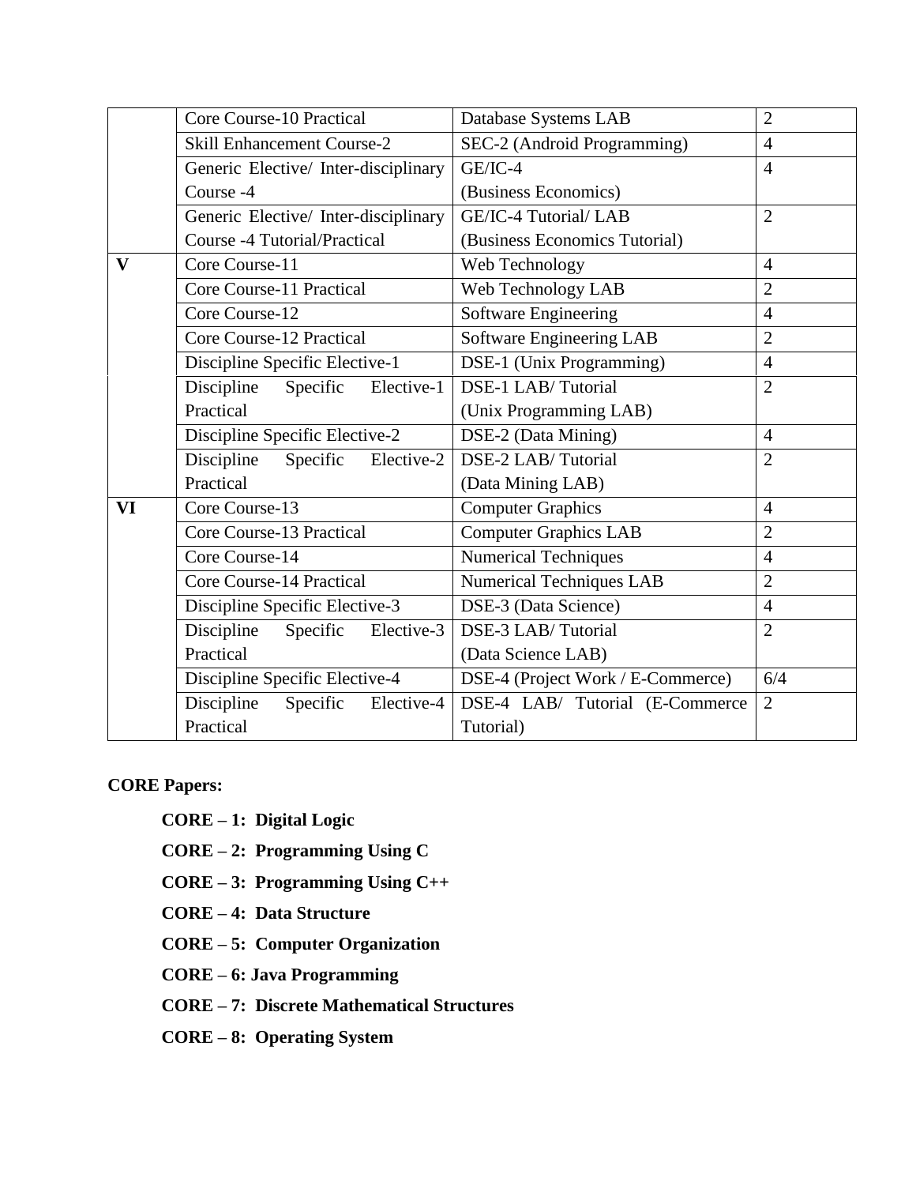| | Core Course-10 Practical | Database Systems LAB | 2 |
|---|---|---|---|
| | Skill Enhancement Course-2 | SEC-2 (Android Programming) | 4 |
| | Generic Elective/ Inter-disciplinary Course -4 | GE/IC-4 (Business Economics) | 4 |
| | Generic Elective/ Inter-disciplinary Course -4 Tutorial/Practical | GE/IC-4 Tutorial/ LAB (Business Economics Tutorial) | 2 |
| **V** | Core Course-11 | Web Technology | 4 |
| | Core Course-11 Practical | Web Technology LAB | 2 |
| | Core Course-12 | Software Engineering | 4 |
| | Core Course-12 Practical | Software Engineering LAB | 2 |
| | Discipline Specific Elective-1 | DSE-1 (Unix Programming) | 4 |
| | Discipline Specific Elective-1 Practical | DSE-1 LAB/ Tutorial (Unix Programming LAB) | 2 |
| | Discipline Specific Elective-2 | DSE-2 (Data Mining) | 4 |
| | Discipline Specific Elective-2 Practical | DSE-2 LAB/ Tutorial (Data Mining LAB) | 2 |
| **VI** | Core Course-13 | Computer Graphics | 4 |
| | Core Course-13 Practical | Computer Graphics LAB | 2 |
| | Core Course-14 | Numerical Techniques | 4 |
| | Core Course-14 Practical | Numerical Techniques LAB | 2 |
| | Discipline Specific Elective-3 | DSE-3 (Data Science) | 4 |
| | Discipline Specific Elective-3 Practical | DSE-3 LAB/ Tutorial (Data Science LAB) | 2 |
| | Discipline Specific Elective-4 | DSE-4 (Project Work / E-Commerce) | 6/4 |
| | Discipline Specific Elective-4 Practical | DSE-4 LAB/ Tutorial (E-Commerce Tutorial) | 2 |

**CORE Papers:**

- **CORE – 1: Digital Logic**
- **CORE – 2: Programming Using C**
- **CORE – 3: Programming Using C++**
- **CORE – 4: Data Structure**
- **CORE – 5: Computer Organization**
- **CORE – 6: Java Programming**
- **CORE – 7: Discrete Mathematical Structures**
- **CORE – 8: Operating System**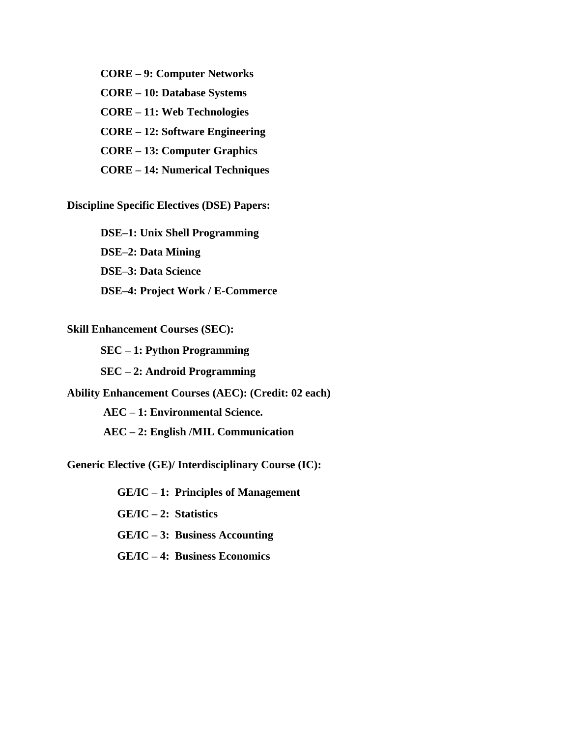**CORE – 9: Computer Networks**

**CORE – 10: Database Systems**

**CORE – 11: Web Technologies**

**CORE – 12: Software Engineering**

**CORE – 13: Computer Graphics**

**CORE – 14: Numerical Techniques**

**Discipline Specific Electives (DSE) Papers:**

**DSE–1: Unix Shell Programming**

**DSE–2: Data Mining**

**DSE–3: Data Science**

**DSE–4: Project Work / E-Commerce**

**Skill Enhancement Courses (SEC):**

**SEC – 1: Python Programming**

**SEC – 2: Android Programming**

**Ability Enhancement Courses (AEC): (Credit: 02 each)**

**AEC – 1: Environmental Science.**

**AEC – 2: English /MIL Communication**

**Generic Elective (GE)/ Interdisciplinary Course (IC):**

**GE/IC – 1: Principles of Management**

**GE/IC – 2: Statistics**

**GE/IC – 3: Business Accounting**

**GE/IC – 4: Business Economics**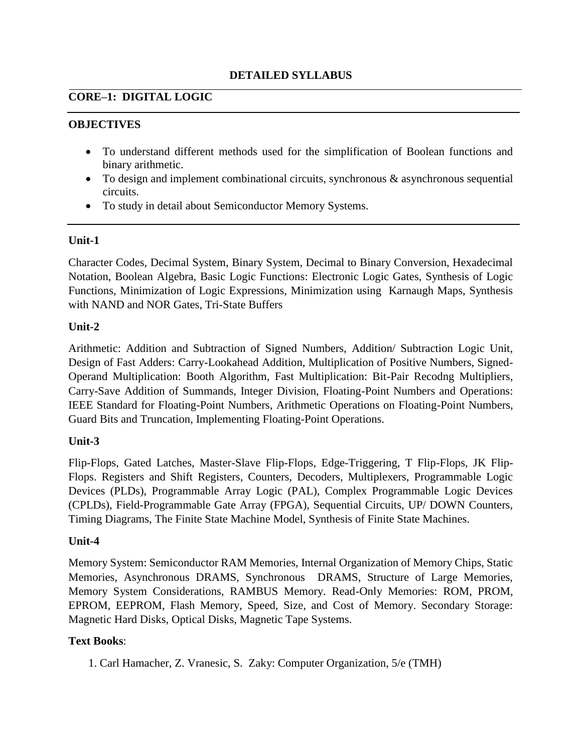## DETAILED SYLLABUS

## CORE–1: DIGITAL LOGIC

### OBJECTIVES

- To understand different methods used for the simplification of Boolean functions and binary arithmetic.
- To design and implement combinational circuits, synchronous & asynchronous sequential circuits.
- To study in detail about Semiconductor Memory Systems.

### Unit-1

Character Codes, Decimal System, Binary System, Decimal to Binary Conversion, Hexadecimal Notation, Boolean Algebra, Basic Logic Functions: Electronic Logic Gates, Synthesis of Logic Functions, Minimization of Logic Expressions, Minimization using Karnaugh Maps, Synthesis with NAND and NOR Gates, Tri-State Buffers

### Unit-2

Arithmetic: Addition and Subtraction of Signed Numbers, Addition/ Subtraction Logic Unit, Design of Fast Adders: Carry-Lookahead Addition, Multiplication of Positive Numbers, Signed-Operand Multiplication: Booth Algorithm, Fast Multiplication: Bit-Pair Recodng Multipliers, Carry-Save Addition of Summands, Integer Division, Floating-Point Numbers and Operations: IEEE Standard for Floating-Point Numbers, Arithmetic Operations on Floating-Point Numbers, Guard Bits and Truncation, Implementing Floating-Point Operations.

### Unit-3

Flip-Flops, Gated Latches, Master-Slave Flip-Flops, Edge-Triggering, T Flip-Flops, JK Flip-Flops. Registers and Shift Registers, Counters, Decoders, Multiplexers, Programmable Logic Devices (PLDs), Programmable Array Logic (PAL), Complex Programmable Logic Devices (CPLDs), Field-Programmable Gate Array (FPGA), Sequential Circuits, UP/ DOWN Counters, Timing Diagrams, The Finite State Machine Model, Synthesis of Finite State Machines.

### Unit-4

Memory System: Semiconductor RAM Memories, Internal Organization of Memory Chips, Static Memories, Asynchronous DRAMS, Synchronous DRAMS, Structure of Large Memories, Memory System Considerations, RAMBUS Memory. Read-Only Memories: ROM, PROM, EPROM, EEPROM, Flash Memory, Speed, Size, and Cost of Memory. Secondary Storage: Magnetic Hard Disks, Optical Disks, Magnetic Tape Systems.

**Text Books**:

1. Carl Hamacher, Z. Vranesic, S. Zaky: Computer Organization, 5/e (TMH)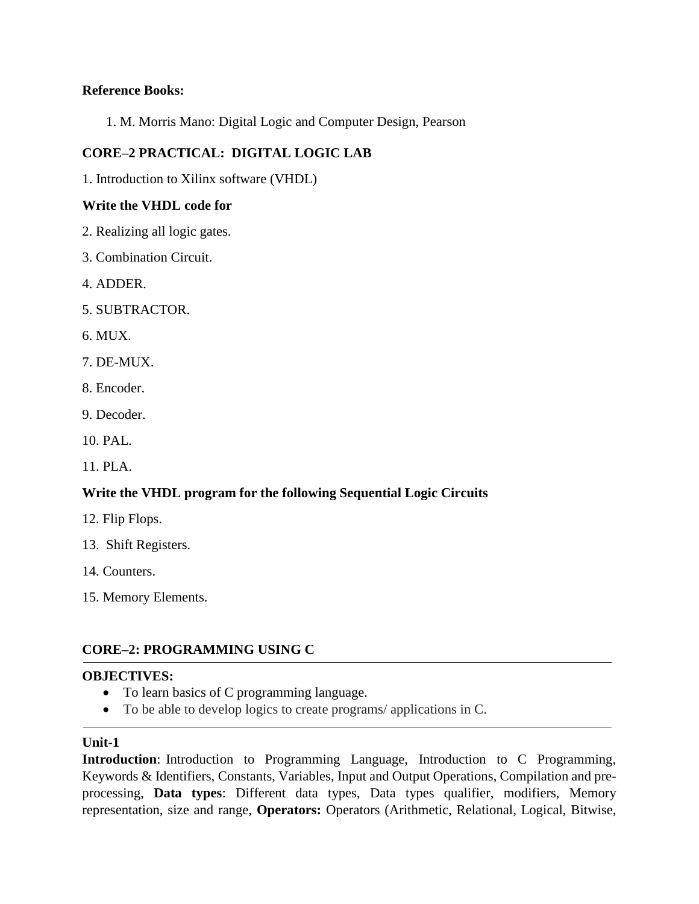**Reference Books:**

1. M. Morris Mano: Digital Logic and Computer Design, Pearson

**CORE–2 PRACTICAL: DIGITAL LOGIC LAB**

1. Introduction to Xilinx software (VHDL)

**Write the VHDL code for**

2. Realizing all logic gates.
3. Combination Circuit.
4. ADDER.
5. SUBTRACTOR.
6. MUX.
7. DE-MUX.
8. Encoder.
9. Decoder.
10. PAL.
11. PLA.

**Write the VHDL program for the following Sequential Logic Circuits**

12. Flip Flops.
13. Shift Registers.
14. Counters.
15. Memory Elements.

**CORE–2: PROGRAMMING USING C**

---

**OBJECTIVES:**

- To learn basics of C programming language.
- To be able to develop logics to create programs/ applications in C.

---

**Unit-1**

**Introduction**: Introduction to Programming Language, Introduction to C Programming, Keywords & Identifiers, Constants, Variables, Input and Output Operations, Compilation and pre-processing, **Data types**: Different data types, Data types qualifier, modifiers, Memory representation, size and range, **Operators:** Operators (Arithmetic, Relational, Logical, Bitwise,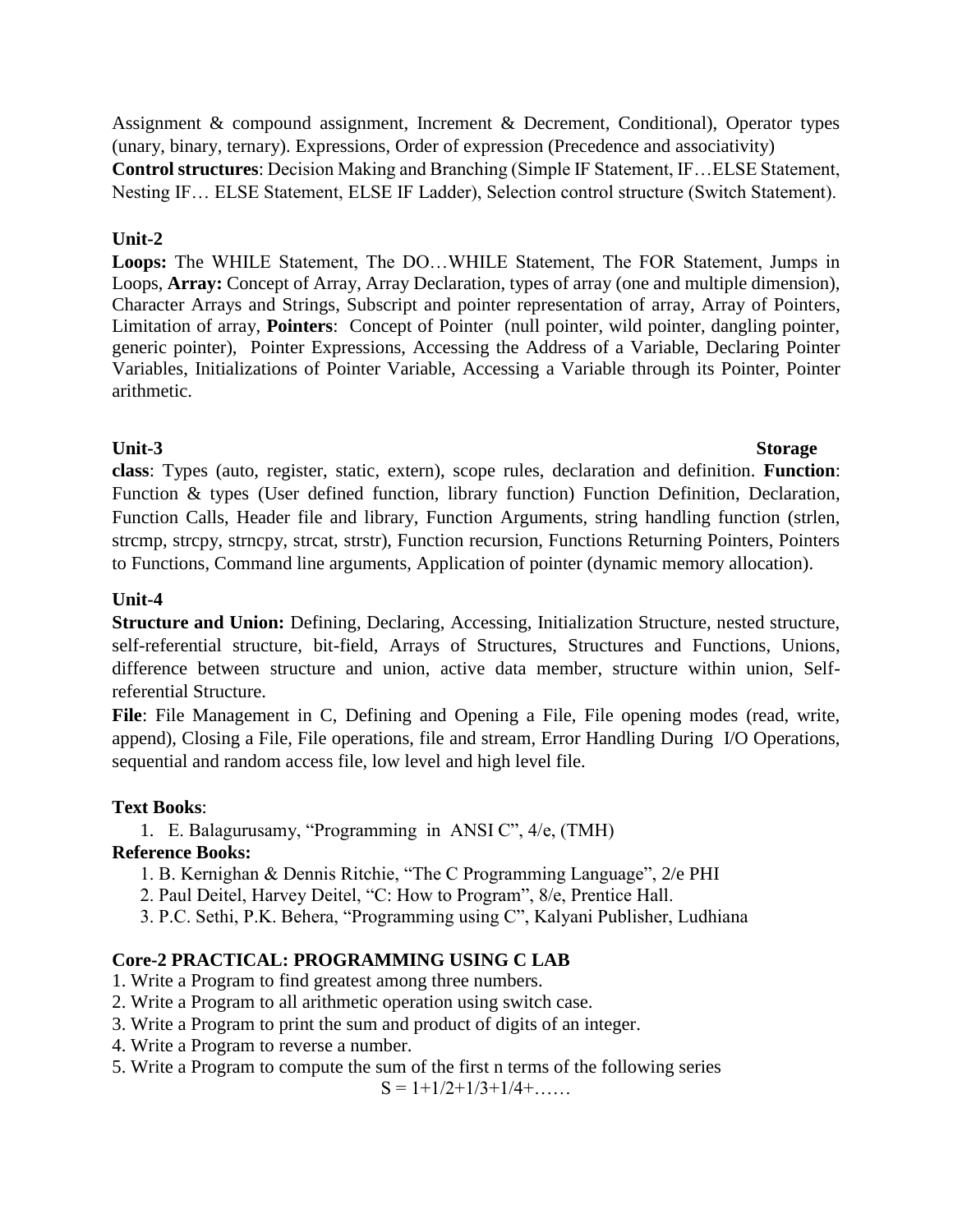Assignment & compound assignment, Increment & Decrement, Conditional), Operator types (unary, binary, ternary). Expressions, Order of expression (Precedence and associativity)

**Control structures**: Decision Making and Branching (Simple IF Statement, IF…ELSE Statement, Nesting IF… ELSE Statement, ELSE IF Ladder), Selection control structure (Switch Statement).

**Unit-2**

**Loops:** The WHILE Statement, The DO…WHILE Statement, The FOR Statement, Jumps in Loops, **Array:** Concept of Array, Array Declaration, types of array (one and multiple dimension), Character Arrays and Strings, Subscript and pointer representation of array, Array of Pointers, Limitation of array, **Pointers**: Concept of Pointer (null pointer, wild pointer, dangling pointer, generic pointer), Pointer Expressions, Accessing the Address of a Variable, Declaring Pointer Variables, Initializations of Pointer Variable, Accessing a Variable through its Pointer, Pointer arithmetic.

**Unit-3**

**Storage class**: Types (auto, register, static, extern), scope rules, declaration and definition. **Function**: Function & types (User defined function, library function) Function Definition, Declaration, Function Calls, Header file and library, Function Arguments, string handling function (strlen, strcmp, strcpy, strncpy, strcat, strstr), Function recursion, Functions Returning Pointers, Pointers to Functions, Command line arguments, Application of pointer (dynamic memory allocation).

**Unit-4**

**Structure and Union:** Defining, Declaring, Accessing, Initialization Structure, nested structure, self-referential structure, bit-field, Arrays of Structures, Structures and Functions, Unions, difference between structure and union, active data member, structure within union, Self-referential Structure.

**File**: File Management in C, Defining and Opening a File, File opening modes (read, write, append), Closing a File, File operations, file and stream, Error Handling During I/O Operations, sequential and random access file, low level and high level file.

**Text Books**:

1. E. Balagurusamy, "Programming in ANSI C", 4/e, (TMH)

**Reference Books:**

1. B. Kernighan & Dennis Ritchie, "The C Programming Language", 2/e PHI
2. Paul Deitel, Harvey Deitel, "C: How to Program", 8/e, Prentice Hall.
3. P.C. Sethi, P.K. Behera, "Programming using C", Kalyani Publisher, Ludhiana

**Core-2 PRACTICAL: PROGRAMMING USING C LAB**

1. Write a Program to find greatest among three numbers.
2. Write a Program to all arithmetic operation using switch case.
3. Write a Program to print the sum and product of digits of an integer.
4. Write a Program to reverse a number.
5. Write a Program to compute the sum of the first n terms of the following series

$$S = 1+1/2+1/3+1/4+\ldots\ldots$$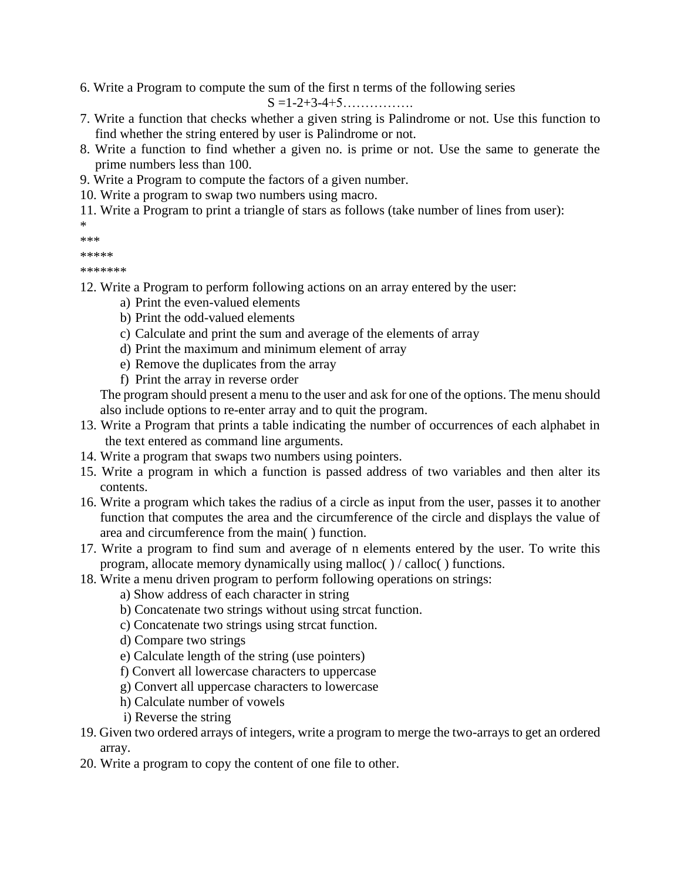6. Write a Program to compute the sum of the first n terms of the following series

$$S = 1-2+3-4+5\ldots\ldots\ldots\ldots\ldots$$

7. Write a function that checks whether a given string is Palindrome or not. Use this function to find whether the string entered by user is Palindrome or not.
8. Write a function to find whether a given no. is prime or not. Use the same to generate the prime numbers less than 100.
9. Write a Program to compute the factors of a given number.
10. Write a program to swap two numbers using macro.
11. Write a Program to print a triangle of stars as follows (take number of lines from user):

```
*
***
*****
*******
```

12. Write a Program to perform following actions on an array entered by the user:
    a) Print the even-valued elements
    b) Print the odd-valued elements
    c) Calculate and print the sum and average of the elements of array
    d) Print the maximum and minimum element of array
    e) Remove the duplicates from the array
    f) Print the array in reverse order

    The program should present a menu to the user and ask for one of the options. The menu should also include options to re-enter array and to quit the program.
13. Write a Program that prints a table indicating the number of occurrences of each alphabet in the text entered as command line arguments.
14. Write a program that swaps two numbers using pointers.
15. Write a program in which a function is passed address of two variables and then alter its contents.
16. Write a program which takes the radius of a circle as input from the user, passes it to another function that computes the area and the circumference of the circle and displays the value of area and circumference from the main( ) function.
17. Write a program to find sum and average of n elements entered by the user. To write this program, allocate memory dynamically using malloc( ) / calloc( ) functions.
18. Write a menu driven program to perform following operations on strings:
    a) Show address of each character in string
    b) Concatenate two strings without using strcat function.
    c) Concatenate two strings using strcat function.
    d) Compare two strings
    e) Calculate length of the string (use pointers)
    f) Convert all lowercase characters to uppercase
    g) Convert all uppercase characters to lowercase
    h) Calculate number of vowels
    i) Reverse the string
19. Given two ordered arrays of integers, write a program to merge the two-arrays to get an ordered array.
20. Write a program to copy the content of one file to other.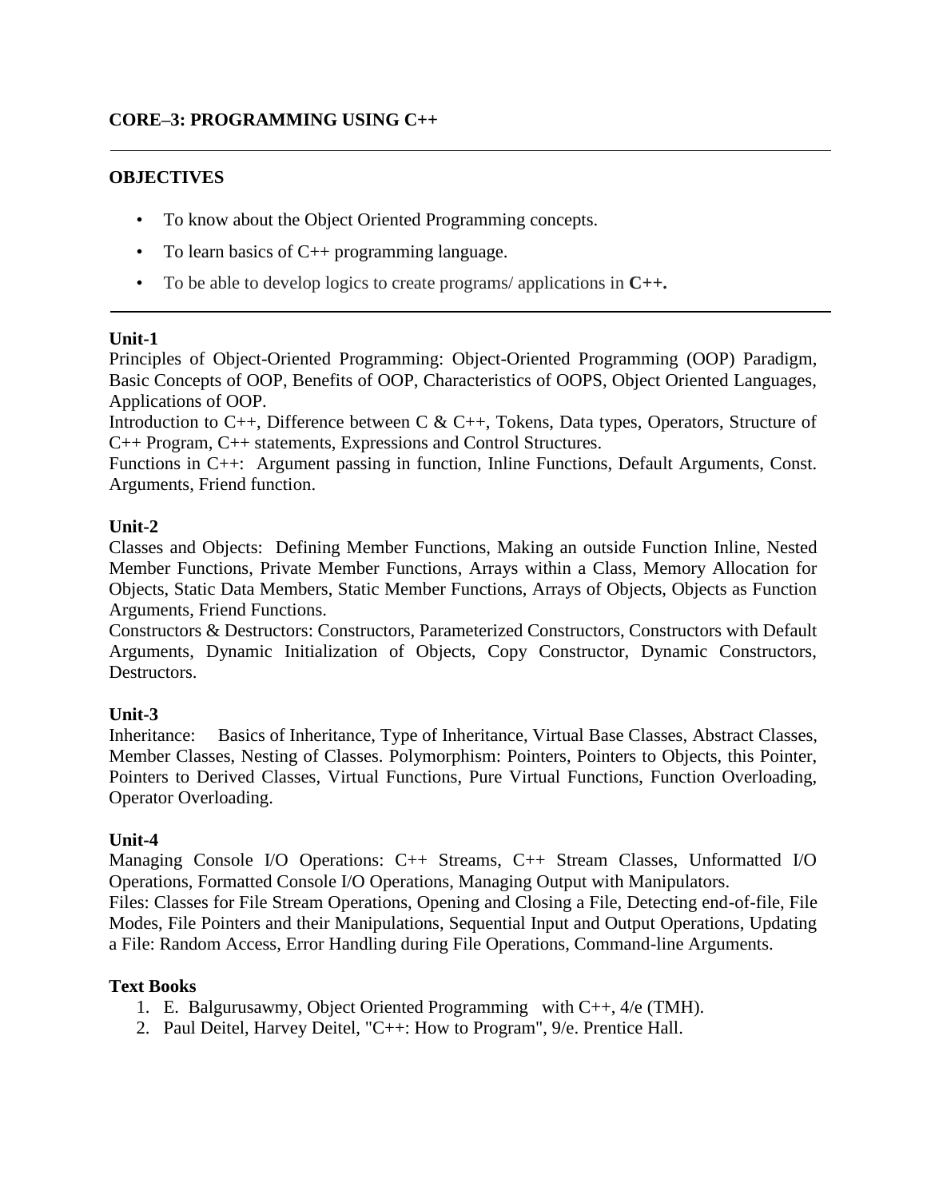## CORE–3: PROGRAMMING USING C++

---

### OBJECTIVES

- To know about the Object Oriented Programming concepts.
- To learn basics of C++ programming language.
- To be able to develop logics to create programs/ applications in **C++.**

---

### Unit-1

Principles of Object-Oriented Programming: Object-Oriented Programming (OOP) Paradigm, Basic Concepts of OOP, Benefits of OOP, Characteristics of OOPS, Object Oriented Languages, Applications of OOP.

Introduction to C++, Difference between C & C++, Tokens, Data types, Operators, Structure of C++ Program, C++ statements, Expressions and Control Structures.

Functions in C++: Argument passing in function, Inline Functions, Default Arguments, Const. Arguments, Friend function.

### Unit-2

Classes and Objects: Defining Member Functions, Making an outside Function Inline, Nested Member Functions, Private Member Functions, Arrays within a Class, Memory Allocation for Objects, Static Data Members, Static Member Functions, Arrays of Objects, Objects as Function Arguments, Friend Functions.

Constructors & Destructors: Constructors, Parameterized Constructors, Constructors with Default Arguments, Dynamic Initialization of Objects, Copy Constructor, Dynamic Constructors, Destructors.

### Unit-3

Inheritance: Basics of Inheritance, Type of Inheritance, Virtual Base Classes, Abstract Classes, Member Classes, Nesting of Classes. Polymorphism: Pointers, Pointers to Objects, this Pointer, Pointers to Derived Classes, Virtual Functions, Pure Virtual Functions, Function Overloading, Operator Overloading.

### Unit-4

Managing Console I/O Operations: C++ Streams, C++ Stream Classes, Unformatted I/O Operations, Formatted Console I/O Operations, Managing Output with Manipulators.

Files: Classes for File Stream Operations, Opening and Closing a File, Detecting end-of-file, File Modes, File Pointers and their Manipulations, Sequential Input and Output Operations, Updating a File: Random Access, Error Handling during File Operations, Command-line Arguments.

### Text Books

1. E. Balgurusawmy, Object Oriented Programming with C++, 4/e (TMH).
2. Paul Deitel, Harvey Deitel, "C++: How to Program", 9/e. Prentice Hall.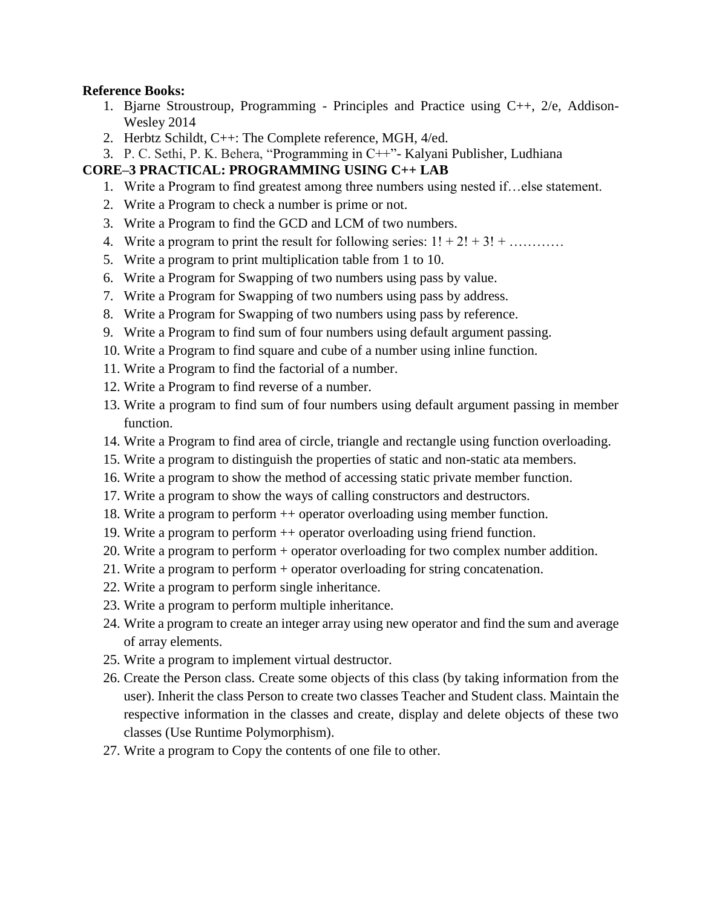**Reference Books:**

1. Bjarne Stroustroup, Programming - Principles and Practice using C++, 2/e, Addison-Wesley 2014
2. Herbtz Schildt, C++: The Complete reference, MGH, 4/ed.
3. P. C. Sethi, P. K. Behera, "Programming in C++"- Kalyani Publisher, Ludhiana

**CORE–3 PRACTICAL: PROGRAMMING USING C++ LAB**

1. Write a Program to find greatest among three numbers using nested if…else statement.
2. Write a Program to check a number is prime or not.
3. Write a Program to find the GCD and LCM of two numbers.
4. Write a program to print the result for following series: 1! + 2! + 3! + …………
5. Write a program to print multiplication table from 1 to 10.
6. Write a Program for Swapping of two numbers using pass by value.
7. Write a Program for Swapping of two numbers using pass by address.
8. Write a Program for Swapping of two numbers using pass by reference.
9. Write a Program to find sum of four numbers using default argument passing.
10. Write a Program to find square and cube of a number using inline function.
11. Write a Program to find the factorial of a number.
12. Write a Program to find reverse of a number.
13. Write a program to find sum of four numbers using default argument passing in member function.
14. Write a Program to find area of circle, triangle and rectangle using function overloading.
15. Write a program to distinguish the properties of static and non-static ata members.
16. Write a program to show the method of accessing static private member function.
17. Write a program to show the ways of calling constructors and destructors.
18. Write a program to perform ++ operator overloading using member function.
19. Write a program to perform ++ operator overloading using friend function.
20. Write a program to perform + operator overloading for two complex number addition.
21. Write a program to perform + operator overloading for string concatenation.
22. Write a program to perform single inheritance.
23. Write a program to perform multiple inheritance.
24. Write a program to create an integer array using new operator and find the sum and average of array elements.
25. Write a program to implement virtual destructor.
26. Create the Person class. Create some objects of this class (by taking information from the user). Inherit the class Person to create two classes Teacher and Student class. Maintain the respective information in the classes and create, display and delete objects of these two classes (Use Runtime Polymorphism).
27. Write a program to Copy the contents of one file to other.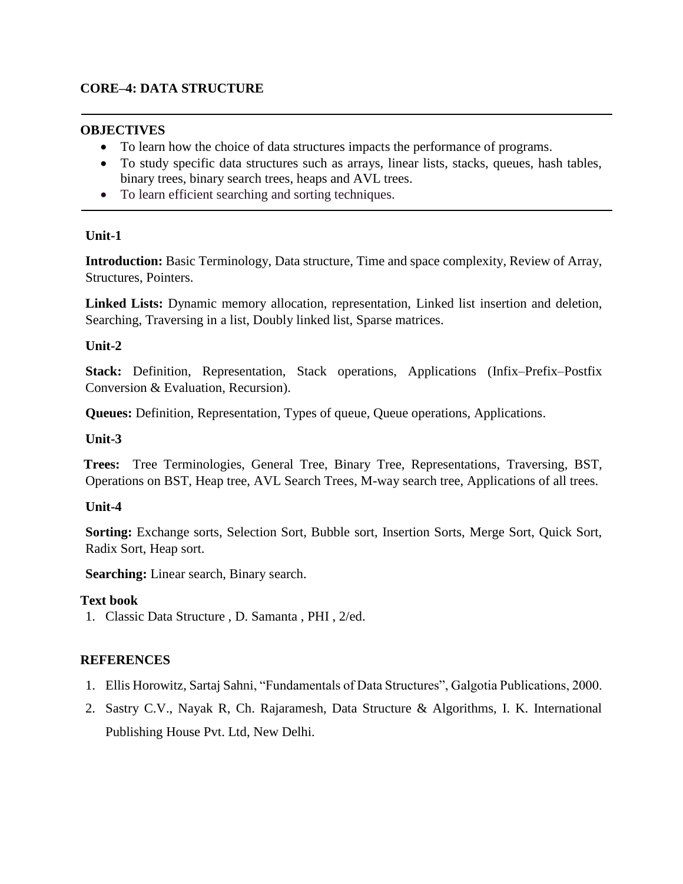## CORE–4: DATA STRUCTURE

---

### OBJECTIVES

- To learn how the choice of data structures impacts the performance of programs.
- To study specific data structures such as arrays, linear lists, stacks, queues, hash tables, binary trees, binary search trees, heaps and AVL trees.
- To learn efficient searching and sorting techniques.

---

### Unit-1

**Introduction:** Basic Terminology, Data structure, Time and space complexity, Review of Array, Structures, Pointers.

**Linked Lists:** Dynamic memory allocation, representation, Linked list insertion and deletion, Searching, Traversing in a list, Doubly linked list, Sparse matrices.

### Unit-2

**Stack:** Definition, Representation, Stack operations, Applications (Infix–Prefix–Postfix Conversion & Evaluation, Recursion).

**Queues:** Definition, Representation, Types of queue, Queue operations, Applications.

### Unit-3

**Trees:** Tree Terminologies, General Tree, Binary Tree, Representations, Traversing, BST, Operations on BST, Heap tree, AVL Search Trees, M-way search tree, Applications of all trees.

### Unit-4

**Sorting:** Exchange sorts, Selection Sort, Bubble sort, Insertion Sorts, Merge Sort, Quick Sort, Radix Sort, Heap sort.

**Searching:** Linear search, Binary search.

### Text book

1. Classic Data Structure , D. Samanta , PHI , 2/ed.

### REFERENCES

1. Ellis Horowitz, Sartaj Sahni, "Fundamentals of Data Structures", Galgotia Publications, 2000.
2. Sastry C.V., Nayak R, Ch. Rajaramesh, Data Structure & Algorithms, I. K. International Publishing House Pvt. Ltd, New Delhi.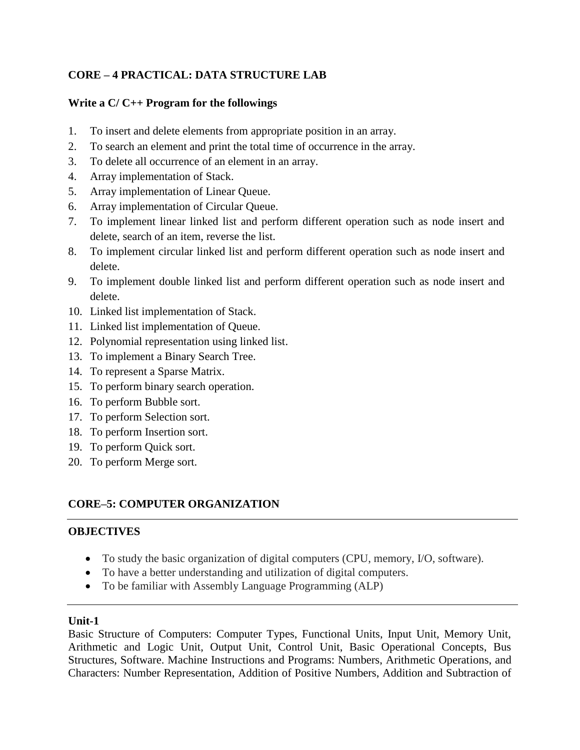## CORE – 4 PRACTICAL: DATA STRUCTURE LAB

**Write a C/ C++ Program for the followings**

1. To insert and delete elements from appropriate position in an array.
2. To search an element and print the total time of occurrence in the array.
3. To delete all occurrence of an element in an array.
4. Array implementation of Stack.
5. Array implementation of Linear Queue.
6. Array implementation of Circular Queue.
7. To implement linear linked list and perform different operation such as node insert and delete, search of an item, reverse the list.
8. To implement circular linked list and perform different operation such as node insert and delete.
9. To implement double linked list and perform different operation such as node insert and delete.
10. Linked list implementation of Stack.
11. Linked list implementation of Queue.
12. Polynomial representation using linked list.
13. To implement a Binary Search Tree.
14. To represent a Sparse Matrix.
15. To perform binary search operation.
16. To perform Bubble sort.
17. To perform Selection sort.
18. To perform Insertion sort.
19. To perform Quick sort.
20. To perform Merge sort.

## CORE–5: COMPUTER ORGANIZATION

---

### OBJECTIVES

- To study the basic organization of digital computers (CPU, memory, I/O, software).
- To have a better understanding and utilization of digital computers.
- To be familiar with Assembly Language Programming (ALP)

---

### Unit-1

Basic Structure of Computers: Computer Types, Functional Units, Input Unit, Memory Unit, Arithmetic and Logic Unit, Output Unit, Control Unit, Basic Operational Concepts, Bus Structures, Software. Machine Instructions and Programs: Numbers, Arithmetic Operations, and Characters: Number Representation, Addition of Positive Numbers, Addition and Subtraction of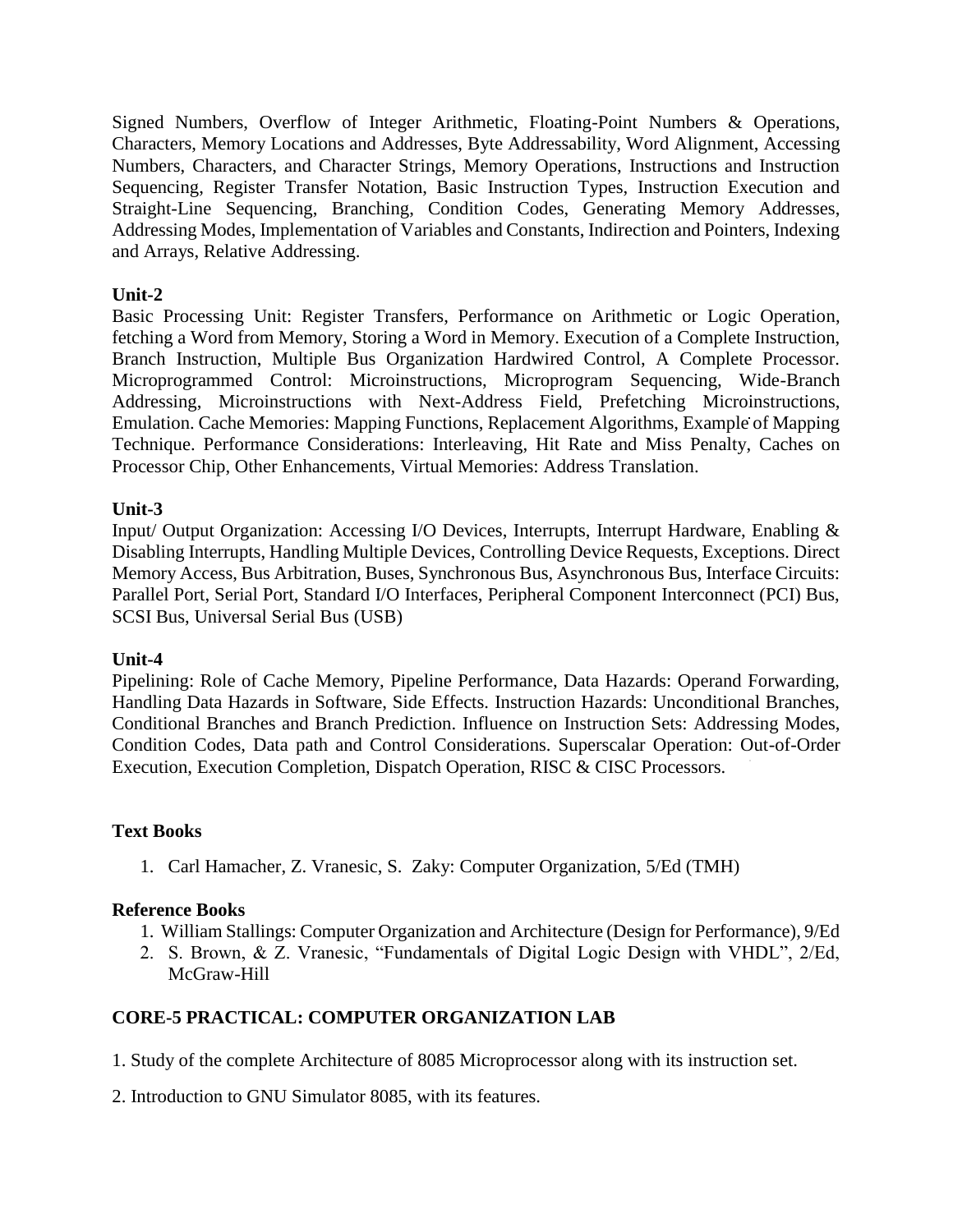Signed Numbers, Overflow of Integer Arithmetic, Floating-Point Numbers & Operations, Characters, Memory Locations and Addresses, Byte Addressability, Word Alignment, Accessing Numbers, Characters, and Character Strings, Memory Operations, Instructions and Instruction Sequencing, Register Transfer Notation, Basic Instruction Types, Instruction Execution and Straight-Line Sequencing, Branching, Condition Codes, Generating Memory Addresses, Addressing Modes, Implementation of Variables and Constants, Indirection and Pointers, Indexing and Arrays, Relative Addressing.

**Unit-2**

Basic Processing Unit: Register Transfers, Performance on Arithmetic or Logic Operation, fetching a Word from Memory, Storing a Word in Memory. Execution of a Complete Instruction, Branch Instruction, Multiple Bus Organization Hardwired Control, A Complete Processor. Microprogrammed Control: Microinstructions, Microprogram Sequencing, Wide-Branch Addressing, Microinstructions with Next-Address Field, Prefetching Microinstructions, Emulation. Cache Memories: Mapping Functions, Replacement Algorithms, Example of Mapping Technique. Performance Considerations: Interleaving, Hit Rate and Miss Penalty, Caches on Processor Chip, Other Enhancements, Virtual Memories: Address Translation.

**Unit-3**

Input/ Output Organization: Accessing I/O Devices, Interrupts, Interrupt Hardware, Enabling & Disabling Interrupts, Handling Multiple Devices, Controlling Device Requests, Exceptions. Direct Memory Access, Bus Arbitration, Buses, Synchronous Bus, Asynchronous Bus, Interface Circuits: Parallel Port, Serial Port, Standard I/O Interfaces, Peripheral Component Interconnect (PCI) Bus, SCSI Bus, Universal Serial Bus (USB)

**Unit-4**

Pipelining: Role of Cache Memory, Pipeline Performance, Data Hazards: Operand Forwarding, Handling Data Hazards in Software, Side Effects. Instruction Hazards: Unconditional Branches, Conditional Branches and Branch Prediction. Influence on Instruction Sets: Addressing Modes, Condition Codes, Data path and Control Considerations. Superscalar Operation: Out-of-Order Execution, Execution Completion, Dispatch Operation, RISC & CISC Processors.

**Text Books**

1. Carl Hamacher, Z. Vranesic, S. Zaky: Computer Organization, 5/Ed (TMH)

**Reference Books**

1. William Stallings: Computer Organization and Architecture (Design for Performance), 9/Ed
2. S. Brown, & Z. Vranesic, "Fundamentals of Digital Logic Design with VHDL", 2/Ed, McGraw-Hill

**CORE-5 PRACTICAL: COMPUTER ORGANIZATION LAB**

1. Study of the complete Architecture of 8085 Microprocessor along with its instruction set.

2. Introduction to GNU Simulator 8085, with its features.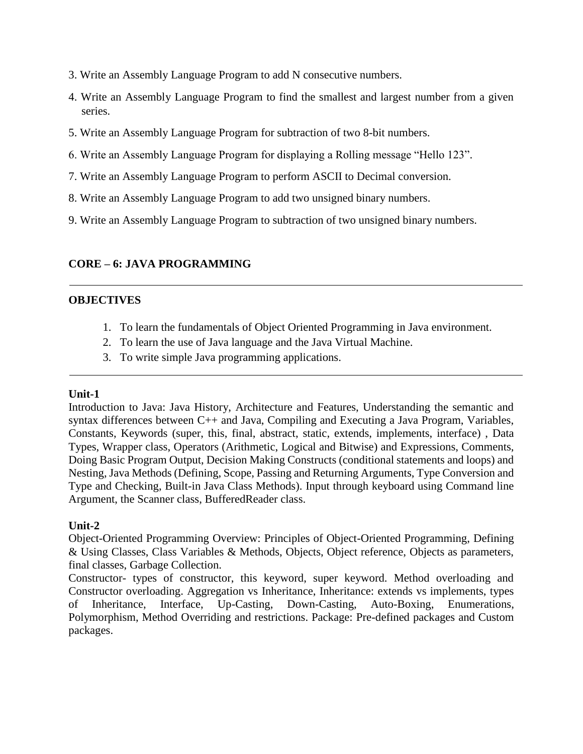3. Write an Assembly Language Program to add N consecutive numbers.
4. Write an Assembly Language Program to find the smallest and largest number from a given series.
5. Write an Assembly Language Program for subtraction of two 8-bit numbers.
6. Write an Assembly Language Program for displaying a Rolling message "Hello 123".
7. Write an Assembly Language Program to perform ASCII to Decimal conversion.
8. Write an Assembly Language Program to add two unsigned binary numbers.
9. Write an Assembly Language Program to subtraction of two unsigned binary numbers.

## CORE – 6: JAVA PROGRAMMING

---

### OBJECTIVES

1. To learn the fundamentals of Object Oriented Programming in Java environment.
2. To learn the use of Java language and the Java Virtual Machine.
3. To write simple Java programming applications.

---

### Unit-1

Introduction to Java: Java History, Architecture and Features, Understanding the semantic and syntax differences between C++ and Java, Compiling and Executing a Java Program, Variables, Constants, Keywords (super, this, final, abstract, static, extends, implements, interface) , Data Types, Wrapper class, Operators (Arithmetic, Logical and Bitwise) and Expressions, Comments, Doing Basic Program Output, Decision Making Constructs (conditional statements and loops) and Nesting, Java Methods (Defining, Scope, Passing and Returning Arguments, Type Conversion and Type and Checking, Built-in Java Class Methods). Input through keyboard using Command line Argument, the Scanner class, BufferedReader class.

### Unit-2

Object-Oriented Programming Overview: Principles of Object-Oriented Programming, Defining & Using Classes, Class Variables & Methods, Objects, Object reference, Objects as parameters, final classes, Garbage Collection.

Constructor- types of constructor, this keyword, super keyword. Method overloading and Constructor overloading. Aggregation vs Inheritance, Inheritance: extends vs implements, types of Inheritance, Interface, Up-Casting, Down-Casting, Auto-Boxing, Enumerations, Polymorphism, Method Overriding and restrictions. Package: Pre-defined packages and Custom packages.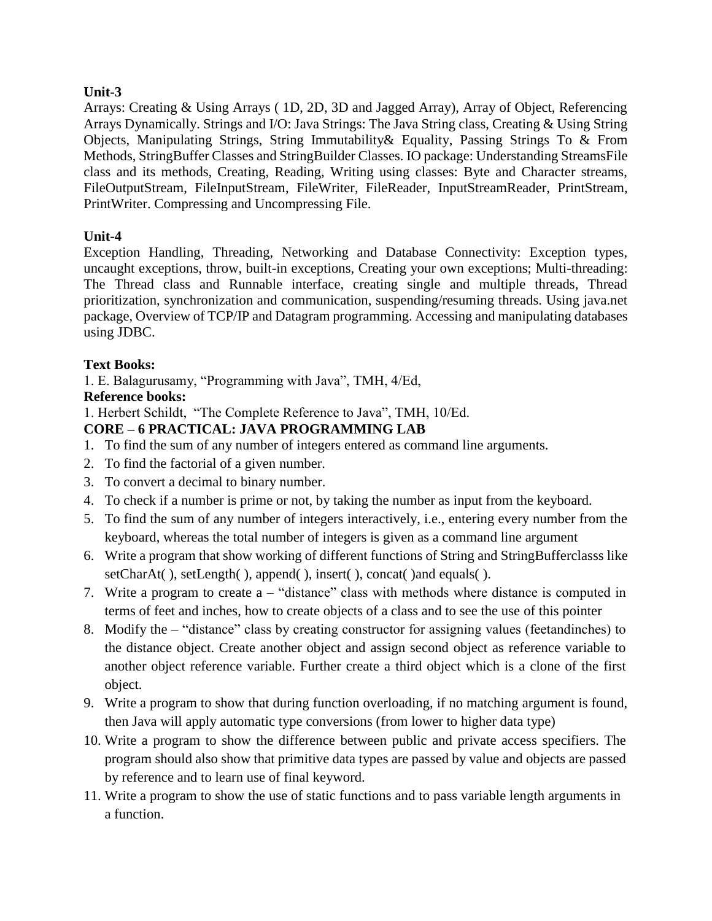**Unit-3**

Arrays: Creating & Using Arrays ( 1D, 2D, 3D and Jagged Array), Array of Object, Referencing Arrays Dynamically. Strings and I/O: Java Strings: The Java String class, Creating & Using String Objects, Manipulating Strings, String Immutability& Equality, Passing Strings To & From Methods, StringBuffer Classes and StringBuilder Classes. IO package: Understanding StreamsFile class and its methods, Creating, Reading, Writing using classes: Byte and Character streams, FileOutputStream, FileInputStream, FileWriter, FileReader, InputStreamReader, PrintStream, PrintWriter. Compressing and Uncompressing File.

**Unit-4**

Exception Handling, Threading, Networking and Database Connectivity: Exception types, uncaught exceptions, throw, built-in exceptions, Creating your own exceptions; Multi-threading: The Thread class and Runnable interface, creating single and multiple threads, Thread prioritization, synchronization and communication, suspending/resuming threads. Using java.net package, Overview of TCP/IP and Datagram programming. Accessing and manipulating databases using JDBC.

**Text Books:**

1. E. Balagurusamy, "Programming with Java", TMH, 4/Ed,

**Reference books:**

1. Herbert Schildt, "The Complete Reference to Java", TMH, 10/Ed.

**CORE – 6 PRACTICAL: JAVA PROGRAMMING LAB**

1. To find the sum of any number of integers entered as command line arguments.
2. To find the factorial of a given number.
3. To convert a decimal to binary number.
4. To check if a number is prime or not, by taking the number as input from the keyboard.
5. To find the sum of any number of integers interactively, i.e., entering every number from the keyboard, whereas the total number of integers is given as a command line argument
6. Write a program that show working of different functions of String and StringBufferclasss like setCharAt( ), setLength( ), append( ), insert( ), concat( )and equals( ).
7. Write a program to create a – "distance" class with methods where distance is computed in terms of feet and inches, how to create objects of a class and to see the use of this pointer
8. Modify the – "distance" class by creating constructor for assigning values (feetandinches) to the distance object. Create another object and assign second object as reference variable to another object reference variable. Further create a third object which is a clone of the first object.
9. Write a program to show that during function overloading, if no matching argument is found, then Java will apply automatic type conversions (from lower to higher data type)
10. Write a program to show the difference between public and private access specifiers. The program should also show that primitive data types are passed by value and objects are passed by reference and to learn use of final keyword.
11. Write a program to show the use of static functions and to pass variable length arguments in a function.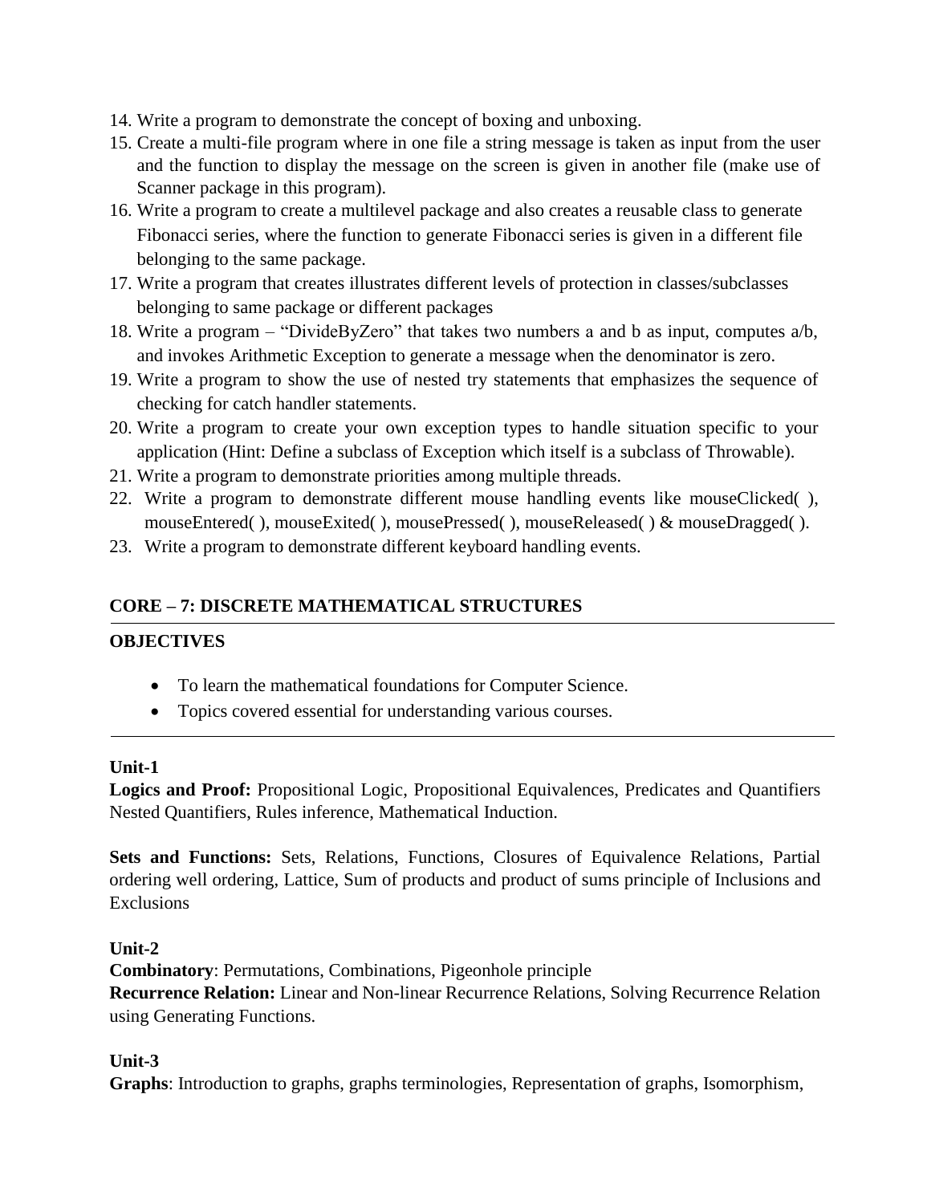14. Write a program to demonstrate the concept of boxing and unboxing.
15. Create a multi-file program where in one file a string message is taken as input from the user and the function to display the message on the screen is given in another file (make use of Scanner package in this program).
16. Write a program to create a multilevel package and also creates a reusable class to generate Fibonacci series, where the function to generate Fibonacci series is given in a different file belonging to the same package.
17. Write a program that creates illustrates different levels of protection in classes/subclasses belonging to same package or different packages
18. Write a program – "DivideByZero" that takes two numbers a and b as input, computes a/b, and invokes Arithmetic Exception to generate a message when the denominator is zero.
19. Write a program to show the use of nested try statements that emphasizes the sequence of checking for catch handler statements.
20. Write a program to create your own exception types to handle situation specific to your application (Hint: Define a subclass of Exception which itself is a subclass of Throwable).
21. Write a program to demonstrate priorities among multiple threads.
22. Write a program to demonstrate different mouse handling events like mouseClicked( ), mouseEntered( ), mouseExited( ), mousePressed( ), mouseReleased( ) & mouseDragged( ).
23. Write a program to demonstrate different keyboard handling events.

## CORE – 7: DISCRETE MATHEMATICAL STRUCTURES

---

### OBJECTIVES

- To learn the mathematical foundations for Computer Science.
- Topics covered essential for understanding various courses.

---

**Unit-1**

**Logics and Proof:** Propositional Logic, Propositional Equivalences, Predicates and Quantifiers Nested Quantifiers, Rules inference, Mathematical Induction.

**Sets and Functions:** Sets, Relations, Functions, Closures of Equivalence Relations, Partial ordering well ordering, Lattice, Sum of products and product of sums principle of Inclusions and Exclusions

**Unit-2**

**Combinatory**: Permutations, Combinations, Pigeonhole principle

**Recurrence Relation:** Linear and Non-linear Recurrence Relations, Solving Recurrence Relation using Generating Functions.

**Unit-3**

**Graphs**: Introduction to graphs, graphs terminologies, Representation of graphs, Isomorphism,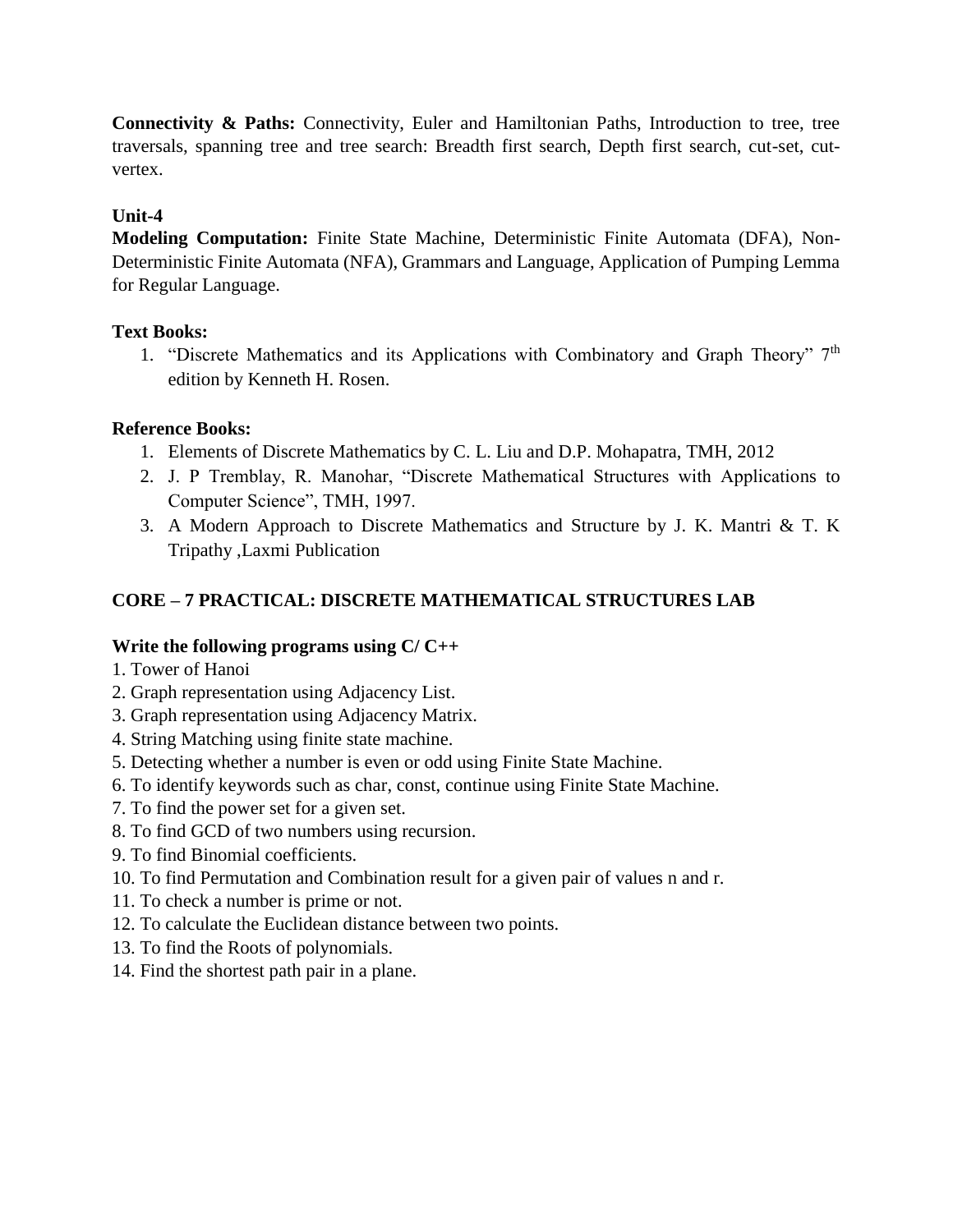**Connectivity & Paths:** Connectivity, Euler and Hamiltonian Paths, Introduction to tree, tree traversals, spanning tree and tree search: Breadth first search, Depth first search, cut-set, cut-vertex.

**Unit-4**

**Modeling Computation:** Finite State Machine, Deterministic Finite Automata (DFA), Non-Deterministic Finite Automata (NFA), Grammars and Language, Application of Pumping Lemma for Regular Language.

**Text Books:**

1. "Discrete Mathematics and its Applications with Combinatory and Graph Theory" 7th edition by Kenneth H. Rosen.

**Reference Books:**

1. Elements of Discrete Mathematics by C. L. Liu and D.P. Mohapatra, TMH, 2012
2. J. P Tremblay, R. Manohar, "Discrete Mathematical Structures with Applications to Computer Science", TMH, 1997.
3. A Modern Approach to Discrete Mathematics and Structure by J. K. Mantri & T. K Tripathy ,Laxmi Publication

## CORE – 7 PRACTICAL: DISCRETE MATHEMATICAL STRUCTURES LAB

**Write the following programs using C/ C++**

1. Tower of Hanoi
2. Graph representation using Adjacency List.
3. Graph representation using Adjacency Matrix.
4. String Matching using finite state machine.
5. Detecting whether a number is even or odd using Finite State Machine.
6. To identify keywords such as char, const, continue using Finite State Machine.
7. To find the power set for a given set.
8. To find GCD of two numbers using recursion.
9. To find Binomial coefficients.
10. To find Permutation and Combination result for a given pair of values n and r.
11. To check a number is prime or not.
12. To calculate the Euclidean distance between two points.
13. To find the Roots of polynomials.
14. Find the shortest path pair in a plane.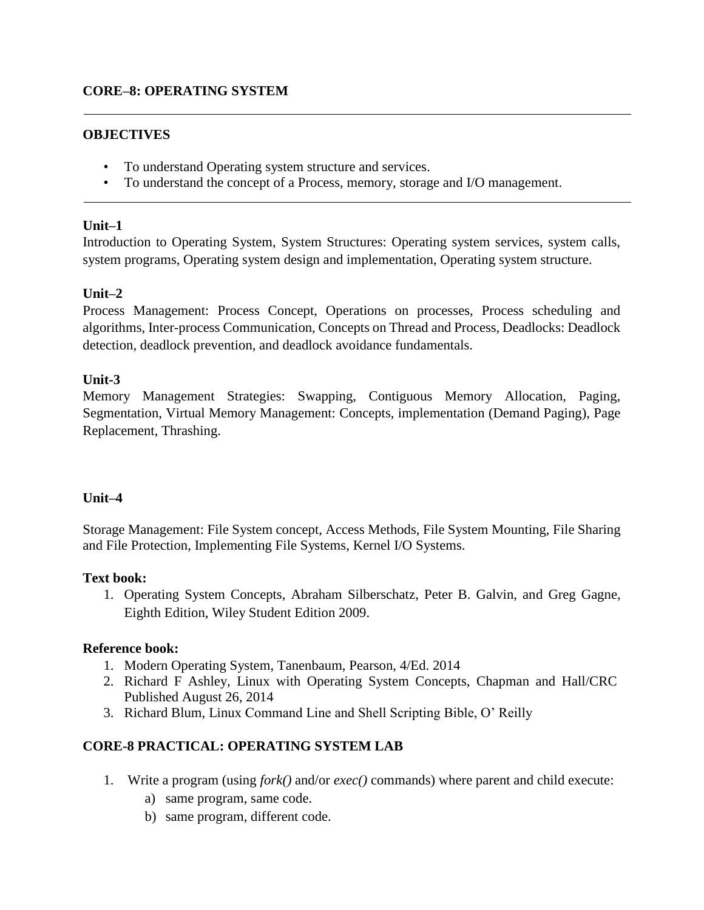## CORE–8: OPERATING SYSTEM

---

### OBJECTIVES

- To understand Operating system structure and services.
- To understand the concept of a Process, memory, storage and I/O management.

---

### Unit–1

Introduction to Operating System, System Structures: Operating system services, system calls, system programs, Operating system design and implementation, Operating system structure.

### Unit–2

Process Management: Process Concept, Operations on processes, Process scheduling and algorithms, Inter-process Communication, Concepts on Thread and Process, Deadlocks: Deadlock detection, deadlock prevention, and deadlock avoidance fundamentals.

### Unit-3

Memory Management Strategies: Swapping, Contiguous Memory Allocation, Paging, Segmentation, Virtual Memory Management: Concepts, implementation (Demand Paging), Page Replacement, Thrashing.

### Unit–4

Storage Management: File System concept, Access Methods, File System Mounting, File Sharing and File Protection, Implementing File Systems, Kernel I/O Systems.

**Text book:**

1. Operating System Concepts, Abraham Silberschatz, Peter B. Galvin, and Greg Gagne, Eighth Edition, Wiley Student Edition 2009.

**Reference book:**

1. Modern Operating System, Tanenbaum, Pearson, 4/Ed. 2014
2. Richard F Ashley, Linux with Operating System Concepts, Chapman and Hall/CRC Published August 26, 2014
3. Richard Blum, Linux Command Line and Shell Scripting Bible, O' Reilly

## CORE-8 PRACTICAL: OPERATING SYSTEM LAB

1. Write a program (using *fork()* and/or *exec()* commands) where parent and child execute:
   a) same program, same code.
   b) same program, different code.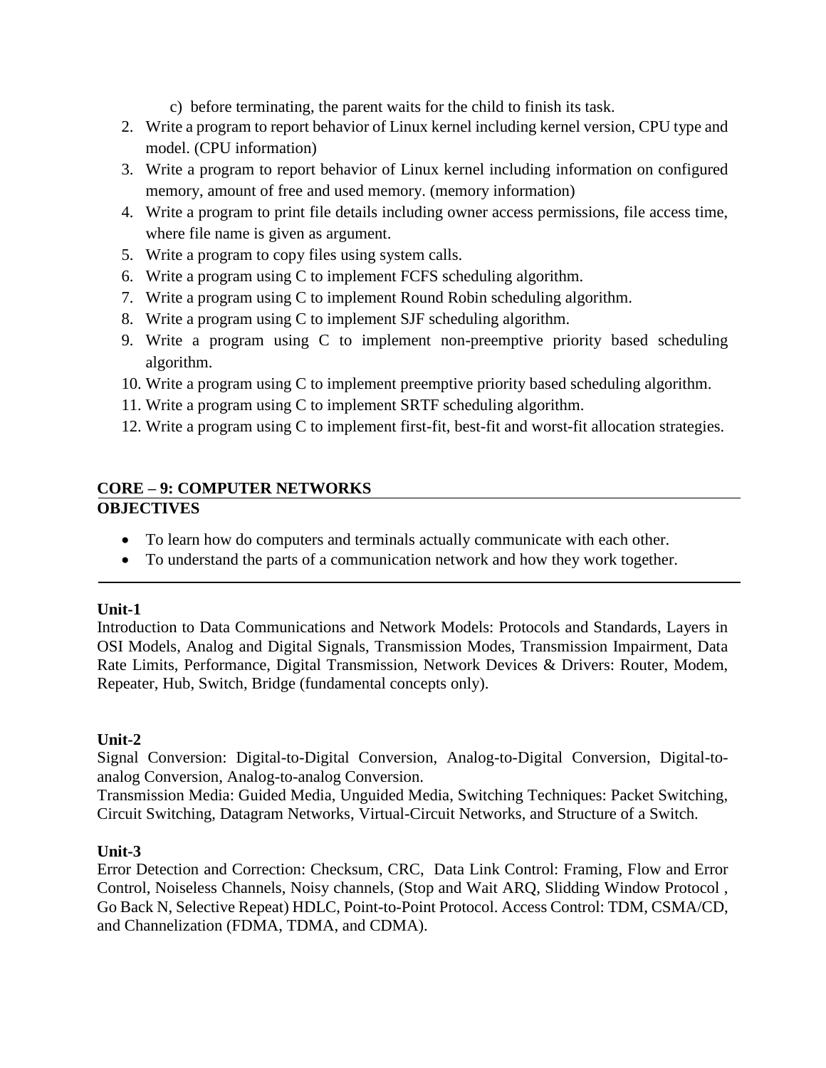c) before terminating, the parent waits for the child to finish its task.

2. Write a program to report behavior of Linux kernel including kernel version, CPU type and model. (CPU information)
3. Write a program to report behavior of Linux kernel including information on configured memory, amount of free and used memory. (memory information)
4. Write a program to print file details including owner access permissions, file access time, where file name is given as argument.
5. Write a program to copy files using system calls.
6. Write a program using C to implement FCFS scheduling algorithm.
7. Write a program using C to implement Round Robin scheduling algorithm.
8. Write a program using C to implement SJF scheduling algorithm.
9. Write a program using C to implement non-preemptive priority based scheduling algorithm.
10. Write a program using C to implement preemptive priority based scheduling algorithm.
11. Write a program using C to implement SRTF scheduling algorithm.
12. Write a program using C to implement first-fit, best-fit and worst-fit allocation strategies.

## CORE – 9: COMPUTER NETWORKS

### OBJECTIVES

- To learn how do computers and terminals actually communicate with each other.
- To understand the parts of a communication network and how they work together.

---

**Unit-1**

Introduction to Data Communications and Network Models: Protocols and Standards, Layers in OSI Models, Analog and Digital Signals, Transmission Modes, Transmission Impairment, Data Rate Limits, Performance, Digital Transmission, Network Devices & Drivers: Router, Modem, Repeater, Hub, Switch, Bridge (fundamental concepts only).

**Unit-2**

Signal Conversion: Digital-to-Digital Conversion, Analog-to-Digital Conversion, Digital-to-analog Conversion, Analog-to-analog Conversion.

Transmission Media: Guided Media, Unguided Media, Switching Techniques: Packet Switching, Circuit Switching, Datagram Networks, Virtual-Circuit Networks, and Structure of a Switch.

**Unit-3**

Error Detection and Correction: Checksum, CRC, Data Link Control: Framing, Flow and Error Control, Noiseless Channels, Noisy channels, (Stop and Wait ARQ, Slidding Window Protocol , Go Back N, Selective Repeat) HDLC, Point-to-Point Protocol. Access Control: TDM, CSMA/CD, and Channelization (FDMA, TDMA, and CDMA).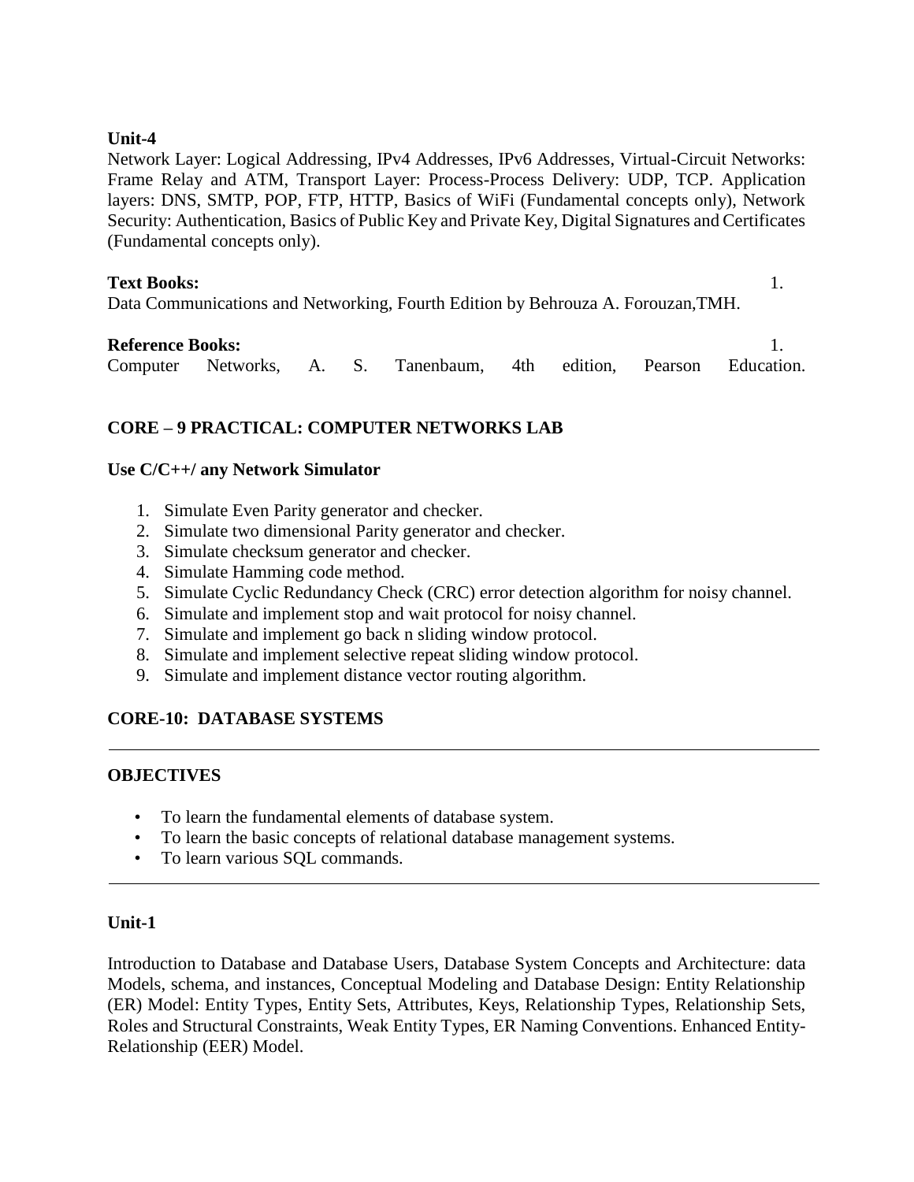**Unit-4**

Network Layer: Logical Addressing, IPv4 Addresses, IPv6 Addresses, Virtual-Circuit Networks: Frame Relay and ATM, Transport Layer: Process-Process Delivery: UDP, TCP. Application layers: DNS, SMTP, POP, FTP, HTTP, Basics of WiFi (Fundamental concepts only), Network Security: Authentication, Basics of Public Key and Private Key, Digital Signatures and Certificates (Fundamental concepts only).

**Text Books:**

1. Data Communications and Networking, Fourth Edition by Behrouza A. Forouzan,TMH.

**Reference Books:**

1. Computer Networks, A. S. Tanenbaum, 4th edition, Pearson Education.

## CORE – 9 PRACTICAL: COMPUTER NETWORKS LAB

**Use C/C++/ any Network Simulator**

1. Simulate Even Parity generator and checker.
2. Simulate two dimensional Parity generator and checker.
3. Simulate checksum generator and checker.
4. Simulate Hamming code method.
5. Simulate Cyclic Redundancy Check (CRC) error detection algorithm for noisy channel.
6. Simulate and implement stop and wait protocol for noisy channel.
7. Simulate and implement go back n sliding window protocol.
8. Simulate and implement selective repeat sliding window protocol.
9. Simulate and implement distance vector routing algorithm.

## CORE-10: DATABASE SYSTEMS

---

**OBJECTIVES**

- To learn the fundamental elements of database system.
- To learn the basic concepts of relational database management systems.
- To learn various SQL commands.

---

**Unit-1**

Introduction to Database and Database Users, Database System Concepts and Architecture: data Models, schema, and instances, Conceptual Modeling and Database Design: Entity Relationship (ER) Model: Entity Types, Entity Sets, Attributes, Keys, Relationship Types, Relationship Sets, Roles and Structural Constraints, Weak Entity Types, ER Naming Conventions. Enhanced Entity-Relationship (EER) Model.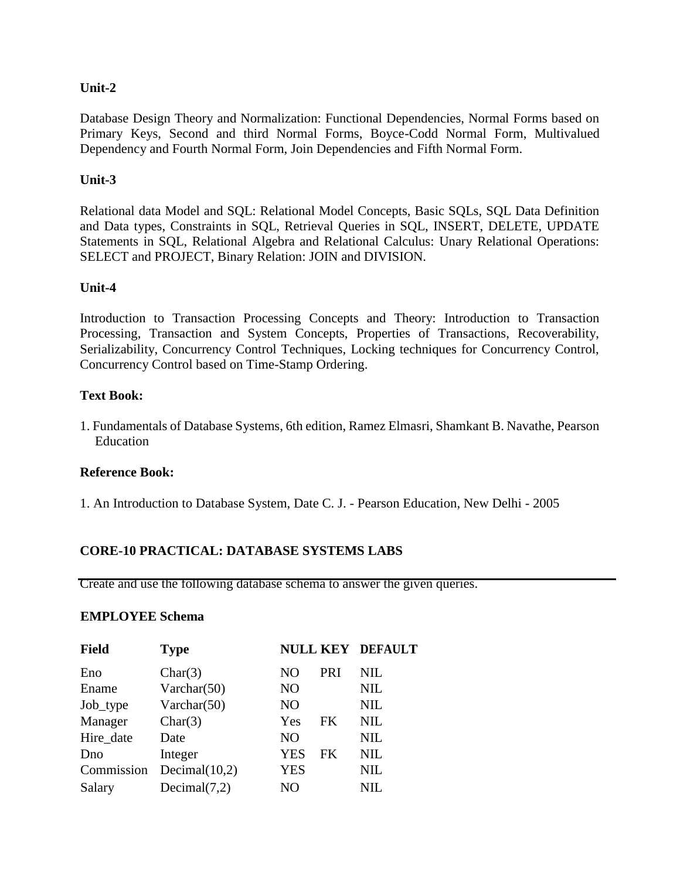**Unit-2**

Database Design Theory and Normalization: Functional Dependencies, Normal Forms based on Primary Keys, Second and third Normal Forms, Boyce-Codd Normal Form, Multivalued Dependency and Fourth Normal Form, Join Dependencies and Fifth Normal Form.

**Unit-3**

Relational data Model and SQL: Relational Model Concepts, Basic SQLs, SQL Data Definition and Data types, Constraints in SQL, Retrieval Queries in SQL, INSERT, DELETE, UPDATE Statements in SQL, Relational Algebra and Relational Calculus: Unary Relational Operations: SELECT and PROJECT, Binary Relation: JOIN and DIVISION.

**Unit-4**

Introduction to Transaction Processing Concepts and Theory: Introduction to Transaction Processing, Transaction and System Concepts, Properties of Transactions, Recoverability, Serializability, Concurrency Control Techniques, Locking techniques for Concurrency Control, Concurrency Control based on Time-Stamp Ordering.

**Text Book:**

1. Fundamentals of Database Systems, 6th edition, Ramez Elmasri, Shamkant B. Navathe, Pearson Education

**Reference Book:**

1. An Introduction to Database System, Date C. J. - Pearson Education, New Delhi - 2005

**CORE-10 PRACTICAL: DATABASE SYSTEMS LABS**

---

Create and use the following database schema to answer the given queries.

**EMPLOYEE Schema**

| Field | Type | NULL | KEY | DEFAULT |
|---|---|---|---|---|
| Eno | Char(3) | NO | PRI | NIL |
| Ename | Varchar(50) | NO | | NIL |
| Job_type | Varchar(50) | NO | | NIL |
| Manager | Char(3) | Yes | FK | NIL |
| Hire_date | Date | NO | | NIL |
| Dno | Integer | YES | FK | NIL |
| Commission | Decimal(10,2) | YES | | NIL |
| Salary | Decimal(7,2) | NO | | NIL |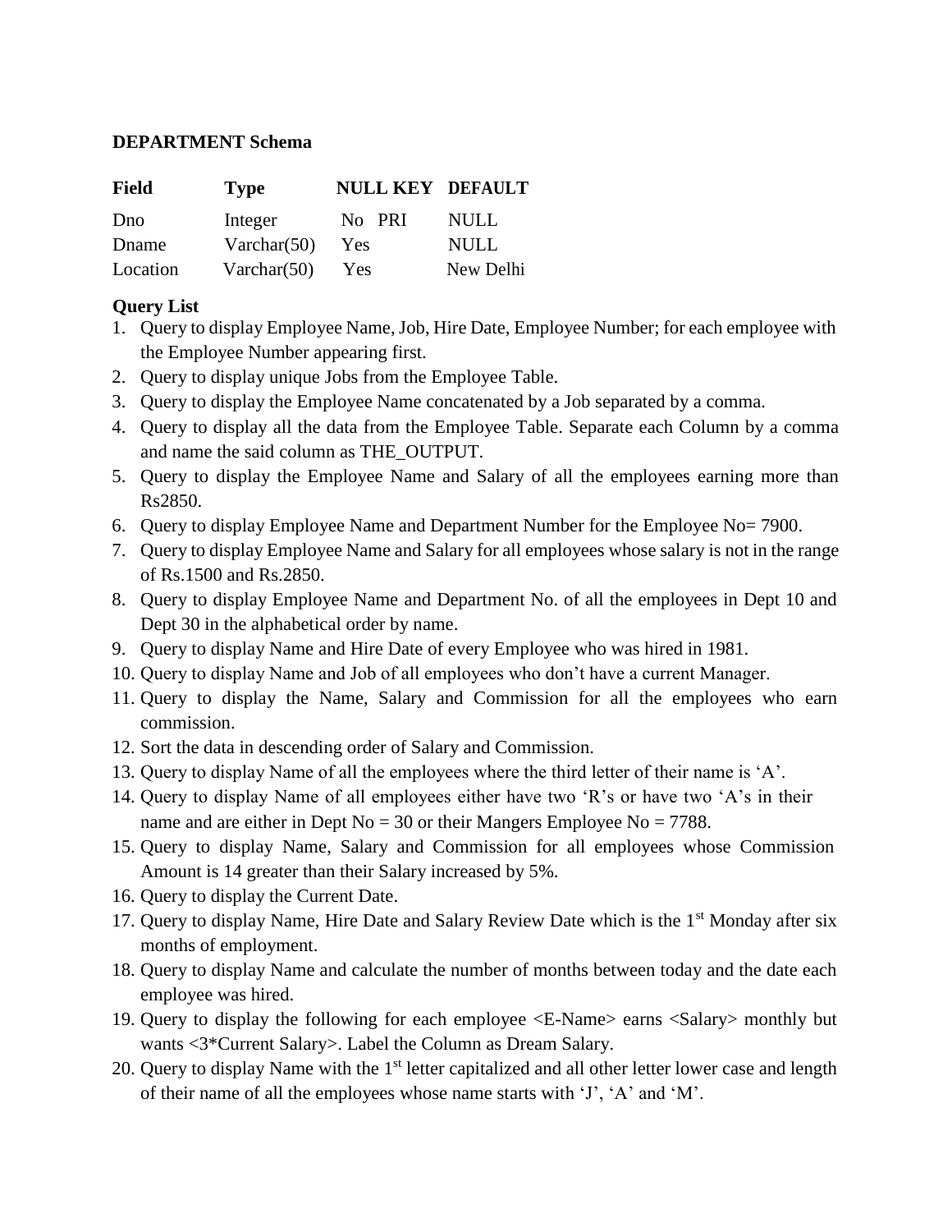**DEPARTMENT Schema**

| Field | Type | NULL | KEY | DEFAULT |
|---|---|---|---|---|
| Dno | Integer | No | PRI | NULL |
| Dname | Varchar(50) | Yes | | NULL |
| Location | Varchar(50) | Yes | | New Delhi |

**Query List**

1. Query to display Employee Name, Job, Hire Date, Employee Number; for each employee with the Employee Number appearing first.
2. Query to display unique Jobs from the Employee Table.
3. Query to display the Employee Name concatenated by a Job separated by a comma.
4. Query to display all the data from the Employee Table. Separate each Column by a comma and name the said column as THE_OUTPUT.
5. Query to display the Employee Name and Salary of all the employees earning more than Rs2850.
6. Query to display Employee Name and Department Number for the Employee No= 7900.
7. Query to display Employee Name and Salary for all employees whose salary is not in the range of Rs.1500 and Rs.2850.
8. Query to display Employee Name and Department No. of all the employees in Dept 10 and Dept 30 in the alphabetical order by name.
9. Query to display Name and Hire Date of every Employee who was hired in 1981.
10. Query to display Name and Job of all employees who don't have a current Manager.
11. Query to display the Name, Salary and Commission for all the employees who earn commission.
12. Sort the data in descending order of Salary and Commission.
13. Query to display Name of all the employees where the third letter of their name is 'A'.
14. Query to display Name of all employees either have two 'R's or have two 'A's in their name and are either in Dept No = 30 or their Mangers Employee No = 7788.
15. Query to display Name, Salary and Commission for all employees whose Commission Amount is 14 greater than their Salary increased by 5%.
16. Query to display the Current Date.
17. Query to display Name, Hire Date and Salary Review Date which is the 1st Monday after six months of employment.
18. Query to display Name and calculate the number of months between today and the date each employee was hired.
19. Query to display the following for each employee <E-Name> earns <Salary> monthly but wants <3*Current Salary>. Label the Column as Dream Salary.
20. Query to display Name with the 1st letter capitalized and all other letter lower case and length of their name of all the employees whose name starts with 'J', 'A' and 'M'.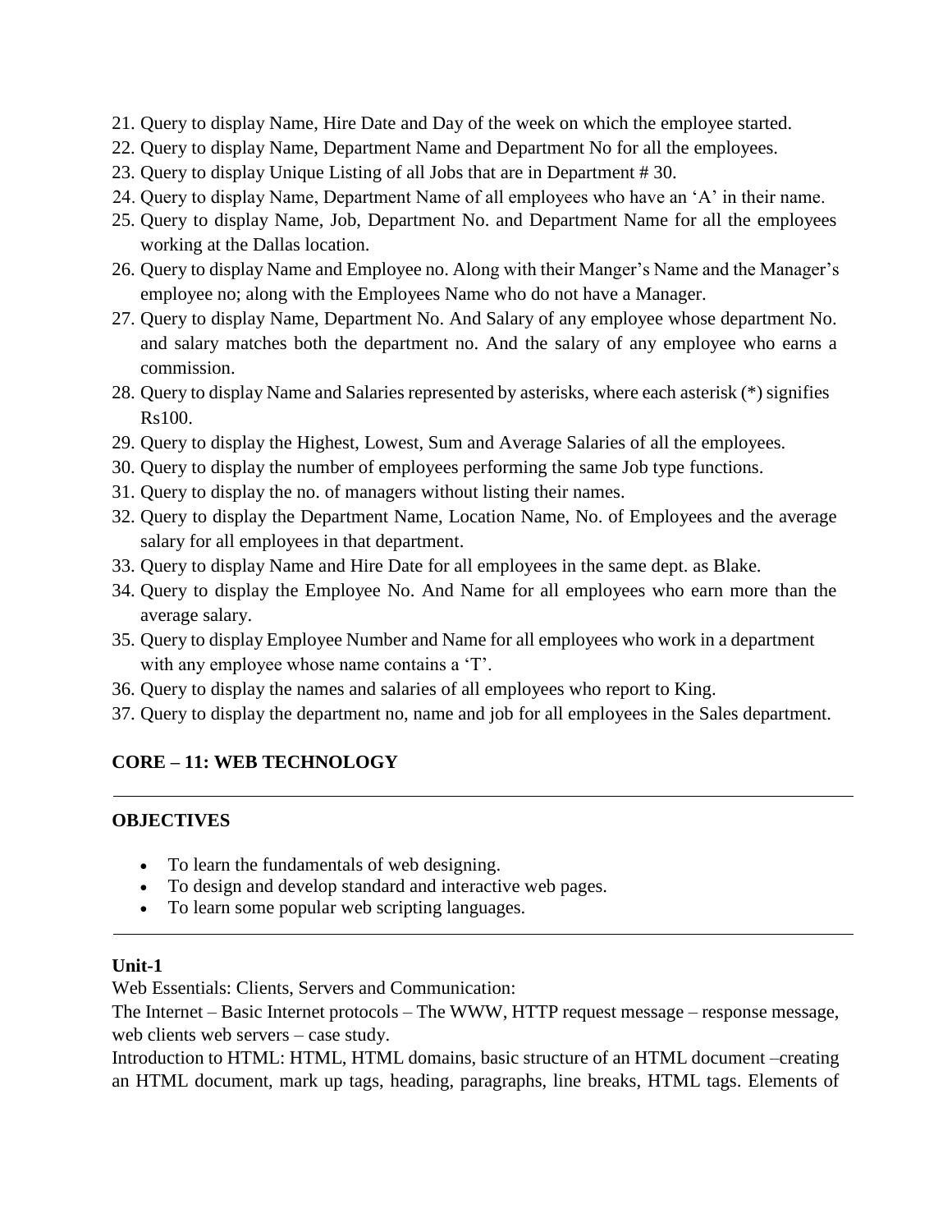21. Query to display Name, Hire Date and Day of the week on which the employee started.
22. Query to display Name, Department Name and Department No for all the employees.
23. Query to display Unique Listing of all Jobs that are in Department # 30.
24. Query to display Name, Department Name of all employees who have an 'A' in their name.
25. Query to display Name, Job, Department No. and Department Name for all the employees working at the Dallas location.
26. Query to display Name and Employee no. Along with their Manger's Name and the Manager's employee no; along with the Employees Name who do not have a Manager.
27. Query to display Name, Department No. And Salary of any employee whose department No. and salary matches both the department no. And the salary of any employee who earns a commission.
28. Query to display Name and Salaries represented by asterisks, where each asterisk (*) signifies Rs100.
29. Query to display the Highest, Lowest, Sum and Average Salaries of all the employees.
30. Query to display the number of employees performing the same Job type functions.
31. Query to display the no. of managers without listing their names.
32. Query to display the Department Name, Location Name, No. of Employees and the average salary for all employees in that department.
33. Query to display Name and Hire Date for all employees in the same dept. as Blake.
34. Query to display the Employee No. And Name for all employees who earn more than the average salary.
35. Query to display Employee Number and Name for all employees who work in a department with any employee whose name contains a 'T'.
36. Query to display the names and salaries of all employees who report to King.
37. Query to display the department no, name and job for all employees in the Sales department.

## CORE – 11: WEB TECHNOLOGY

---

### OBJECTIVES

- To learn the fundamentals of web designing.
- To design and develop standard and interactive web pages.
- To learn some popular web scripting languages.

---

### Unit-1

Web Essentials: Clients, Servers and Communication:

The Internet – Basic Internet protocols – The WWW, HTTP request message – response message, web clients web servers – case study.

Introduction to HTML: HTML, HTML domains, basic structure of an HTML document –creating an HTML document, mark up tags, heading, paragraphs, line breaks, HTML tags. Elements of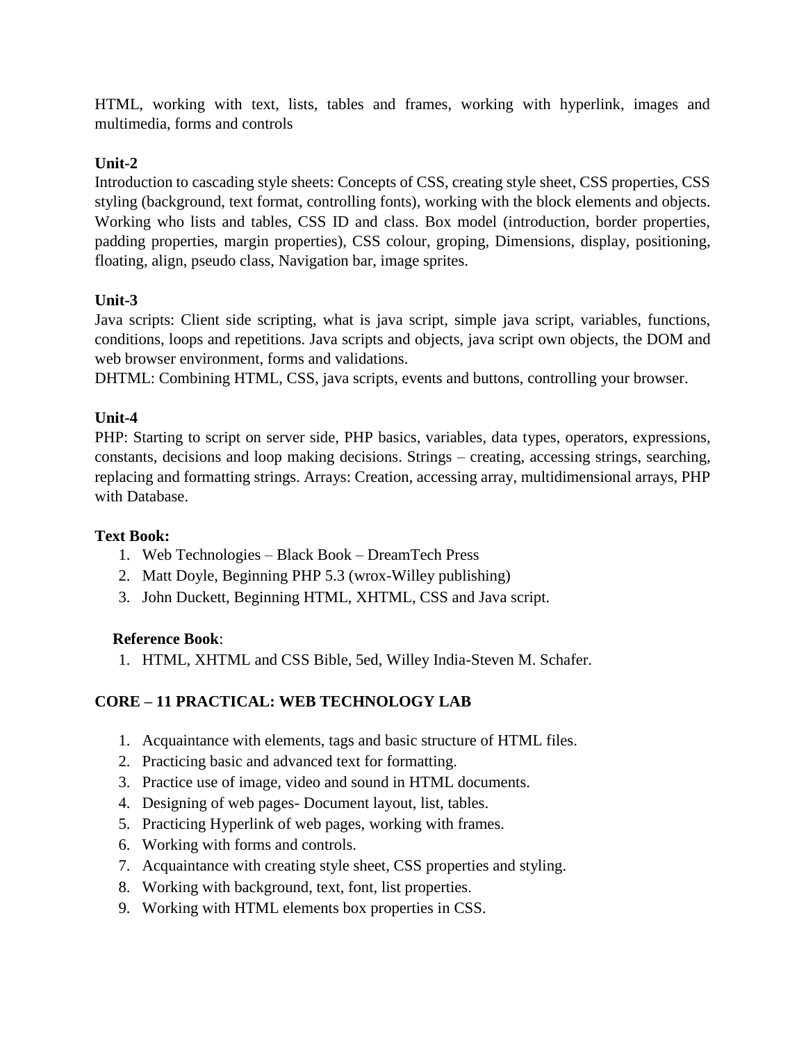HTML, working with text, lists, tables and frames, working with hyperlink, images and multimedia, forms and controls

**Unit-2**

Introduction to cascading style sheets: Concepts of CSS, creating style sheet, CSS properties, CSS styling (background, text format, controlling fonts), working with the block elements and objects. Working who lists and tables, CSS ID and class. Box model (introduction, border properties, padding properties, margin properties), CSS colour, groping, Dimensions, display, positioning, floating, align, pseudo class, Navigation bar, image sprites.

**Unit-3**

Java scripts: Client side scripting, what is java script, simple java script, variables, functions, conditions, loops and repetitions. Java scripts and objects, java script own objects, the DOM and web browser environment, forms and validations.

DHTML: Combining HTML, CSS, java scripts, events and buttons, controlling your browser.

**Unit-4**

PHP: Starting to script on server side, PHP basics, variables, data types, operators, expressions, constants, decisions and loop making decisions. Strings – creating, accessing strings, searching, replacing and formatting strings. Arrays: Creation, accessing array, multidimensional arrays, PHP with Database.

**Text Book:**

1. Web Technologies – Black Book – DreamTech Press
2. Matt Doyle, Beginning PHP 5.3 (wrox-Willey publishing)
3. John Duckett, Beginning HTML, XHTML, CSS and Java script.

**Reference Book**:

1. HTML, XHTML and CSS Bible, 5ed, Willey India-Steven M. Schafer.

**CORE – 11 PRACTICAL: WEB TECHNOLOGY LAB**

1. Acquaintance with elements, tags and basic structure of HTML files.
2. Practicing basic and advanced text for formatting.
3. Practice use of image, video and sound in HTML documents.
4. Designing of web pages- Document layout, list, tables.
5. Practicing Hyperlink of web pages, working with frames.
6. Working with forms and controls.
7. Acquaintance with creating style sheet, CSS properties and styling.
8. Working with background, text, font, list properties.
9. Working with HTML elements box properties in CSS.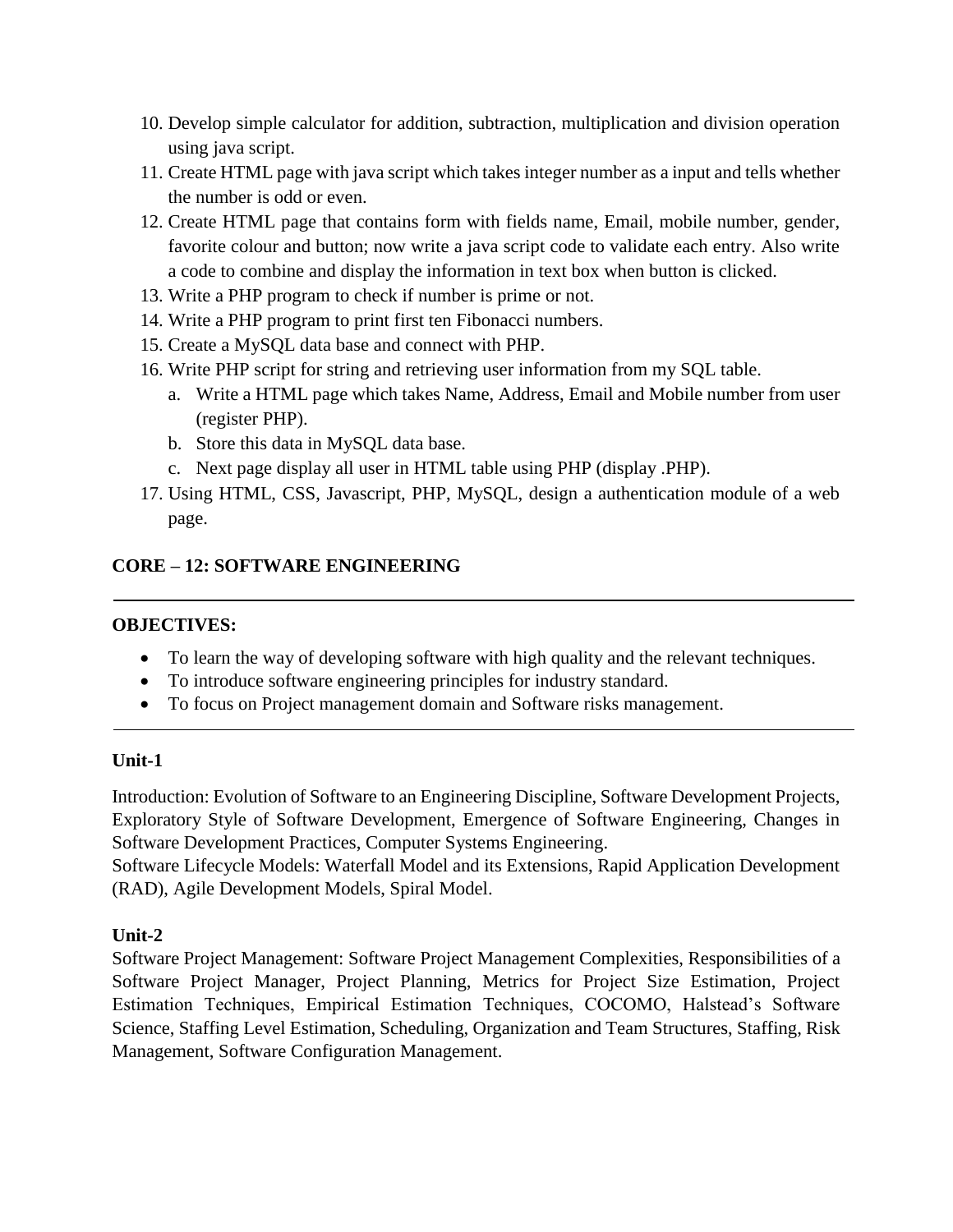10. Develop simple calculator for addition, subtraction, multiplication and division operation using java script.
11. Create HTML page with java script which takes integer number as a input and tells whether the number is odd or even.
12. Create HTML page that contains form with fields name, Email, mobile number, gender, favorite colour and button; now write a java script code to validate each entry. Also write a code to combine and display the information in text box when button is clicked.
13. Write a PHP program to check if number is prime or not.
14. Write a PHP program to print first ten Fibonacci numbers.
15. Create a MySQL data base and connect with PHP.
16. Write PHP script for string and retrieving user information from my SQL table.
    a. Write a HTML page which takes Name, Address, Email and Mobile number from user (register PHP).
    b. Store this data in MySQL data base.
    c. Next page display all user in HTML table using PHP (display .PHP).
17. Using HTML, CSS, Javascript, PHP, MySQL, design a authentication module of a web page.

## CORE – 12: SOFTWARE ENGINEERING

---

**OBJECTIVES:**

- To learn the way of developing software with high quality and the relevant techniques.
- To introduce software engineering principles for industry standard.
- To focus on Project management domain and Software risks management.

---

### Unit-1

Introduction: Evolution of Software to an Engineering Discipline, Software Development Projects, Exploratory Style of Software Development, Emergence of Software Engineering, Changes in Software Development Practices, Computer Systems Engineering.

Software Lifecycle Models: Waterfall Model and its Extensions, Rapid Application Development (RAD), Agile Development Models, Spiral Model.

### Unit-2

Software Project Management: Software Project Management Complexities, Responsibilities of a Software Project Manager, Project Planning, Metrics for Project Size Estimation, Project Estimation Techniques, Empirical Estimation Techniques, COCOMO, Halstead's Software Science, Staffing Level Estimation, Scheduling, Organization and Team Structures, Staffing, Risk Management, Software Configuration Management.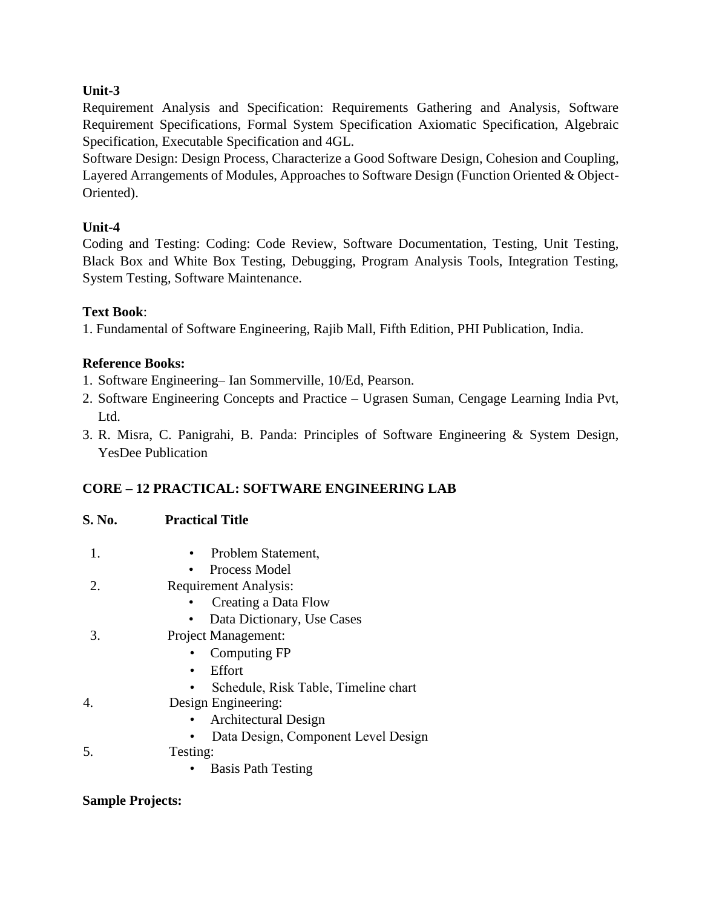**Unit-3**

Requirement Analysis and Specification: Requirements Gathering and Analysis, Software Requirement Specifications, Formal System Specification Axiomatic Specification, Algebraic Specification, Executable Specification and 4GL.

Software Design: Design Process, Characterize a Good Software Design, Cohesion and Coupling, Layered Arrangements of Modules, Approaches to Software Design (Function Oriented & Object-Oriented).

**Unit-4**

Coding and Testing: Coding: Code Review, Software Documentation, Testing, Unit Testing, Black Box and White Box Testing, Debugging, Program Analysis Tools, Integration Testing, System Testing, Software Maintenance.

**Text Book**:

1. Fundamental of Software Engineering, Rajib Mall, Fifth Edition, PHI Publication, India.

**Reference Books:**

1. Software Engineering– Ian Sommerville, 10/Ed, Pearson.
2. Software Engineering Concepts and Practice – Ugrasen Suman, Cengage Learning India Pvt, Ltd.
3. R. Misra, C. Panigrahi, B. Panda: Principles of Software Engineering & System Design, YesDee Publication

## CORE – 12 PRACTICAL: SOFTWARE ENGINEERING LAB

| S. No. | Practical Title |
|---|---|
| 1. | • Problem Statement,<br>• Process Model |
| 2. | Requirement Analysis:<br>• Creating a Data Flow<br>• Data Dictionary, Use Cases |
| 3. | Project Management:<br>• Computing FP<br>• Effort<br>• Schedule, Risk Table, Timeline chart |
| 4. | Design Engineering:<br>• Architectural Design<br>• Data Design, Component Level Design |
| 5. | Testing:<br>• Basis Path Testing |

**Sample Projects:**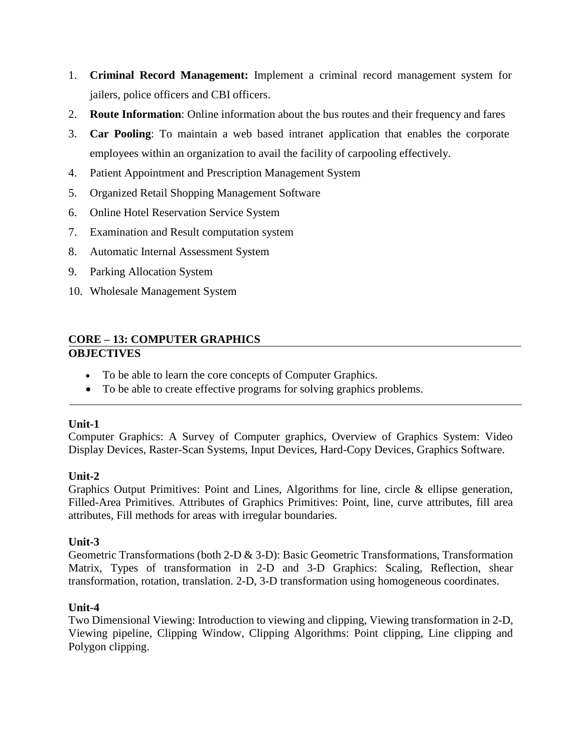1. **Criminal Record Management:** Implement a criminal record management system for jailers, police officers and CBI officers.
2. **Route Information**: Online information about the bus routes and their frequency and fares
3. **Car Pooling**: To maintain a web based intranet application that enables the corporate employees within an organization to avail the facility of carpooling effectively.
4. Patient Appointment and Prescription Management System
5. Organized Retail Shopping Management Software
6. Online Hotel Reservation Service System
7. Examination and Result computation system
8. Automatic Internal Assessment System
9. Parking Allocation System
10. Wholesale Management System

## CORE – 13: COMPUTER GRAPHICS

### OBJECTIVES

- To be able to learn the core concepts of Computer Graphics.
- To be able to create effective programs for solving graphics problems.

---

**Unit-1**

Computer Graphics: A Survey of Computer graphics, Overview of Graphics System: Video Display Devices, Raster-Scan Systems, Input Devices, Hard-Copy Devices, Graphics Software.

**Unit-2**

Graphics Output Primitives: Point and Lines, Algorithms for line, circle & ellipse generation, Filled-Area Primitives. Attributes of Graphics Primitives: Point, line, curve attributes, fill area attributes, Fill methods for areas with irregular boundaries.

**Unit-3**

Geometric Transformations (both 2-D & 3-D): Basic Geometric Transformations, Transformation Matrix, Types of transformation in 2-D and 3-D Graphics: Scaling, Reflection, shear transformation, rotation, translation. 2-D, 3-D transformation using homogeneous coordinates.

**Unit-4**

Two Dimensional Viewing: Introduction to viewing and clipping, Viewing transformation in 2-D, Viewing pipeline, Clipping Window, Clipping Algorithms: Point clipping, Line clipping and Polygon clipping.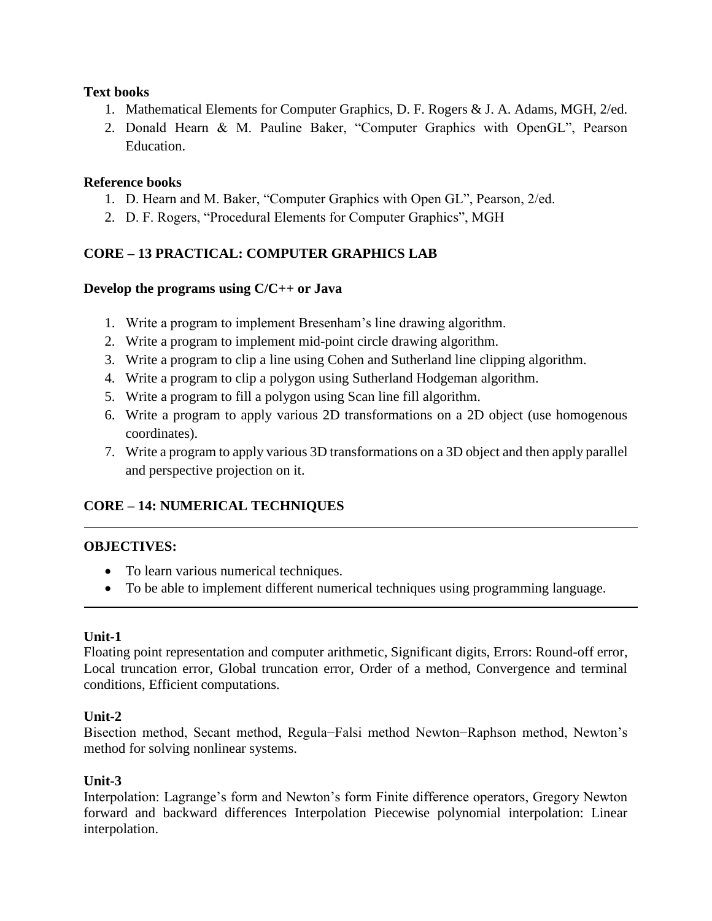**Text books**

1. Mathematical Elements for Computer Graphics, D. F. Rogers & J. A. Adams, MGH, 2/ed.
2. Donald Hearn & M. Pauline Baker, "Computer Graphics with OpenGL", Pearson Education.

**Reference books**

1. D. Hearn and M. Baker, "Computer Graphics with Open GL", Pearson, 2/ed.
2. D. F. Rogers, "Procedural Elements for Computer Graphics", MGH

## CORE – 13 PRACTICAL: COMPUTER GRAPHICS LAB

**Develop the programs using C/C++ or Java**

1. Write a program to implement Bresenham's line drawing algorithm.
2. Write a program to implement mid-point circle drawing algorithm.
3. Write a program to clip a line using Cohen and Sutherland line clipping algorithm.
4. Write a program to clip a polygon using Sutherland Hodgeman algorithm.
5. Write a program to fill a polygon using Scan line fill algorithm.
6. Write a program to apply various 2D transformations on a 2D object (use homogenous coordinates).
7. Write a program to apply various 3D transformations on a 3D object and then apply parallel and perspective projection on it.

## CORE – 14: NUMERICAL TECHNIQUES

---

**OBJECTIVES:**

- To learn various numerical techniques.
- To be able to implement different numerical techniques using programming language.

---

**Unit-1**

Floating point representation and computer arithmetic, Significant digits, Errors: Round-off error, Local truncation error, Global truncation error, Order of a method, Convergence and terminal conditions, Efficient computations.

**Unit-2**

Bisection method, Secant method, Regula−Falsi method Newton−Raphson method, Newton's method for solving nonlinear systems.

**Unit-3**

Interpolation: Lagrange's form and Newton's form Finite difference operators, Gregory Newton forward and backward differences Interpolation Piecewise polynomial interpolation: Linear interpolation.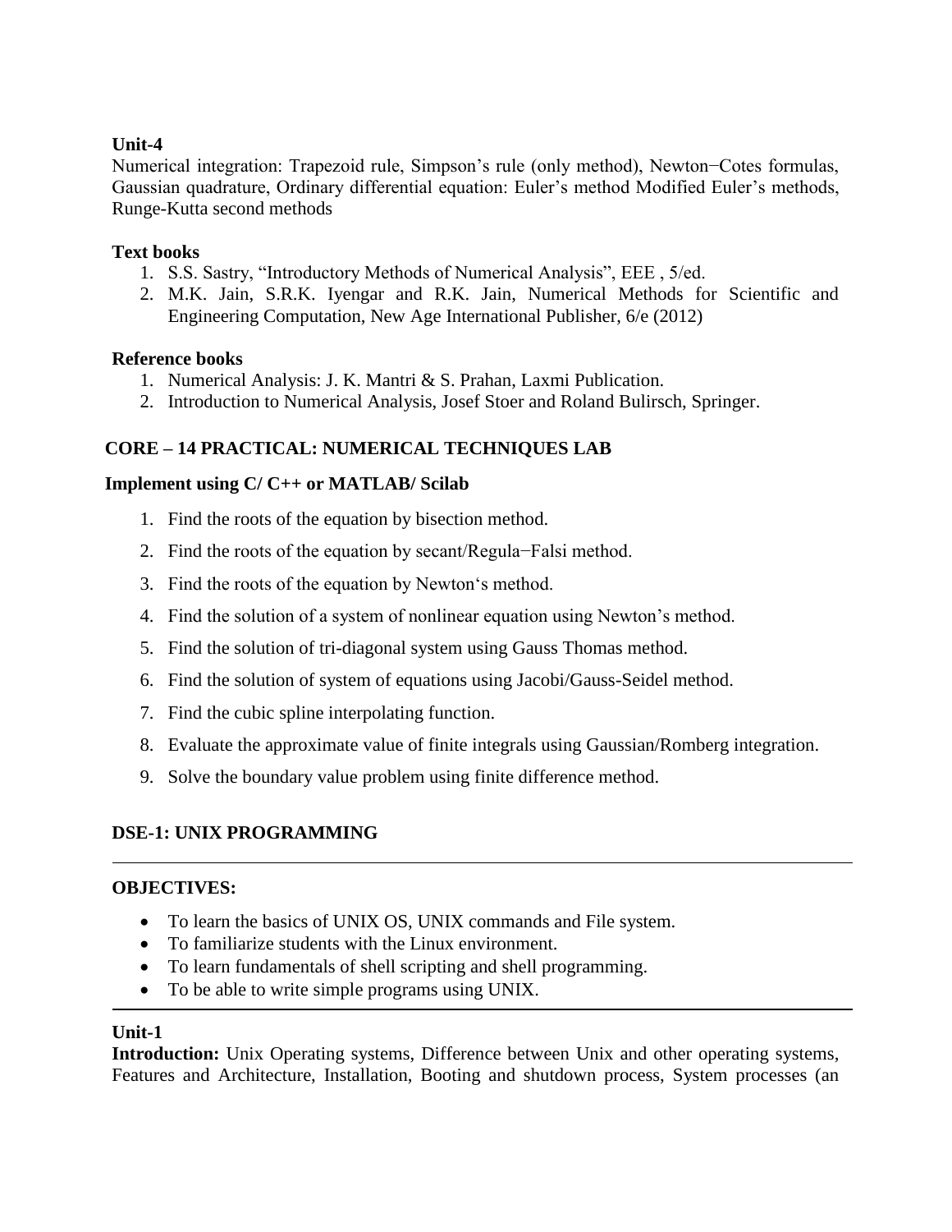**Unit-4**

Numerical integration: Trapezoid rule, Simpson's rule (only method), Newton−Cotes formulas, Gaussian quadrature, Ordinary differential equation: Euler's method Modified Euler's methods, Runge-Kutta second methods

**Text books**

1. S.S. Sastry, "Introductory Methods of Numerical Analysis", EEE , 5/ed.
2. M.K. Jain, S.R.K. Iyengar and R.K. Jain, Numerical Methods for Scientific and Engineering Computation, New Age International Publisher, 6/e (2012)

**Reference books**

1. Numerical Analysis: J. K. Mantri & S. Prahan, Laxmi Publication.
2. Introduction to Numerical Analysis, Josef Stoer and Roland Bulirsch, Springer.

## CORE – 14 PRACTICAL: NUMERICAL TECHNIQUES LAB

**Implement using C/ C++ or MATLAB/ Scilab**

1. Find the roots of the equation by bisection method.
2. Find the roots of the equation by secant/Regula−Falsi method.
3. Find the roots of the equation by Newton's method.
4. Find the solution of a system of nonlinear equation using Newton's method.
5. Find the solution of tri-diagonal system using Gauss Thomas method.
6. Find the solution of system of equations using Jacobi/Gauss-Seidel method.
7. Find the cubic spline interpolating function.
8. Evaluate the approximate value of finite integrals using Gaussian/Romberg integration.
9. Solve the boundary value problem using finite difference method.

## DSE-1: UNIX PROGRAMMING

**OBJECTIVES:**

- To learn the basics of UNIX OS, UNIX commands and File system.
- To familiarize students with the Linux environment.
- To learn fundamentals of shell scripting and shell programming.
- To be able to write simple programs using UNIX.

**Unit-1**

**Introduction:** Unix Operating systems, Difference between Unix and other operating systems, Features and Architecture, Installation, Booting and shutdown process, System processes (an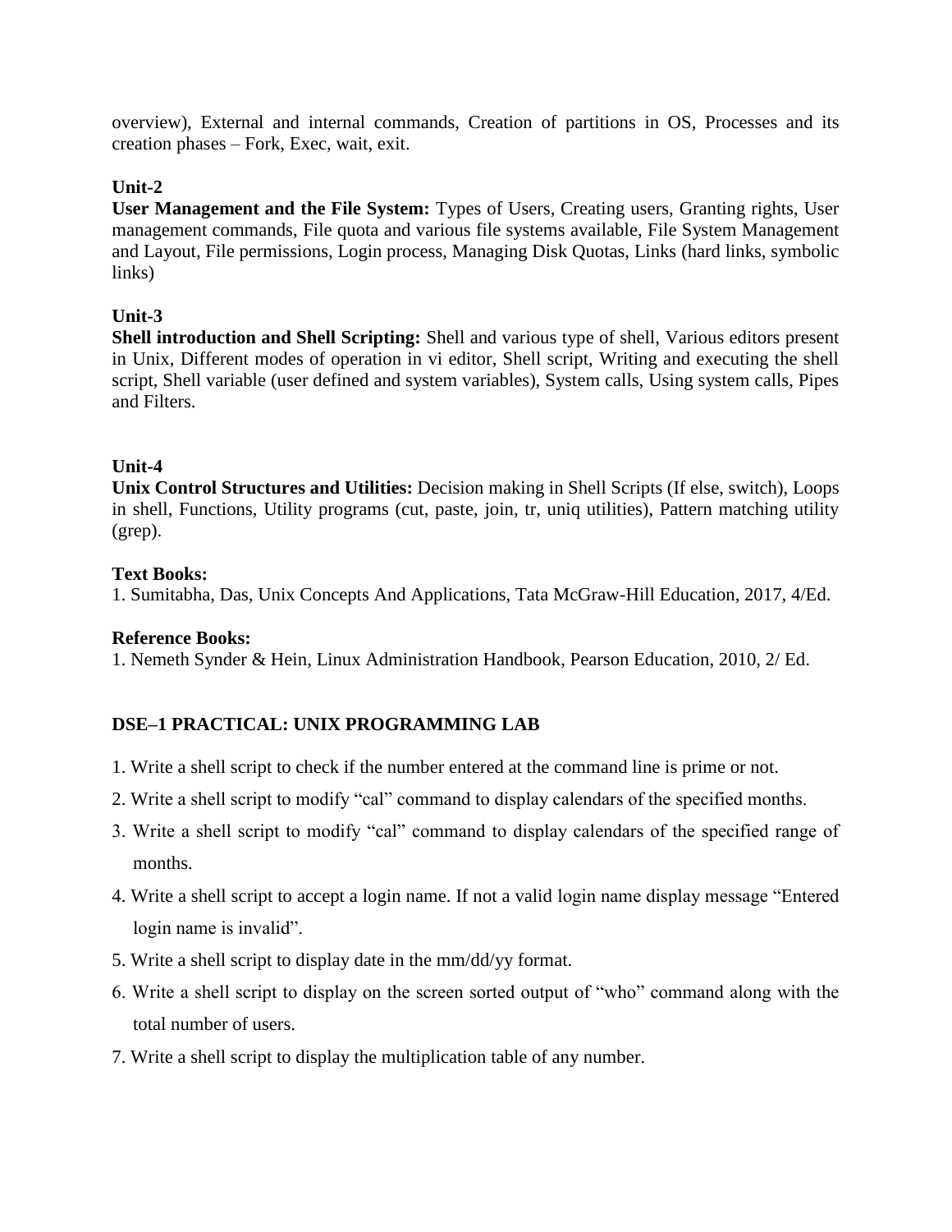overview), External and internal commands, Creation of partitions in OS, Processes and its creation phases – Fork, Exec, wait, exit.

**Unit-2**

**User Management and the File System:** Types of Users, Creating users, Granting rights, User management commands, File quota and various file systems available, File System Management and Layout, File permissions, Login process, Managing Disk Quotas, Links (hard links, symbolic links)

**Unit-3**

**Shell introduction and Shell Scripting:** Shell and various type of shell, Various editors present in Unix, Different modes of operation in vi editor, Shell script, Writing and executing the shell script, Shell variable (user defined and system variables), System calls, Using system calls, Pipes and Filters.

**Unit-4**

**Unix Control Structures and Utilities:** Decision making in Shell Scripts (If else, switch), Loops in shell, Functions, Utility programs (cut, paste, join, tr, uniq utilities), Pattern matching utility (grep).

**Text Books:**

1. Sumitabha, Das, Unix Concepts And Applications, Tata McGraw-Hill Education, 2017, 4/Ed.

**Reference Books:**

1. Nemeth Synder & Hein, Linux Administration Handbook, Pearson Education, 2010, 2/ Ed.

## DSE–1 PRACTICAL: UNIX PROGRAMMING LAB

1. Write a shell script to check if the number entered at the command line is prime or not.
2. Write a shell script to modify "cal" command to display calendars of the specified months.
3. Write a shell script to modify "cal" command to display calendars of the specified range of months.
4. Write a shell script to accept a login name. If not a valid login name display message "Entered login name is invalid".
5. Write a shell script to display date in the mm/dd/yy format.
6. Write a shell script to display on the screen sorted output of "who" command along with the total number of users.
7. Write a shell script to display the multiplication table of any number.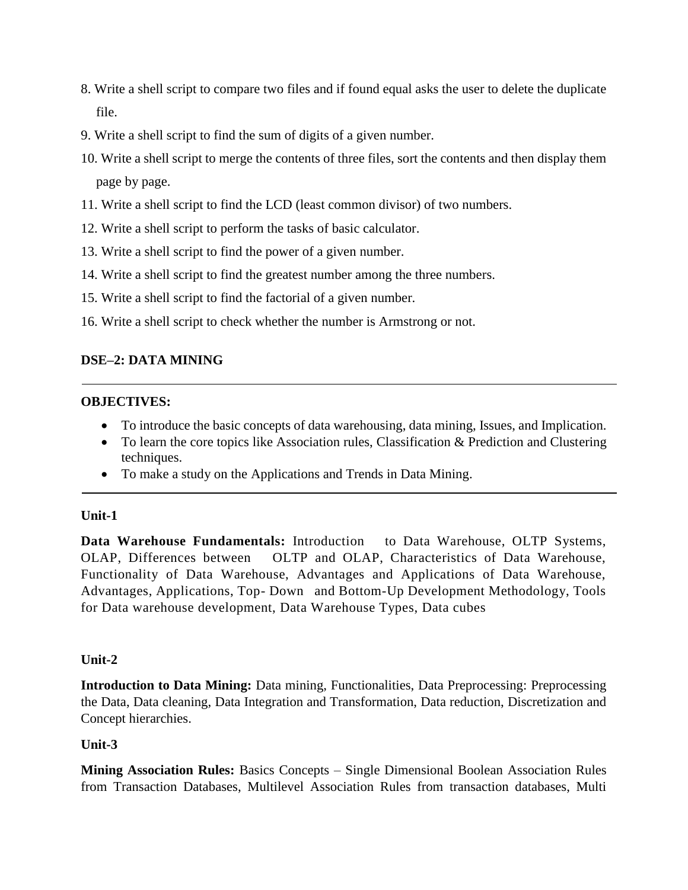8. Write a shell script to compare two files and if found equal asks the user to delete the duplicate file.
9. Write a shell script to find the sum of digits of a given number.
10. Write a shell script to merge the contents of three files, sort the contents and then display them page by page.
11. Write a shell script to find the LCD (least common divisor) of two numbers.
12. Write a shell script to perform the tasks of basic calculator.
13. Write a shell script to find the power of a given number.
14. Write a shell script to find the greatest number among the three numbers.
15. Write a shell script to find the factorial of a given number.
16. Write a shell script to check whether the number is Armstrong or not.

## DSE–2: DATA MINING

---

**OBJECTIVES:**

- To introduce the basic concepts of data warehousing, data mining, Issues, and Implication.
- To learn the core topics like Association rules, Classification & Prediction and Clustering techniques.
- To make a study on the Applications and Trends in Data Mining.

---

**Unit-1**

**Data Warehouse Fundamentals:** Introduction to Data Warehouse, OLTP Systems, OLAP, Differences between OLTP and OLAP, Characteristics of Data Warehouse, Functionality of Data Warehouse, Advantages and Applications of Data Warehouse, Advantages, Applications, Top- Down and Bottom-Up Development Methodology, Tools for Data warehouse development, Data Warehouse Types, Data cubes

**Unit-2**

**Introduction to Data Mining:** Data mining, Functionalities, Data Preprocessing: Preprocessing the Data, Data cleaning, Data Integration and Transformation, Data reduction, Discretization and Concept hierarchies.

**Unit-3**

**Mining Association Rules:** Basics Concepts – Single Dimensional Boolean Association Rules from Transaction Databases, Multilevel Association Rules from transaction databases, Multi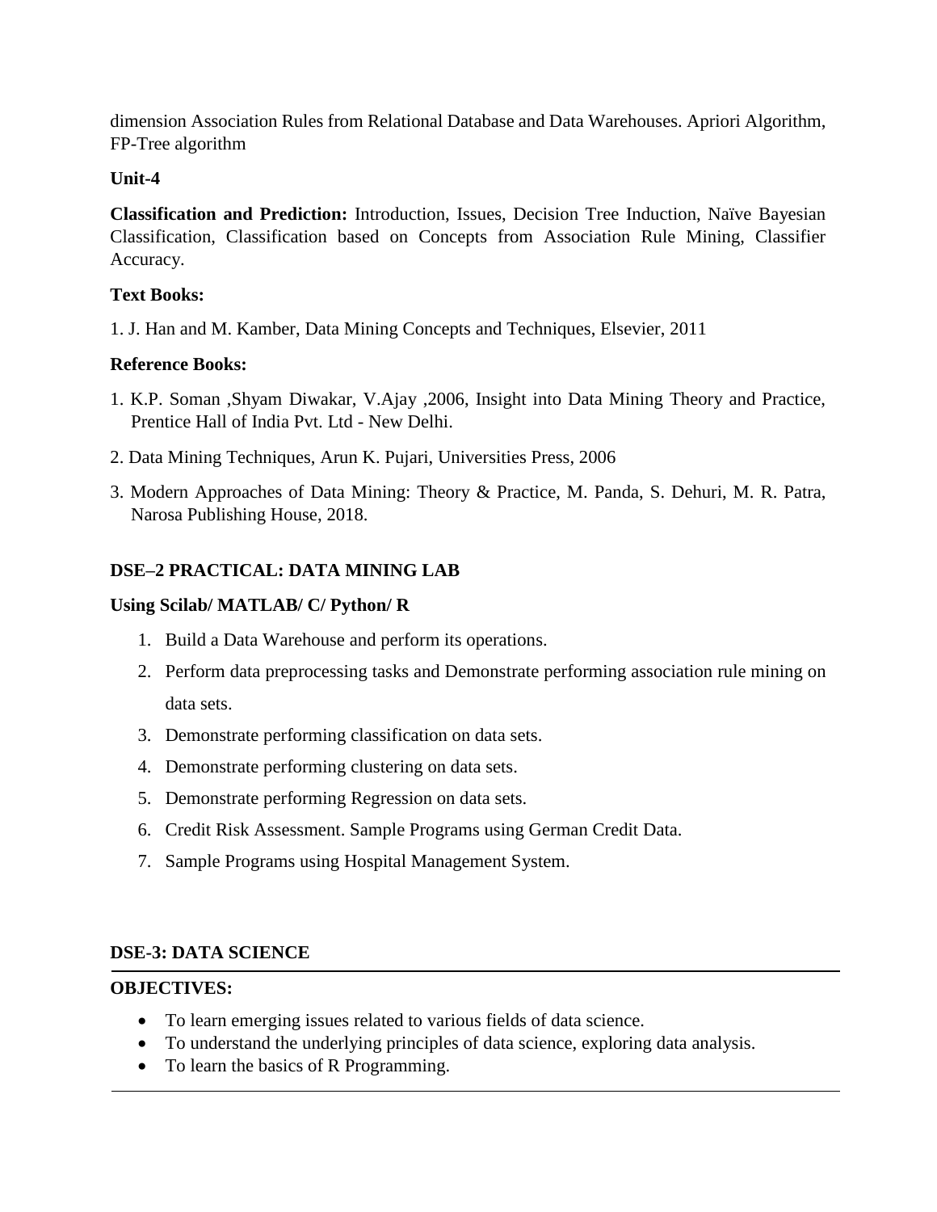dimension Association Rules from Relational Database and Data Warehouses. Apriori Algorithm, FP-Tree algorithm

**Unit-4**

**Classification and Prediction:** Introduction, Issues, Decision Tree Induction, Naïve Bayesian Classification, Classification based on Concepts from Association Rule Mining, Classifier Accuracy.

**Text Books:**

1. J. Han and M. Kamber, Data Mining Concepts and Techniques, Elsevier, 2011

**Reference Books:**

1. K.P. Soman ,Shyam Diwakar, V.Ajay ,2006, Insight into Data Mining Theory and Practice, Prentice Hall of India Pvt. Ltd - New Delhi.
2. Data Mining Techniques, Arun K. Pujari, Universities Press, 2006
3. Modern Approaches of Data Mining: Theory & Practice, M. Panda, S. Dehuri, M. R. Patra, Narosa Publishing House, 2018.

**DSE–2 PRACTICAL: DATA MINING LAB**

**Using Scilab/ MATLAB/ C/ Python/ R**

1. Build a Data Warehouse and perform its operations.
2. Perform data preprocessing tasks and Demonstrate performing association rule mining on data sets.
3. Demonstrate performing classification on data sets.
4. Demonstrate performing clustering on data sets.
5. Demonstrate performing Regression on data sets.
6. Credit Risk Assessment. Sample Programs using German Credit Data.
7. Sample Programs using Hospital Management System.

**DSE-3: DATA SCIENCE**

**OBJECTIVES:**

- To learn emerging issues related to various fields of data science.
- To understand the underlying principles of data science, exploring data analysis.
- To learn the basics of R Programming.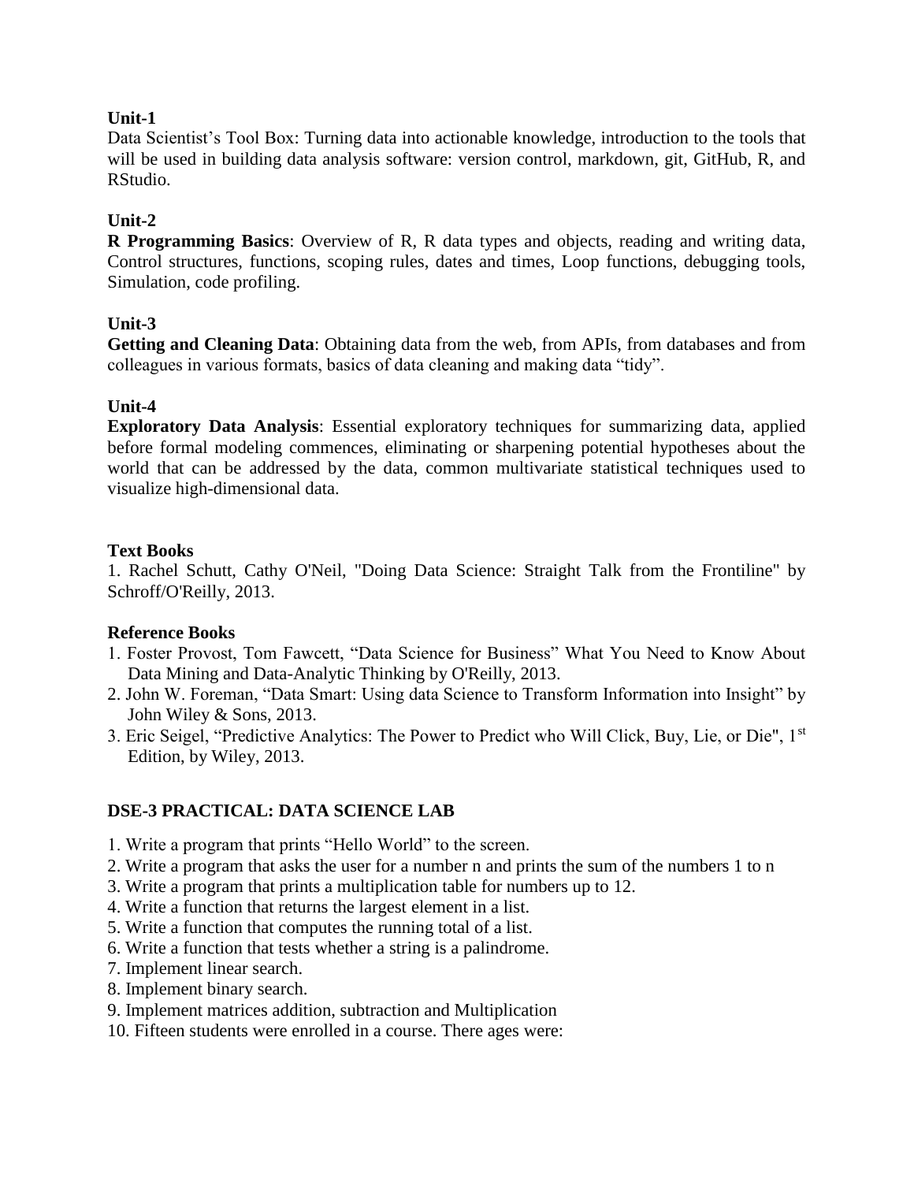**Unit-1**

Data Scientist's Tool Box: Turning data into actionable knowledge, introduction to the tools that will be used in building data analysis software: version control, markdown, git, GitHub, R, and RStudio.

**Unit-2**

**R Programming Basics**: Overview of R, R data types and objects, reading and writing data, Control structures, functions, scoping rules, dates and times, Loop functions, debugging tools, Simulation, code profiling.

**Unit-3**

**Getting and Cleaning Data**: Obtaining data from the web, from APIs, from databases and from colleagues in various formats, basics of data cleaning and making data "tidy".

**Unit-4**

**Exploratory Data Analysis**: Essential exploratory techniques for summarizing data, applied before formal modeling commences, eliminating or sharpening potential hypotheses about the world that can be addressed by the data, common multivariate statistical techniques used to visualize high-dimensional data.

**Text Books**

1. Rachel Schutt, Cathy O'Neil, "Doing Data Science: Straight Talk from the Frontiline" by Schroff/O'Reilly, 2013.

**Reference Books**

1. Foster Provost, Tom Fawcett, "Data Science for Business" What You Need to Know About Data Mining and Data-Analytic Thinking by O'Reilly, 2013.
2. John W. Foreman, "Data Smart: Using data Science to Transform Information into Insight" by John Wiley & Sons, 2013.
3. Eric Seigel, "Predictive Analytics: The Power to Predict who Will Click, Buy, Lie, or Die", 1st Edition, by Wiley, 2013.

**DSE-3 PRACTICAL: DATA SCIENCE LAB**

1. Write a program that prints "Hello World" to the screen.
2. Write a program that asks the user for a number n and prints the sum of the numbers 1 to n
3. Write a program that prints a multiplication table for numbers up to 12.
4. Write a function that returns the largest element in a list.
5. Write a function that computes the running total of a list.
6. Write a function that tests whether a string is a palindrome.
7. Implement linear search.
8. Implement binary search.
9. Implement matrices addition, subtraction and Multiplication
10. Fifteen students were enrolled in a course. There ages were: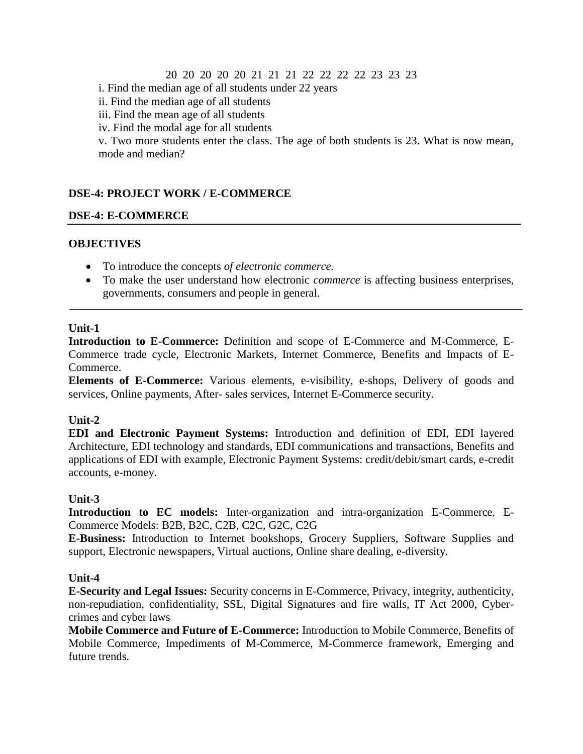20 20 20 20 20 21 21 21 22 22 22 22 23 23 23

i. Find the median age of all students under 22 years

ii. Find the median age of all students

iii. Find the mean age of all students

iv. Find the modal age for all students

v. Two more students enter the class. The age of both students is 23. What is now mean, mode and median?

## DSE-4: PROJECT WORK / E-COMMERCE

## DSE-4: E-COMMERCE

### OBJECTIVES

- To introduce the concepts *of electronic commerce.*
- To make the user understand how electronic *commerce* is affecting business enterprises, governments, consumers and people in general.

### Unit-1

**Introduction to E-Commerce:** Definition and scope of E-Commerce and M-Commerce, E-Commerce trade cycle, Electronic Markets, Internet Commerce, Benefits and Impacts of E-Commerce.

**Elements of E-Commerce:** Various elements, e-visibility, e-shops, Delivery of goods and services, Online payments, After- sales services, Internet E-Commerce security.

### Unit-2

**EDI and Electronic Payment Systems:** Introduction and definition of EDI, EDI layered Architecture, EDI technology and standards, EDI communications and transactions, Benefits and applications of EDI with example, Electronic Payment Systems: credit/debit/smart cards, e-credit accounts, e-money.

### Unit-3

**Introduction to EC models:** Inter-organization and intra-organization E-Commerce, E-Commerce Models: B2B, B2C, C2B, C2C, G2C, C2G

**E-Business:** Introduction to Internet bookshops, Grocery Suppliers, Software Supplies and support, Electronic newspapers, Virtual auctions, Online share dealing, e-diversity.

### Unit-4

**E-Security and Legal Issues:** Security concerns in E-Commerce, Privacy, integrity, authenticity, non-repudiation, confidentiality, SSL, Digital Signatures and fire walls, IT Act 2000, Cyber-crimes and cyber laws

**Mobile Commerce and Future of E-Commerce:** Introduction to Mobile Commerce, Benefits of Mobile Commerce, Impediments of M-Commerce, M-Commerce framework, Emerging and future trends.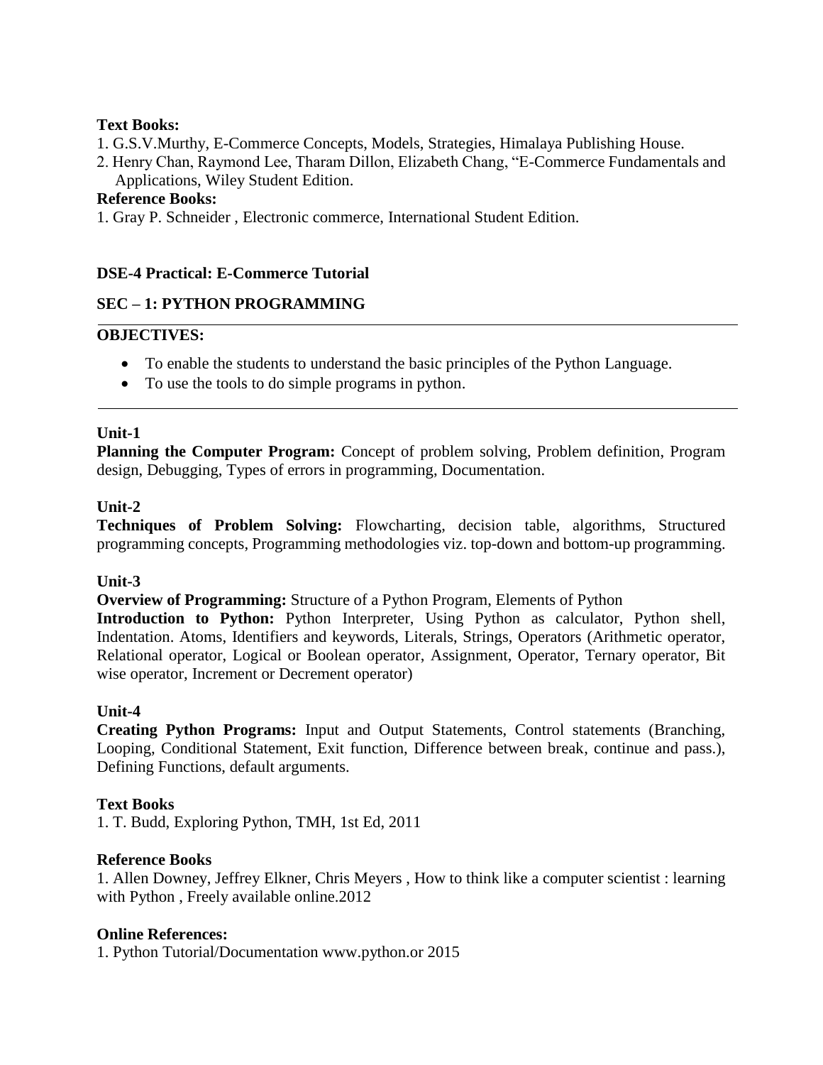**Text Books:**

1. G.S.V.Murthy, E-Commerce Concepts, Models, Strategies, Himalaya Publishing House.
2. Henry Chan, Raymond Lee, Tharam Dillon, Elizabeth Chang, "E-Commerce Fundamentals and Applications, Wiley Student Edition.

**Reference Books:**

1. Gray P. Schneider , Electronic commerce, International Student Edition.

**DSE-4 Practical: E-Commerce Tutorial**

## SEC – 1: PYTHON PROGRAMMING

**OBJECTIVES:**

- To enable the students to understand the basic principles of the Python Language.
- To use the tools to do simple programs in python.

### Unit-1

**Planning the Computer Program:** Concept of problem solving, Problem definition, Program design, Debugging, Types of errors in programming, Documentation.

### Unit-2

**Techniques of Problem Solving:** Flowcharting, decision table, algorithms, Structured programming concepts, Programming methodologies viz. top-down and bottom-up programming.

### Unit-3

**Overview of Programming:** Structure of a Python Program, Elements of Python

**Introduction to Python:** Python Interpreter, Using Python as calculator, Python shell, Indentation. Atoms, Identifiers and keywords, Literals, Strings, Operators (Arithmetic operator, Relational operator, Logical or Boolean operator, Assignment, Operator, Ternary operator, Bit wise operator, Increment or Decrement operator)

### Unit-4

**Creating Python Programs:** Input and Output Statements, Control statements (Branching, Looping, Conditional Statement, Exit function, Difference between break, continue and pass.), Defining Functions, default arguments.

**Text Books**

1. T. Budd, Exploring Python, TMH, 1st Ed, 2011

**Reference Books**

1. Allen Downey, Jeffrey Elkner, Chris Meyers , How to think like a computer scientist : learning with Python , Freely available online.2012

**Online References:**

1. Python Tutorial/Documentation www.python.or 2015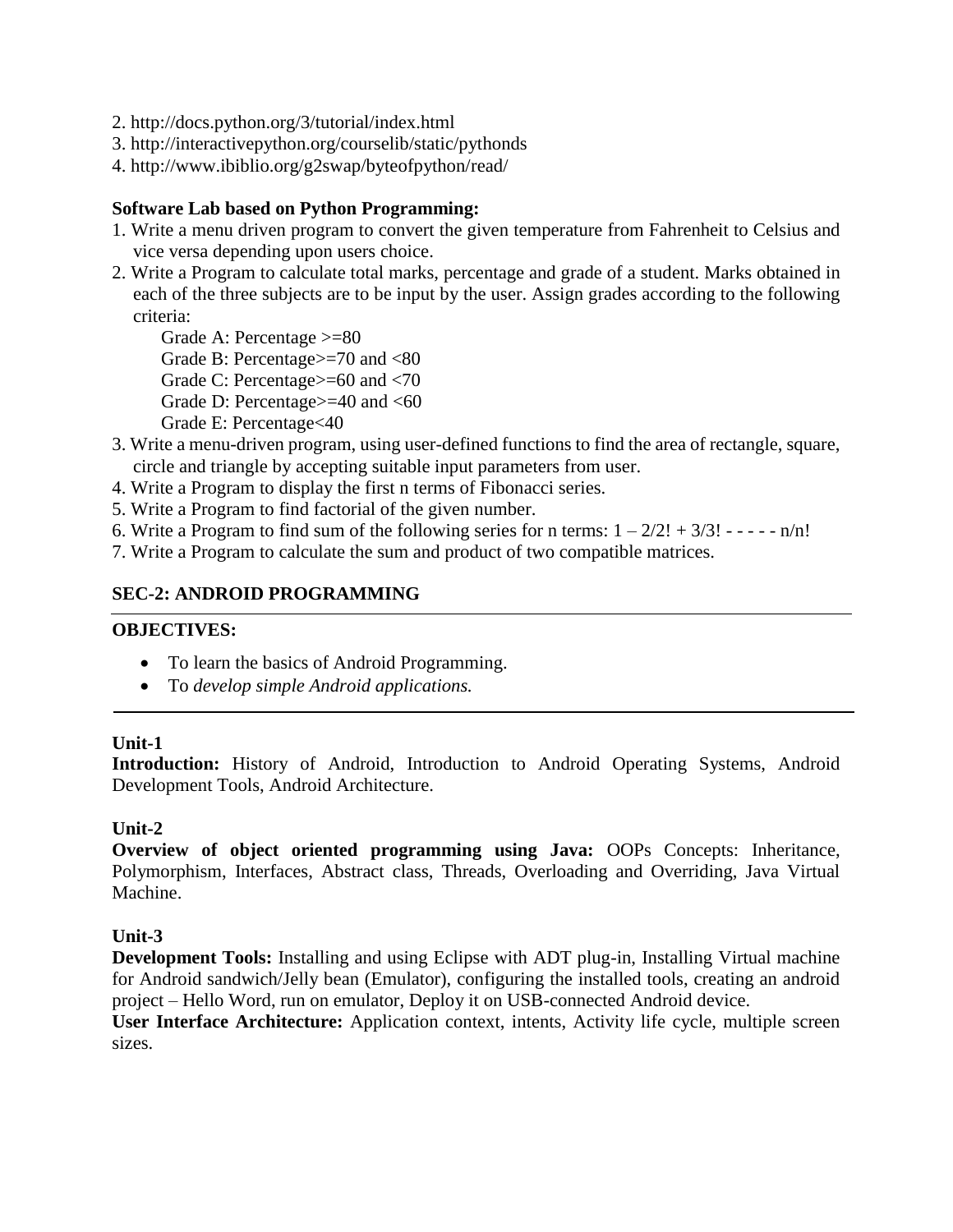2. http://docs.python.org/3/tutorial/index.html
3. http://interactivepython.org/courselib/static/pythonds
4. http://www.ibiblio.org/g2swap/byteofpython/read/

**Software Lab based on Python Programming:**

1. Write a menu driven program to convert the given temperature from Fahrenheit to Celsius and vice versa depending upon users choice.
2. Write a Program to calculate total marks, percentage and grade of a student. Marks obtained in each of the three subjects are to be input by the user. Assign grades according to the following criteria:
   - Grade A: Percentage >=80
   - Grade B: Percentage>=70 and <80
   - Grade C: Percentage>=60 and <70
   - Grade D: Percentage>=40 and <60
   - Grade E: Percentage<40
3. Write a menu-driven program, using user-defined functions to find the area of rectangle, square, circle and triangle by accepting suitable input parameters from user.
4. Write a Program to display the first n terms of Fibonacci series.
5. Write a Program to find factorial of the given number.
6. Write a Program to find sum of the following series for n terms: $1 - 2/2! + 3/3! - - - - - n/n!$
7. Write a Program to calculate the sum and product of two compatible matrices.

## SEC-2: ANDROID PROGRAMMING

**OBJECTIVES:**

- To learn the basics of Android Programming.
- To *develop simple Android applications.*

**Unit-1**

**Introduction:** History of Android, Introduction to Android Operating Systems, Android Development Tools, Android Architecture.

**Unit-2**

**Overview of object oriented programming using Java:** OOPs Concepts: Inheritance, Polymorphism, Interfaces, Abstract class, Threads, Overloading and Overriding, Java Virtual Machine.

**Unit-3**

**Development Tools:** Installing and using Eclipse with ADT plug-in, Installing Virtual machine for Android sandwich/Jelly bean (Emulator), configuring the installed tools, creating an android project – Hello Word, run on emulator, Deploy it on USB-connected Android device.

**User Interface Architecture:** Application context, intents, Activity life cycle, multiple screen sizes.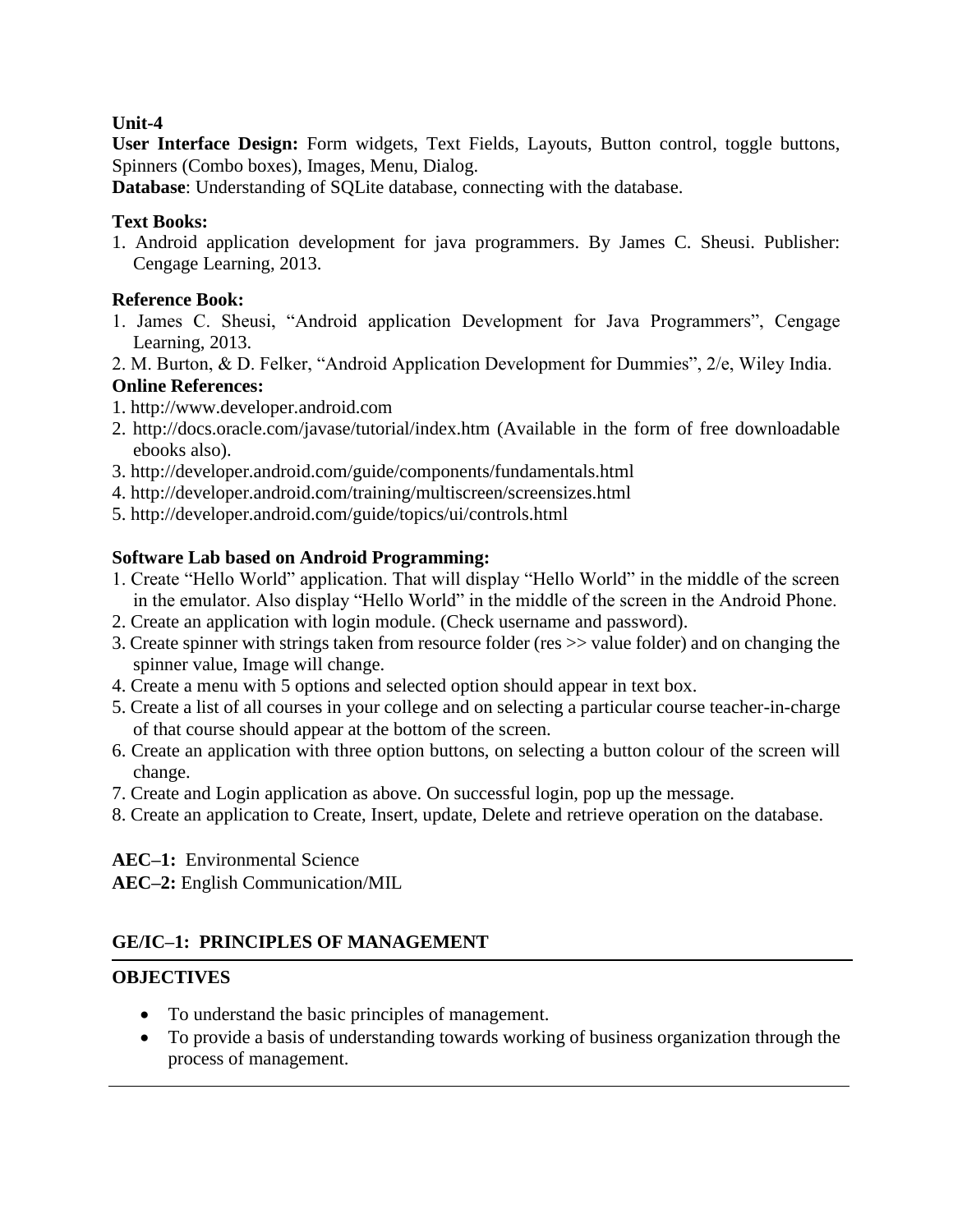**Unit-4**

**User Interface Design:** Form widgets, Text Fields, Layouts, Button control, toggle buttons, Spinners (Combo boxes), Images, Menu, Dialog.

**Database**: Understanding of SQLite database, connecting with the database.

**Text Books:**

1. Android application development for java programmers. By James C. Sheusi. Publisher: Cengage Learning, 2013.

**Reference Book:**

1. James C. Sheusi, "Android application Development for Java Programmers", Cengage Learning, 2013.
2. M. Burton, & D. Felker, "Android Application Development for Dummies", 2/e, Wiley India.

**Online References:**

1. http://www.developer.android.com
2. http://docs.oracle.com/javase/tutorial/index.htm (Available in the form of free downloadable ebooks also).
3. http://developer.android.com/guide/components/fundamentals.html
4. http://developer.android.com/training/multiscreen/screensizes.html
5. http://developer.android.com/guide/topics/ui/controls.html

**Software Lab based on Android Programming:**

1. Create "Hello World" application. That will display "Hello World" in the middle of the screen in the emulator. Also display "Hello World" in the middle of the screen in the Android Phone.
2. Create an application with login module. (Check username and password).
3. Create spinner with strings taken from resource folder (res >> value folder) and on changing the spinner value, Image will change.
4. Create a menu with 5 options and selected option should appear in text box.
5. Create a list of all courses in your college and on selecting a particular course teacher-in-charge of that course should appear at the bottom of the screen.
6. Create an application with three option buttons, on selecting a button colour of the screen will change.
7. Create and Login application as above. On successful login, pop up the message.
8. Create an application to Create, Insert, update, Delete and retrieve operation on the database.

**AEC–1:** Environmental Science

**AEC–2:** English Communication/MIL

## GE/IC–1: PRINCIPLES OF MANAGEMENT

---

**OBJECTIVES**

- To understand the basic principles of management.
- To provide a basis of understanding towards working of business organization through the process of management.

---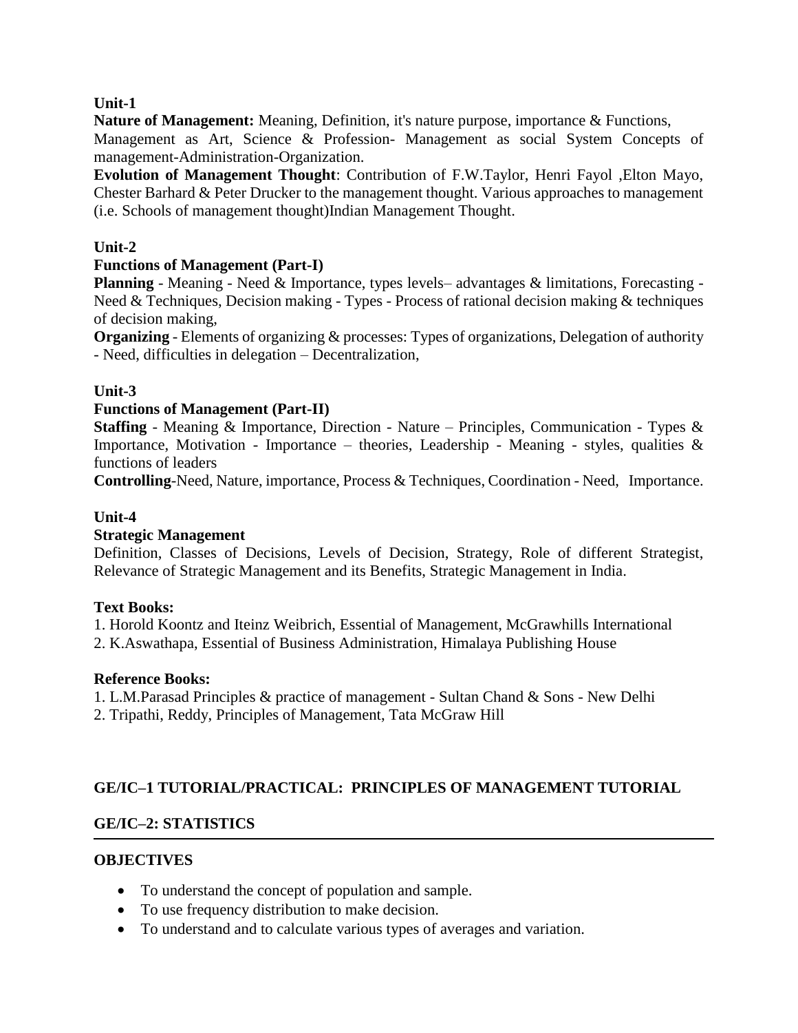**Unit-1**

**Nature of Management:** Meaning, Definition, it's nature purpose, importance & Functions, Management as Art, Science & Profession- Management as social System Concepts of management-Administration-Organization.

**Evolution of Management Thought**: Contribution of F.W.Taylor, Henri Fayol ,Elton Mayo, Chester Barhard & Peter Drucker to the management thought. Various approaches to management (i.e. Schools of management thought)Indian Management Thought.

**Unit-2**

**Functions of Management (Part-I)**

**Planning** - Meaning - Need & Importance, types levels– advantages & limitations, Forecasting - Need & Techniques, Decision making - Types - Process of rational decision making & techniques of decision making,

**Organizing** - Elements of organizing & processes: Types of organizations, Delegation of authority - Need, difficulties in delegation – Decentralization,

**Unit-3**

**Functions of Management (Part-II)**

**Staffing** - Meaning & Importance, Direction - Nature – Principles, Communication - Types & Importance, Motivation - Importance – theories, Leadership - Meaning - styles, qualities & functions of leaders

**Controlling**-Need, Nature, importance, Process & Techniques, Coordination - Need, Importance.

**Unit-4**

**Strategic Management**

Definition, Classes of Decisions, Levels of Decision, Strategy, Role of different Strategist, Relevance of Strategic Management and its Benefits, Strategic Management in India.

**Text Books:**

1. Horold Koontz and Iteinz Weibrich, Essential of Management, McGrawhills International
2. K.Aswathapa, Essential of Business Administration, Himalaya Publishing House

**Reference Books:**

1. L.M.Parasad Principles & practice of management - Sultan Chand & Sons - New Delhi
2. Tripathi, Reddy, Principles of Management, Tata McGraw Hill

**GE/IC–1 TUTORIAL/PRACTICAL: PRINCIPLES OF MANAGEMENT TUTORIAL**

**GE/IC–2: STATISTICS**

---

**OBJECTIVES**

- To understand the concept of population and sample.
- To use frequency distribution to make decision.
- To understand and to calculate various types of averages and variation.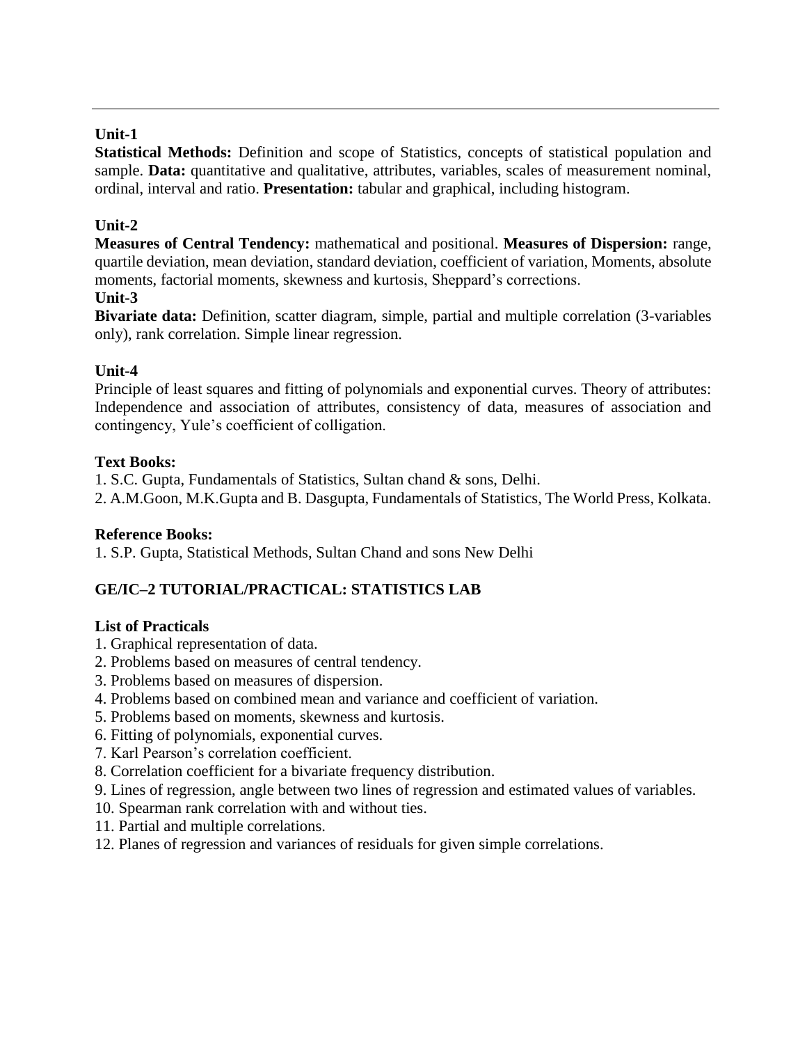## Unit-1

**Statistical Methods:** Definition and scope of Statistics, concepts of statistical population and sample. **Data:** quantitative and qualitative, attributes, variables, scales of measurement nominal, ordinal, interval and ratio. **Presentation:** tabular and graphical, including histogram.

## Unit-2

**Measures of Central Tendency:** mathematical and positional. **Measures of Dispersion:** range, quartile deviation, mean deviation, standard deviation, coefficient of variation, Moments, absolute moments, factorial moments, skewness and kurtosis, Sheppard's corrections.

## Unit-3

**Bivariate data:** Definition, scatter diagram, simple, partial and multiple correlation (3-variables only), rank correlation. Simple linear regression.

## Unit-4

Principle of least squares and fitting of polynomials and exponential curves. Theory of attributes: Independence and association of attributes, consistency of data, measures of association and contingency, Yule's coefficient of colligation.

**Text Books:**

1. S.C. Gupta, Fundamentals of Statistics, Sultan chand & sons, Delhi.
2. A.M.Goon, M.K.Gupta and B. Dasgupta, Fundamentals of Statistics, The World Press, Kolkata.

**Reference Books:**

1. S.P. Gupta, Statistical Methods, Sultan Chand and sons New Delhi

## GE/IC–2 TUTORIAL/PRACTICAL: STATISTICS LAB

**List of Practicals**

1. Graphical representation of data.
2. Problems based on measures of central tendency.
3. Problems based on measures of dispersion.
4. Problems based on combined mean and variance and coefficient of variation.
5. Problems based on moments, skewness and kurtosis.
6. Fitting of polynomials, exponential curves.
7. Karl Pearson's correlation coefficient.
8. Correlation coefficient for a bivariate frequency distribution.
9. Lines of regression, angle between two lines of regression and estimated values of variables.
10. Spearman rank correlation with and without ties.
11. Partial and multiple correlations.
12. Planes of regression and variances of residuals for given simple correlations.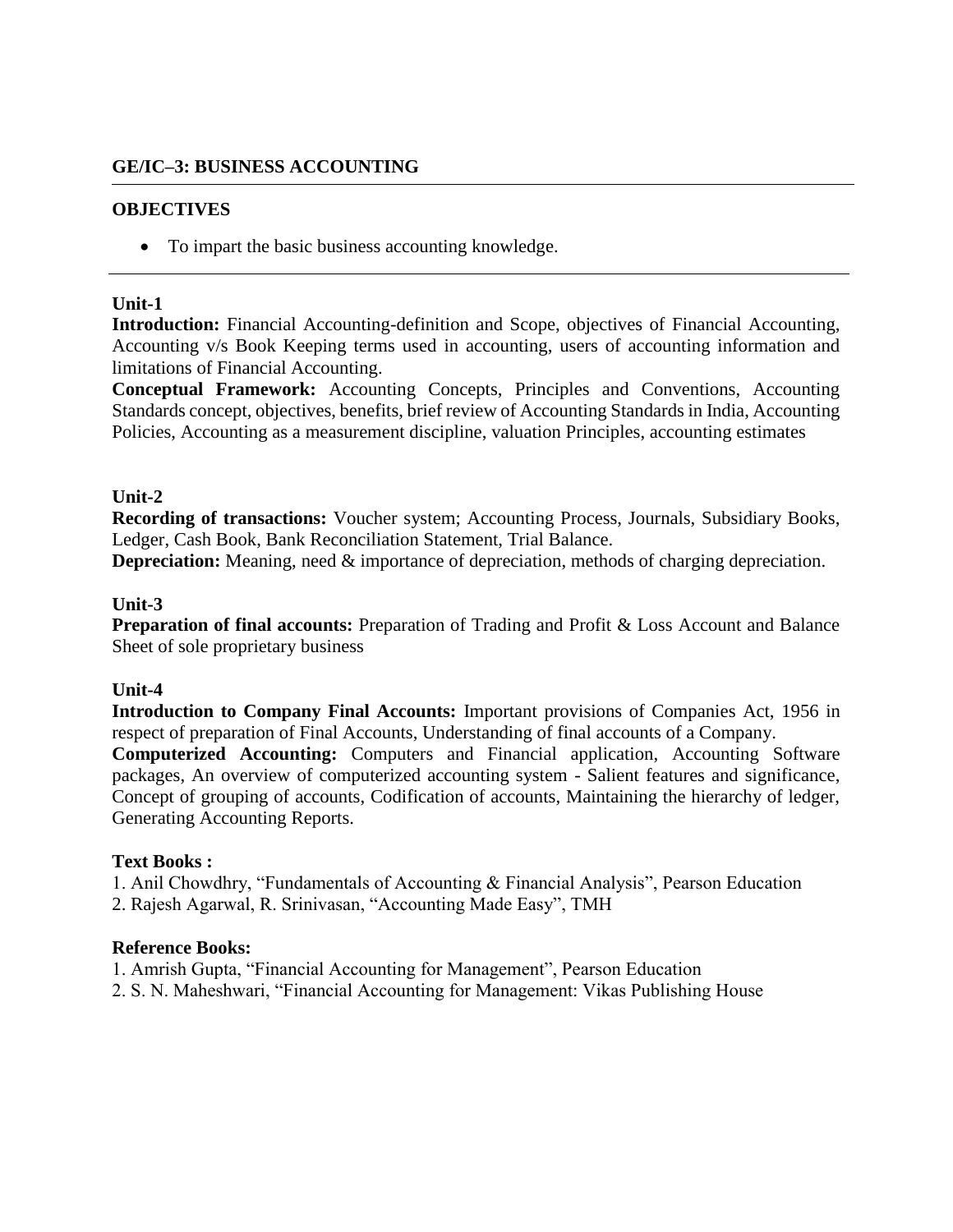## GE/IC–3: BUSINESS ACCOUNTING

---

### OBJECTIVES

- To impart the basic business accounting knowledge.

---

### Unit-1

**Introduction:** Financial Accounting-definition and Scope, objectives of Financial Accounting, Accounting v/s Book Keeping terms used in accounting, users of accounting information and limitations of Financial Accounting.

**Conceptual Framework:** Accounting Concepts, Principles and Conventions, Accounting Standards concept, objectives, benefits, brief review of Accounting Standards in India, Accounting Policies, Accounting as a measurement discipline, valuation Principles, accounting estimates

### Unit-2

**Recording of transactions:** Voucher system; Accounting Process, Journals, Subsidiary Books, Ledger, Cash Book, Bank Reconciliation Statement, Trial Balance.

**Depreciation:** Meaning, need & importance of depreciation, methods of charging depreciation.

### Unit-3

**Preparation of final accounts:** Preparation of Trading and Profit & Loss Account and Balance Sheet of sole proprietary business

### Unit-4

**Introduction to Company Final Accounts:** Important provisions of Companies Act, 1956 in respect of preparation of Final Accounts, Understanding of final accounts of a Company.

**Computerized Accounting:** Computers and Financial application, Accounting Software packages, An overview of computerized accounting system - Salient features and significance, Concept of grouping of accounts, Codification of accounts, Maintaining the hierarchy of ledger, Generating Accounting Reports.

### Text Books :

1. Anil Chowdhry, "Fundamentals of Accounting & Financial Analysis", Pearson Education
2. Rajesh Agarwal, R. Srinivasan, "Accounting Made Easy", TMH

### Reference Books:

1. Amrish Gupta, "Financial Accounting for Management", Pearson Education
2. S. N. Maheshwari, "Financial Accounting for Management: Vikas Publishing House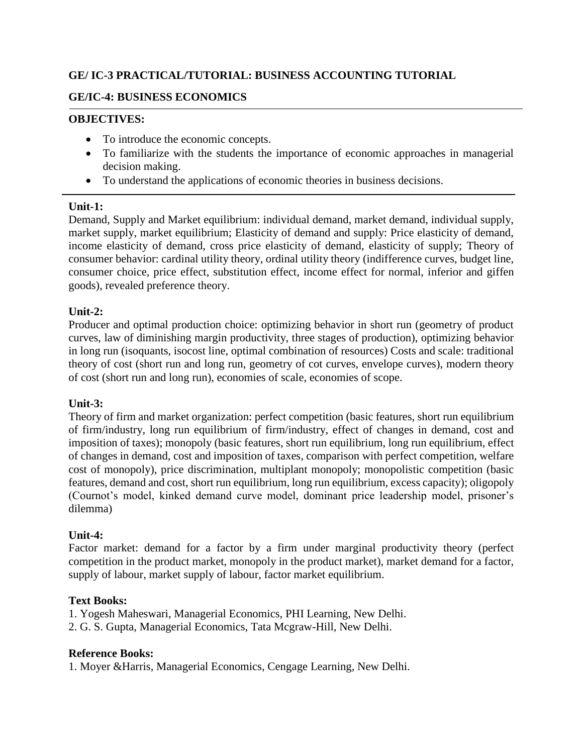**GE/ IC-3 PRACTICAL/TUTORIAL: BUSINESS ACCOUNTING TUTORIAL**

## GE/IC-4: BUSINESS ECONOMICS

**OBJECTIVES:**

- To introduce the economic concepts.
- To familiarize with the students the importance of economic approaches in managerial decision making.
- To understand the applications of economic theories in business decisions.

**Unit-1:**

Demand, Supply and Market equilibrium: individual demand, market demand, individual supply, market supply, market equilibrium; Elasticity of demand and supply: Price elasticity of demand, income elasticity of demand, cross price elasticity of demand, elasticity of supply; Theory of consumer behavior: cardinal utility theory, ordinal utility theory (indifference curves, budget line, consumer choice, price effect, substitution effect, income effect for normal, inferior and giffen goods), revealed preference theory.

**Unit-2:**

Producer and optimal production choice: optimizing behavior in short run (geometry of product curves, law of diminishing margin productivity, three stages of production), optimizing behavior in long run (isoquants, isocost line, optimal combination of resources) Costs and scale: traditional theory of cost (short run and long run, geometry of cot curves, envelope curves), modern theory of cost (short run and long run), economies of scale, economies of scope.

**Unit-3:**

Theory of firm and market organization: perfect competition (basic features, short run equilibrium of firm/industry, long run equilibrium of firm/industry, effect of changes in demand, cost and imposition of taxes); monopoly (basic features, short run equilibrium, long run equilibrium, effect of changes in demand, cost and imposition of taxes, comparison with perfect competition, welfare cost of monopoly), price discrimination, multiplant monopoly; monopolistic competition (basic features, demand and cost, short run equilibrium, long run equilibrium, excess capacity); oligopoly (Cournot's model, kinked demand curve model, dominant price leadership model, prisoner's dilemma)

**Unit-4:**

Factor market: demand for a factor by a firm under marginal productivity theory (perfect competition in the product market, monopoly in the product market), market demand for a factor, supply of labour, market supply of labour, factor market equilibrium.

**Text Books:**

1. Yogesh Maheswari, Managerial Economics, PHI Learning, New Delhi.
2. G. S. Gupta, Managerial Economics, Tata Mcgraw-Hill, New Delhi.

**Reference Books:**

1. Moyer &Harris, Managerial Economics, Cengage Learning, New Delhi.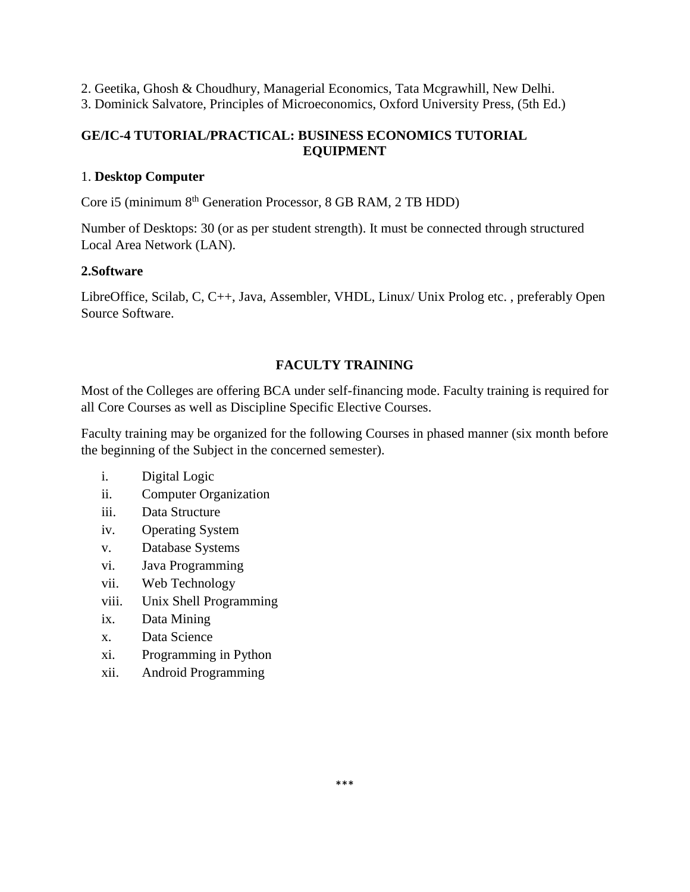2. Geetika, Ghosh & Choudhury, Managerial Economics, Tata Mcgrawhill, New Delhi.
3. Dominick Salvatore, Principles of Microeconomics, Oxford University Press, (5th Ed.)

## GE/IC-4 TUTORIAL/PRACTICAL: BUSINESS ECONOMICS TUTORIAL EQUIPMENT

1. **Desktop Computer**

Core i5 (minimum 8th Generation Processor, 8 GB RAM, 2 TB HDD)

Number of Desktops: 30 (or as per student strength). It must be connected through structured Local Area Network (LAN).

**2.Software**

LibreOffice, Scilab, C, C++, Java, Assembler, VHDL, Linux/ Unix Prolog etc. , preferably Open Source Software.

## FACULTY TRAINING

Most of the Colleges are offering BCA under self-financing mode. Faculty training is required for all Core Courses as well as Discipline Specific Elective Courses.

Faculty training may be organized for the following Courses in phased manner (six month before the beginning of the Subject in the concerned semester).

- i. Digital Logic
- ii. Computer Organization
- iii. Data Structure
- iv. Operating System
- v. Database Systems
- vi. Java Programming
- vii. Web Technology
- viii. Unix Shell Programming
- ix. Data Mining
- x. Data Science
- xi. Programming in Python
- xii. Android Programming

***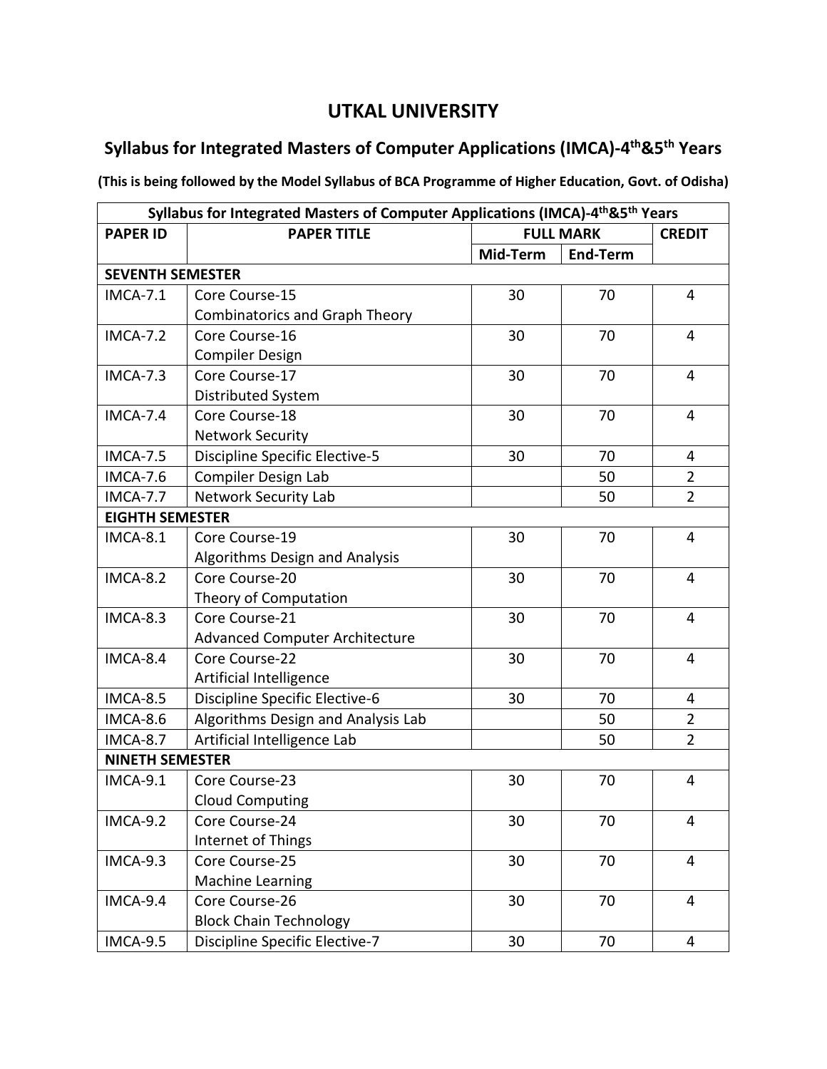# UTKAL UNIVERSITY

## Syllabus for Integrated Masters of Computer Applications (IMCA)-4th&5th Years

**(This is being followed by the Model Syllabus of BCA Programme of Higher Education, Govt. of Odisha)**

| Syllabus for Integrated Masters of Computer Applications (IMCA)-4th&5th Years | | | | |
|---|---|---|---|---|
| **PAPER ID** | **PAPER TITLE** | **FULL MARK** | | **CREDIT** |
| | | **Mid-Term** | **End-Term** | |
| **SEVENTH SEMESTER** | | | | |
| IMCA-7.1 | Core Course-15 Combinatorics and Graph Theory | 30 | 70 | 4 |
| IMCA-7.2 | Core Course-16 Compiler Design | 30 | 70 | 4 |
| IMCA-7.3 | Core Course-17 Distributed System | 30 | 70 | 4 |
| IMCA-7.4 | Core Course-18 Network Security | 30 | 70 | 4 |
| IMCA-7.5 | Discipline Specific Elective-5 | 30 | 70 | 4 |
| IMCA-7.6 | Compiler Design Lab | | 50 | 2 |
| IMCA-7.7 | Network Security Lab | | 50 | 2 |
| **EIGHTH SEMESTER** | | | | |
| IMCA-8.1 | Core Course-19 Algorithms Design and Analysis | 30 | 70 | 4 |
| IMCA-8.2 | Core Course-20 Theory of Computation | 30 | 70 | 4 |
| IMCA-8.3 | Core Course-21 Advanced Computer Architecture | 30 | 70 | 4 |
| IMCA-8.4 | Core Course-22 Artificial Intelligence | 30 | 70 | 4 |
| IMCA-8.5 | Discipline Specific Elective-6 | 30 | 70 | 4 |
| IMCA-8.6 | Algorithms Design and Analysis Lab | | 50 | 2 |
| IMCA-8.7 | Artificial Intelligence Lab | | 50 | 2 |
| **NINETH SEMESTER** | | | | |
| IMCA-9.1 | Core Course-23 Cloud Computing | 30 | 70 | 4 |
| IMCA-9.2 | Core Course-24 Internet of Things | 30 | 70 | 4 |
| IMCA-9.3 | Core Course-25 Machine Learning | 30 | 70 | 4 |
| IMCA-9.4 | Core Course-26 Block Chain Technology | 30 | 70 | 4 |
| IMCA-9.5 | Discipline Specific Elective-7 | 30 | 70 | 4 |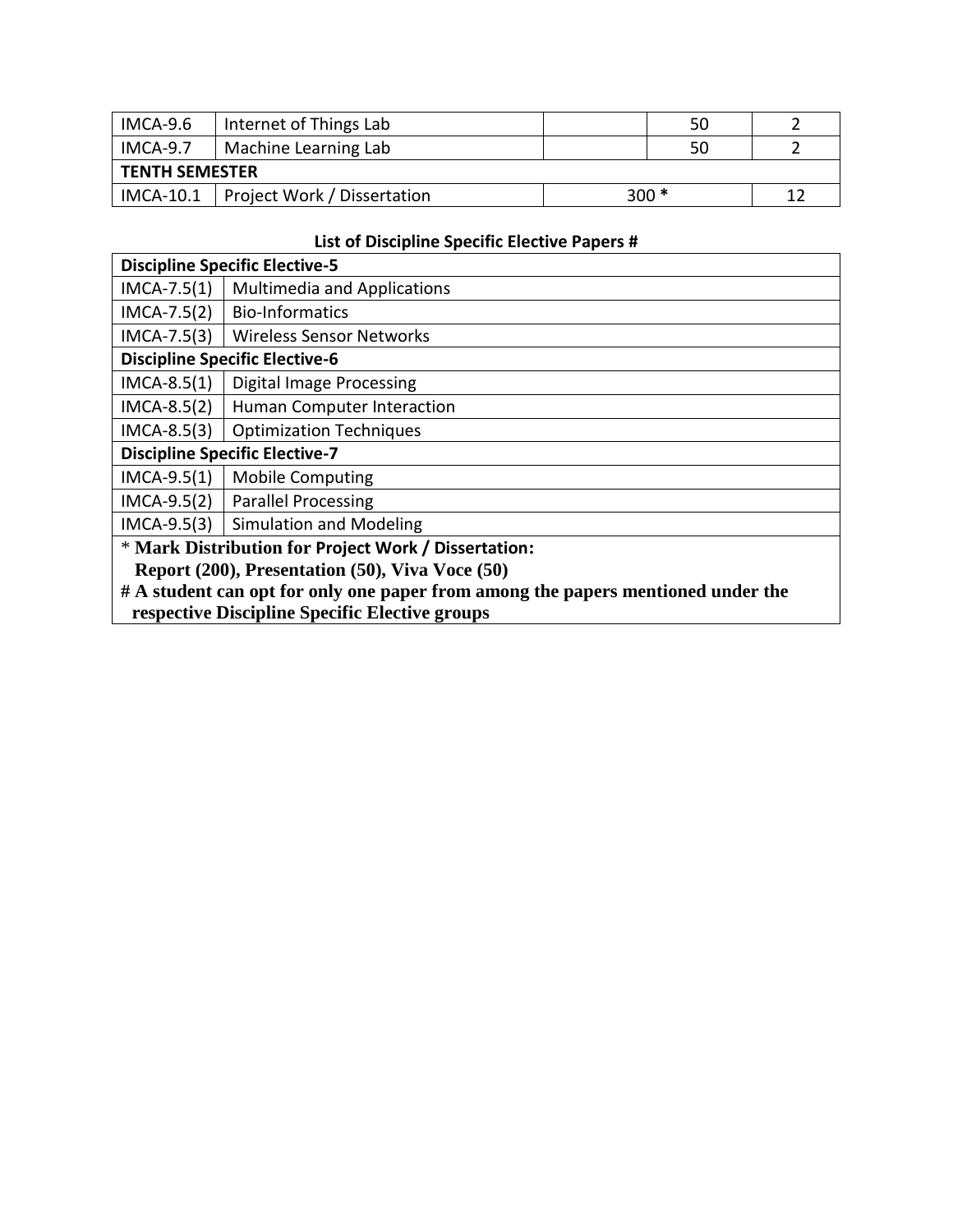| IMCA-9.6 | Internet of Things Lab | | 50 | 2 |
|---|---|---|---|---|
| IMCA-9.7 | Machine Learning Lab | | 50 | 2 |
| **TENTH SEMESTER** | | | | |
| IMCA-10.1 | Project Work / Dissertation | 300 * | | 12 |

**List of Discipline Specific Elective Papers #**

| **Discipline Specific Elective-5** | |
|---|---|
| IMCA-7.5(1) | Multimedia and Applications |
| IMCA-7.5(2) | Bio-Informatics |
| IMCA-7.5(3) | Wireless Sensor Networks |
| **Discipline Specific Elective-6** | |
| IMCA-8.5(1) | Digital Image Processing |
| IMCA-8.5(2) | Human Computer Interaction |
| IMCA-8.5(3) | Optimization Techniques |
| **Discipline Specific Elective-7** | |
| IMCA-9.5(1) | Mobile Computing |
| IMCA-9.5(2) | Parallel Processing |
| IMCA-9.5(3) | Simulation and Modeling |

\* **Mark Distribution for Project Work / Dissertation:**
**Report (200), Presentation (50), Viva Voce (50)**

**# A student can opt for only one paper from among the papers mentioned under the respective Discipline Specific Elective groups**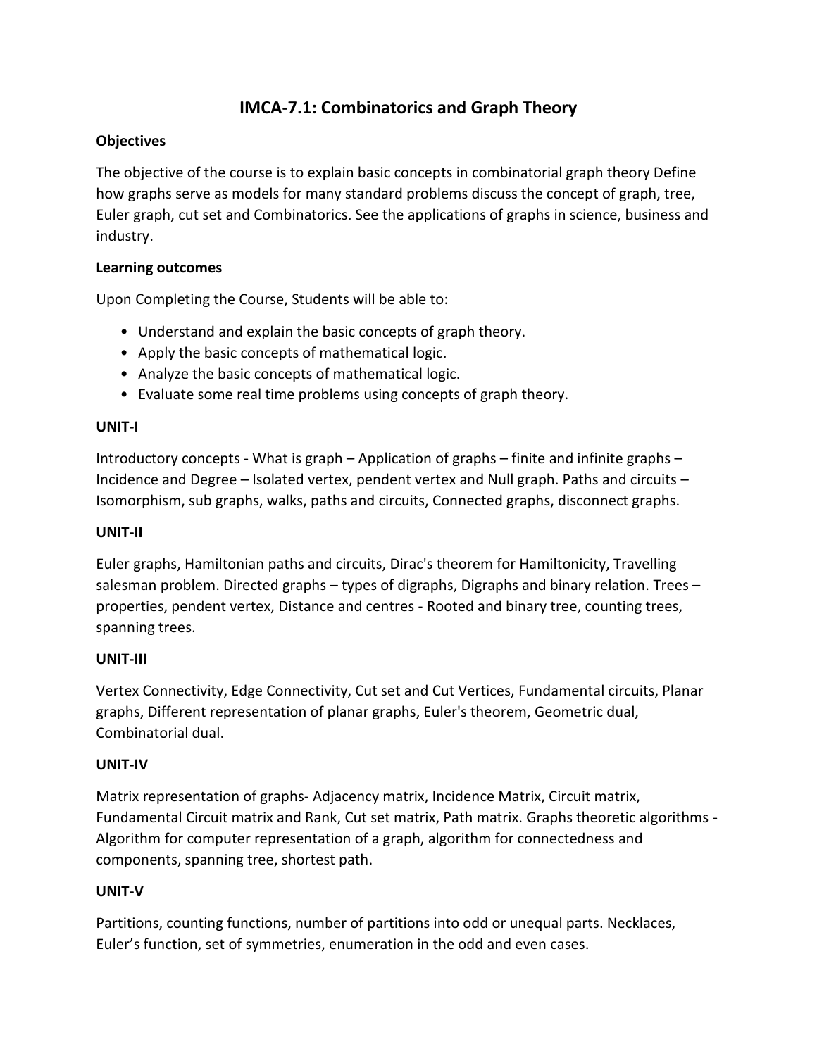# IMCA-7.1: Combinatorics and Graph Theory

**Objectives**

The objective of the course is to explain basic concepts in combinatorial graph theory Define how graphs serve as models for many standard problems discuss the concept of graph, tree, Euler graph, cut set and Combinatorics. See the applications of graphs in science, business and industry.

**Learning outcomes**

Upon Completing the Course, Students will be able to:

- Understand and explain the basic concepts of graph theory.
- Apply the basic concepts of mathematical logic.
- Analyze the basic concepts of mathematical logic.
- Evaluate some real time problems using concepts of graph theory.

**UNIT-I**

Introductory concepts - What is graph – Application of graphs – finite and infinite graphs – Incidence and Degree – Isolated vertex, pendent vertex and Null graph. Paths and circuits – Isomorphism, sub graphs, walks, paths and circuits, Connected graphs, disconnect graphs.

**UNIT-II**

Euler graphs, Hamiltonian paths and circuits, Dirac's theorem for Hamiltonicity, Travelling salesman problem. Directed graphs – types of digraphs, Digraphs and binary relation. Trees – properties, pendent vertex, Distance and centres - Rooted and binary tree, counting trees, spanning trees.

**UNIT-III**

Vertex Connectivity, Edge Connectivity, Cut set and Cut Vertices, Fundamental circuits, Planar graphs, Different representation of planar graphs, Euler's theorem, Geometric dual, Combinatorial dual.

**UNIT-IV**

Matrix representation of graphs- Adjacency matrix, Incidence Matrix, Circuit matrix, Fundamental Circuit matrix and Rank, Cut set matrix, Path matrix. Graphs theoretic algorithms - Algorithm for computer representation of a graph, algorithm for connectedness and components, spanning tree, shortest path.

**UNIT-V**

Partitions, counting functions, number of partitions into odd or unequal parts. Necklaces, Euler's function, set of symmetries, enumeration in the odd and even cases.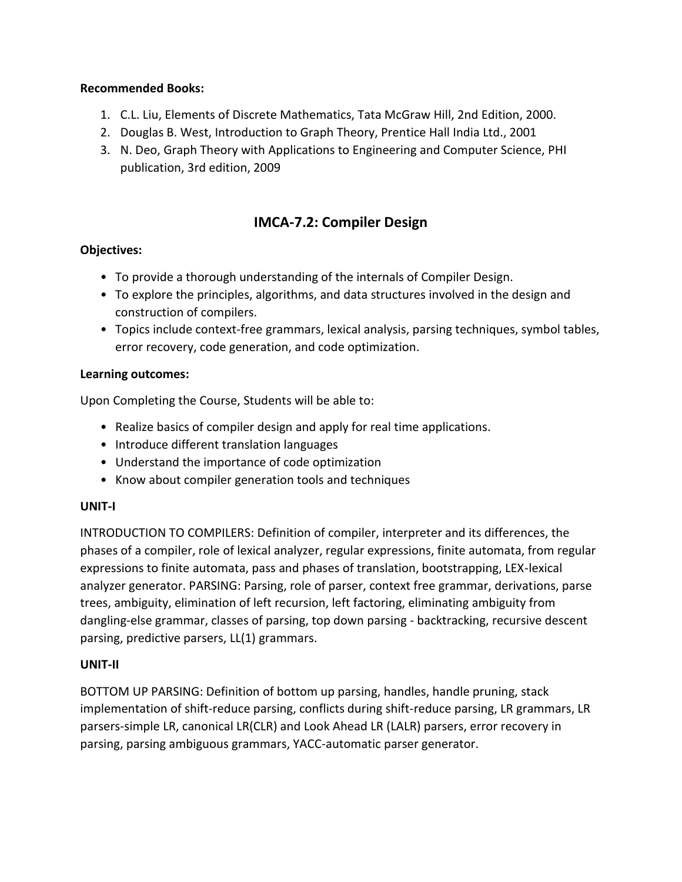**Recommended Books:**

1. C.L. Liu, Elements of Discrete Mathematics, Tata McGraw Hill, 2nd Edition, 2000.
2. Douglas B. West, Introduction to Graph Theory, Prentice Hall India Ltd., 2001
3. N. Deo, Graph Theory with Applications to Engineering and Computer Science, PHI publication, 3rd edition, 2009

## IMCA-7.2: Compiler Design

**Objectives:**

- To provide a thorough understanding of the internals of Compiler Design.
- To explore the principles, algorithms, and data structures involved in the design and construction of compilers.
- Topics include context-free grammars, lexical analysis, parsing techniques, symbol tables, error recovery, code generation, and code optimization.

**Learning outcomes:**

Upon Completing the Course, Students will be able to:

- Realize basics of compiler design and apply for real time applications.
- Introduce different translation languages
- Understand the importance of code optimization
- Know about compiler generation tools and techniques

**UNIT-I**

INTRODUCTION TO COMPILERS: Definition of compiler, interpreter and its differences, the phases of a compiler, role of lexical analyzer, regular expressions, finite automata, from regular expressions to finite automata, pass and phases of translation, bootstrapping, LEX-lexical analyzer generator. PARSING: Parsing, role of parser, context free grammar, derivations, parse trees, ambiguity, elimination of left recursion, left factoring, eliminating ambiguity from dangling-else grammar, classes of parsing, top down parsing - backtracking, recursive descent parsing, predictive parsers, LL(1) grammars.

**UNIT-II**

BOTTOM UP PARSING: Definition of bottom up parsing, handles, handle pruning, stack implementation of shift-reduce parsing, conflicts during shift-reduce parsing, LR grammars, LR parsers-simple LR, canonical LR(CLR) and Look Ahead LR (LALR) parsers, error recovery in parsing, parsing ambiguous grammars, YACC-automatic parser generator.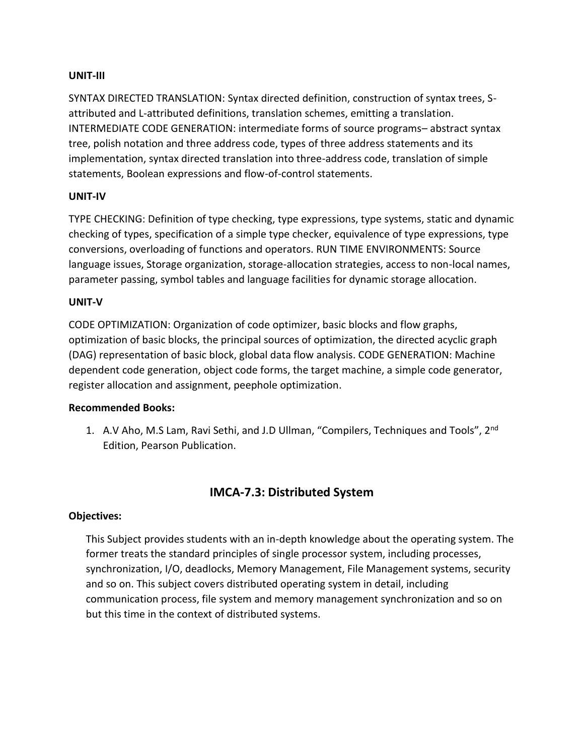**UNIT-III**

SYNTAX DIRECTED TRANSLATION: Syntax directed definition, construction of syntax trees, S-attributed and L-attributed definitions, translation schemes, emitting a translation. INTERMEDIATE CODE GENERATION: intermediate forms of source programs– abstract syntax tree, polish notation and three address code, types of three address statements and its implementation, syntax directed translation into three-address code, translation of simple statements, Boolean expressions and flow-of-control statements.

**UNIT-IV**

TYPE CHECKING: Definition of type checking, type expressions, type systems, static and dynamic checking of types, specification of a simple type checker, equivalence of type expressions, type conversions, overloading of functions and operators. RUN TIME ENVIRONMENTS: Source language issues, Storage organization, storage-allocation strategies, access to non-local names, parameter passing, symbol tables and language facilities for dynamic storage allocation.

**UNIT-V**

CODE OPTIMIZATION: Organization of code optimizer, basic blocks and flow graphs, optimization of basic blocks, the principal sources of optimization, the directed acyclic graph (DAG) representation of basic block, global data flow analysis. CODE GENERATION: Machine dependent code generation, object code forms, the target machine, a simple code generator, register allocation and assignment, peephole optimization.

**Recommended Books:**

1. A.V Aho, M.S Lam, Ravi Sethi, and J.D Ullman, “Compilers, Techniques and Tools”, 2nd Edition, Pearson Publication.

## IMCA-7.3: Distributed System

**Objectives:**

This Subject provides students with an in-depth knowledge about the operating system. The former treats the standard principles of single processor system, including processes, synchronization, I/O, deadlocks, Memory Management, File Management systems, security and so on. This subject covers distributed operating system in detail, including communication process, file system and memory management synchronization and so on but this time in the context of distributed systems.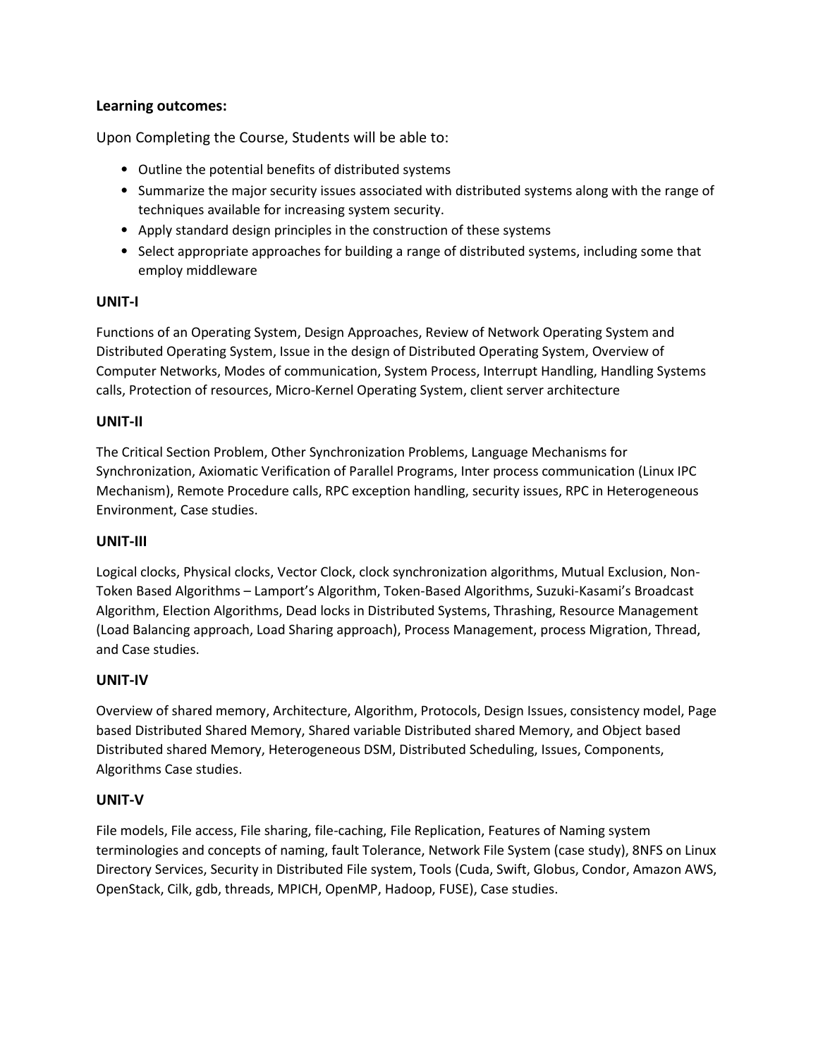**Learning outcomes:**

Upon Completing the Course, Students will be able to:

- Outline the potential benefits of distributed systems
- Summarize the major security issues associated with distributed systems along with the range of techniques available for increasing system security.
- Apply standard design principles in the construction of these systems
- Select appropriate approaches for building a range of distributed systems, including some that employ middleware

**UNIT-I**

Functions of an Operating System, Design Approaches, Review of Network Operating System and Distributed Operating System, Issue in the design of Distributed Operating System, Overview of Computer Networks, Modes of communication, System Process, Interrupt Handling, Handling Systems calls, Protection of resources, Micro-Kernel Operating System, client server architecture

**UNIT-II**

The Critical Section Problem, Other Synchronization Problems, Language Mechanisms for Synchronization, Axiomatic Verification of Parallel Programs, Inter process communication (Linux IPC Mechanism), Remote Procedure calls, RPC exception handling, security issues, RPC in Heterogeneous Environment, Case studies.

**UNIT-III**

Logical clocks, Physical clocks, Vector Clock, clock synchronization algorithms, Mutual Exclusion, Non-Token Based Algorithms – Lamport's Algorithm, Token-Based Algorithms, Suzuki-Kasami's Broadcast Algorithm, Election Algorithms, Dead locks in Distributed Systems, Thrashing, Resource Management (Load Balancing approach, Load Sharing approach), Process Management, process Migration, Thread, and Case studies.

**UNIT-IV**

Overview of shared memory, Architecture, Algorithm, Protocols, Design Issues, consistency model, Page based Distributed Shared Memory, Shared variable Distributed shared Memory, and Object based Distributed shared Memory, Heterogeneous DSM, Distributed Scheduling, Issues, Components, Algorithms Case studies.

**UNIT-V**

File models, File access, File sharing, file-caching, File Replication, Features of Naming system terminologies and concepts of naming, fault Tolerance, Network File System (case study), 8NFS on Linux Directory Services, Security in Distributed File system, Tools (Cuda, Swift, Globus, Condor, Amazon AWS, OpenStack, Cilk, gdb, threads, MPICH, OpenMP, Hadoop, FUSE), Case studies.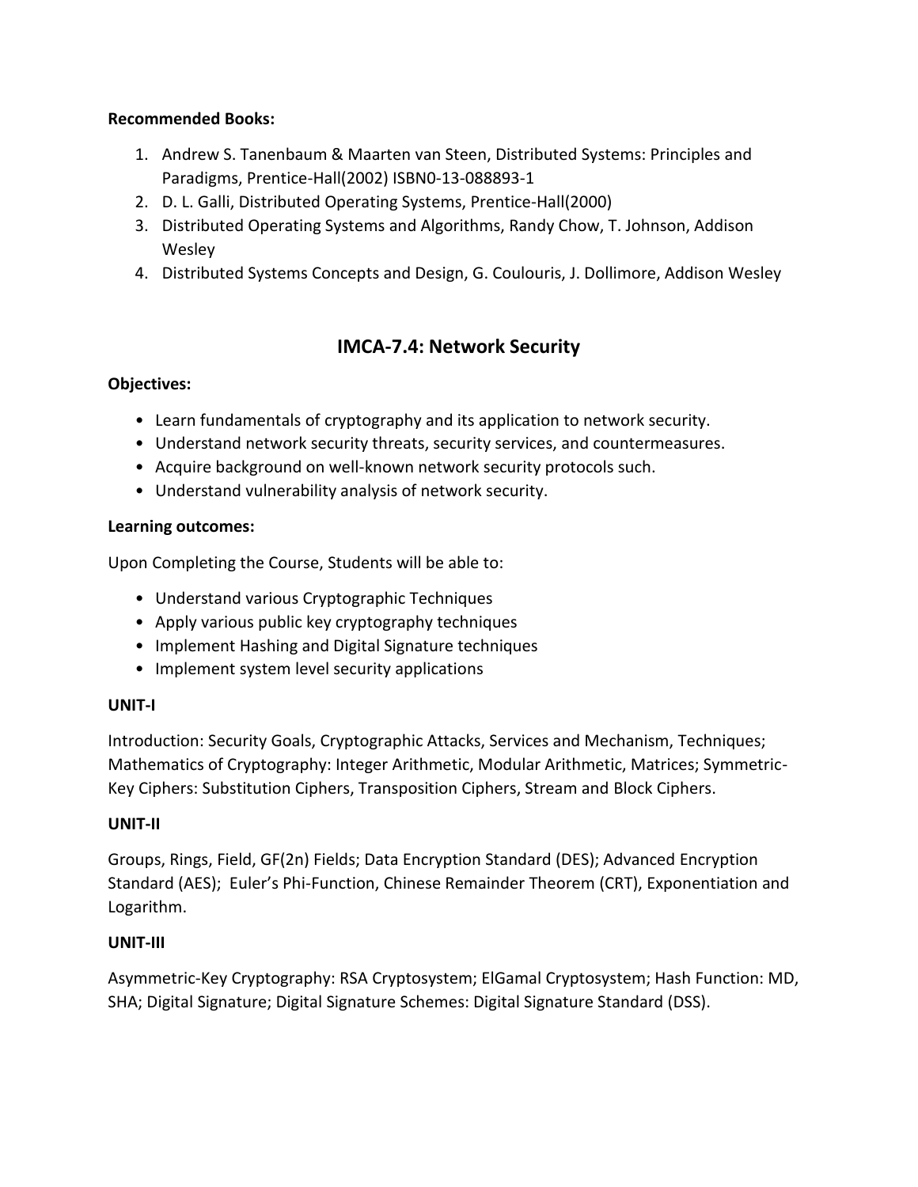**Recommended Books:**

1. Andrew S. Tanenbaum & Maarten van Steen, Distributed Systems: Principles and Paradigms, Prentice-Hall(2002) ISBN0-13-088893-1
2. D. L. Galli, Distributed Operating Systems, Prentice-Hall(2000)
3. Distributed Operating Systems and Algorithms, Randy Chow, T. Johnson, Addison Wesley
4. Distributed Systems Concepts and Design, G. Coulouris, J. Dollimore, Addison Wesley

## IMCA-7.4: Network Security

**Objectives:**

- Learn fundamentals of cryptography and its application to network security.
- Understand network security threats, security services, and countermeasures.
- Acquire background on well-known network security protocols such.
- Understand vulnerability analysis of network security.

**Learning outcomes:**

Upon Completing the Course, Students will be able to:

- Understand various Cryptographic Techniques
- Apply various public key cryptography techniques
- Implement Hashing and Digital Signature techniques
- Implement system level security applications

**UNIT-I**

Introduction: Security Goals, Cryptographic Attacks, Services and Mechanism, Techniques; Mathematics of Cryptography: Integer Arithmetic, Modular Arithmetic, Matrices; Symmetric-Key Ciphers: Substitution Ciphers, Transposition Ciphers, Stream and Block Ciphers.

**UNIT-II**

Groups, Rings, Field, GF(2n) Fields; Data Encryption Standard (DES); Advanced Encryption Standard (AES); Euler's Phi-Function, Chinese Remainder Theorem (CRT), Exponentiation and Logarithm.

**UNIT-III**

Asymmetric-Key Cryptography: RSA Cryptosystem; ElGamal Cryptosystem; Hash Function: MD, SHA; Digital Signature; Digital Signature Schemes: Digital Signature Standard (DSS).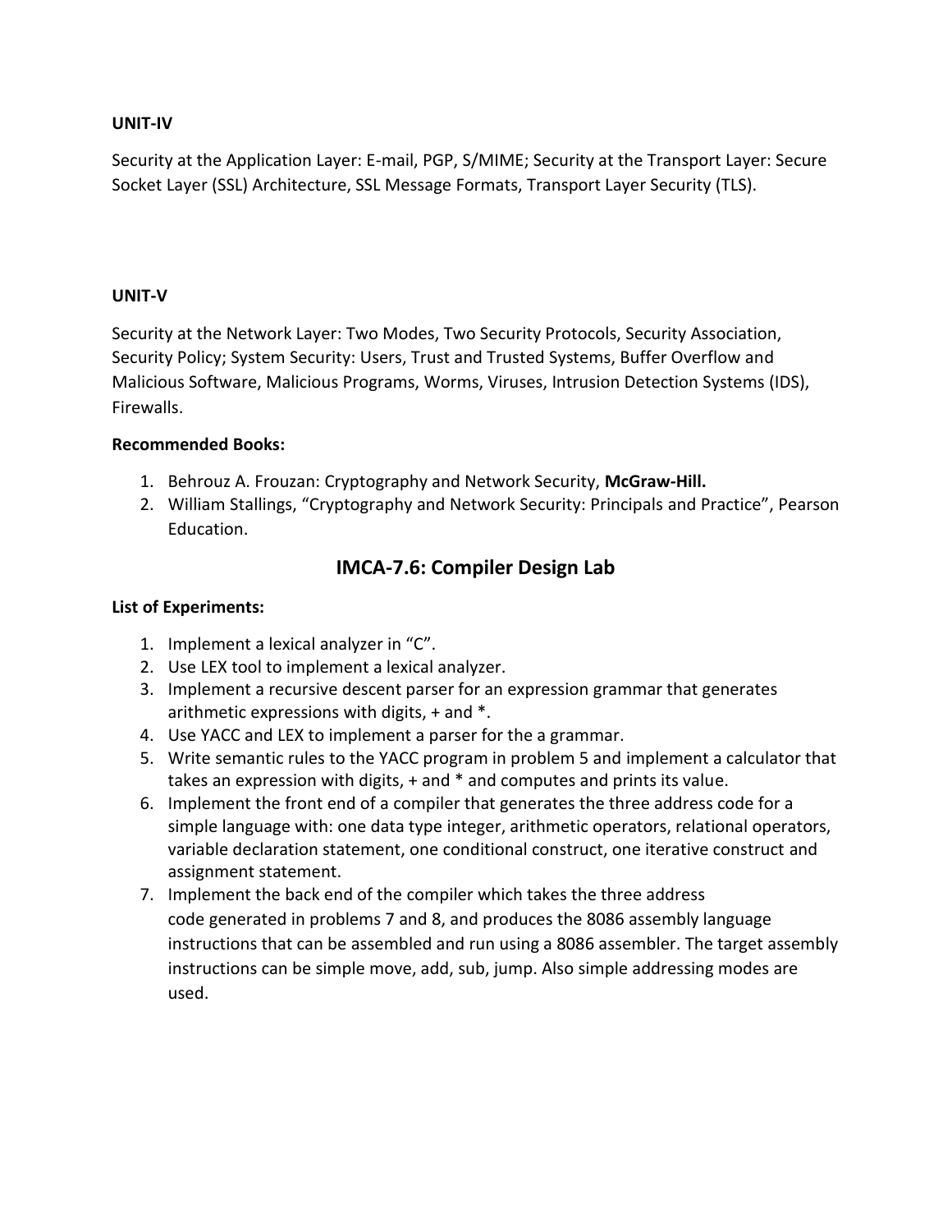**UNIT-IV**

Security at the Application Layer: E-mail, PGP, S/MIME; Security at the Transport Layer: Secure Socket Layer (SSL) Architecture, SSL Message Formats, Transport Layer Security (TLS).

**UNIT-V**

Security at the Network Layer: Two Modes, Two Security Protocols, Security Association, Security Policy; System Security: Users, Trust and Trusted Systems, Buffer Overflow and Malicious Software, Malicious Programs, Worms, Viruses, Intrusion Detection Systems (IDS), Firewalls.

**Recommended Books:**

1. Behrouz A. Frouzan: Cryptography and Network Security, **McGraw-Hill.**
2. William Stallings, "Cryptography and Network Security: Principals and Practice", Pearson Education.

## IMCA-7.6: Compiler Design Lab

**List of Experiments:**

1. Implement a lexical analyzer in "C".
2. Use LEX tool to implement a lexical analyzer.
3. Implement a recursive descent parser for an expression grammar that generates arithmetic expressions with digits, + and *.
4. Use YACC and LEX to implement a parser for the a grammar.
5. Write semantic rules to the YACC program in problem 5 and implement a calculator that takes an expression with digits, + and * and computes and prints its value.
6. Implement the front end of a compiler that generates the three address code for a simple language with: one data type integer, arithmetic operators, relational operators, variable declaration statement, one conditional construct, one iterative construct and assignment statement.
7. Implement the back end of the compiler which takes the three address code generated in problems 7 and 8, and produces the 8086 assembly language instructions that can be assembled and run using a 8086 assembler. The target assembly instructions can be simple move, add, sub, jump. Also simple addressing modes are used.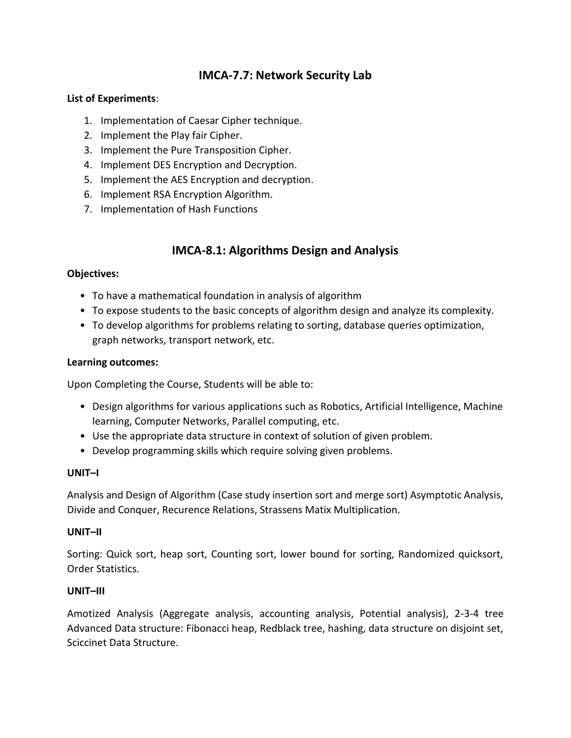## IMCA-7.7: Network Security Lab

**List of Experiments**:

1. Implementation of Caesar Cipher technique.
2. Implement the Play fair Cipher.
3. Implement the Pure Transposition Cipher.
4. Implement DES Encryption and Decryption.
5. Implement the AES Encryption and decryption.
6. Implement RSA Encryption Algorithm.
7. Implementation of Hash Functions

## IMCA-8.1: Algorithms Design and Analysis

**Objectives:**

- To have a mathematical foundation in analysis of algorithm
- To expose students to the basic concepts of algorithm design and analyze its complexity.
- To develop algorithms for problems relating to sorting, database queries optimization, graph networks, transport network, etc.

**Learning outcomes:**

Upon Completing the Course, Students will be able to:

- Design algorithms for various applications such as Robotics, Artificial Intelligence, Machine learning, Computer Networks, Parallel computing, etc.
- Use the appropriate data structure in context of solution of given problem.
- Develop programming skills which require solving given problems.

**UNIT–I**

Analysis and Design of Algorithm (Case study insertion sort and merge sort) Asymptotic Analysis, Divide and Conquer, Recurence Relations, Strassens Matix Multiplication.

**UNIT–II**

Sorting: Quick sort, heap sort, Counting sort, lower bound for sorting, Randomized quicksort, Order Statistics.

**UNIT–III**

Amotized Analysis (Aggregate analysis, accounting analysis, Potential analysis), 2-3-4 tree Advanced Data structure: Fibonacci heap, Redblack tree, hashing, data structure on disjoint set, Sciccinet Data Structure.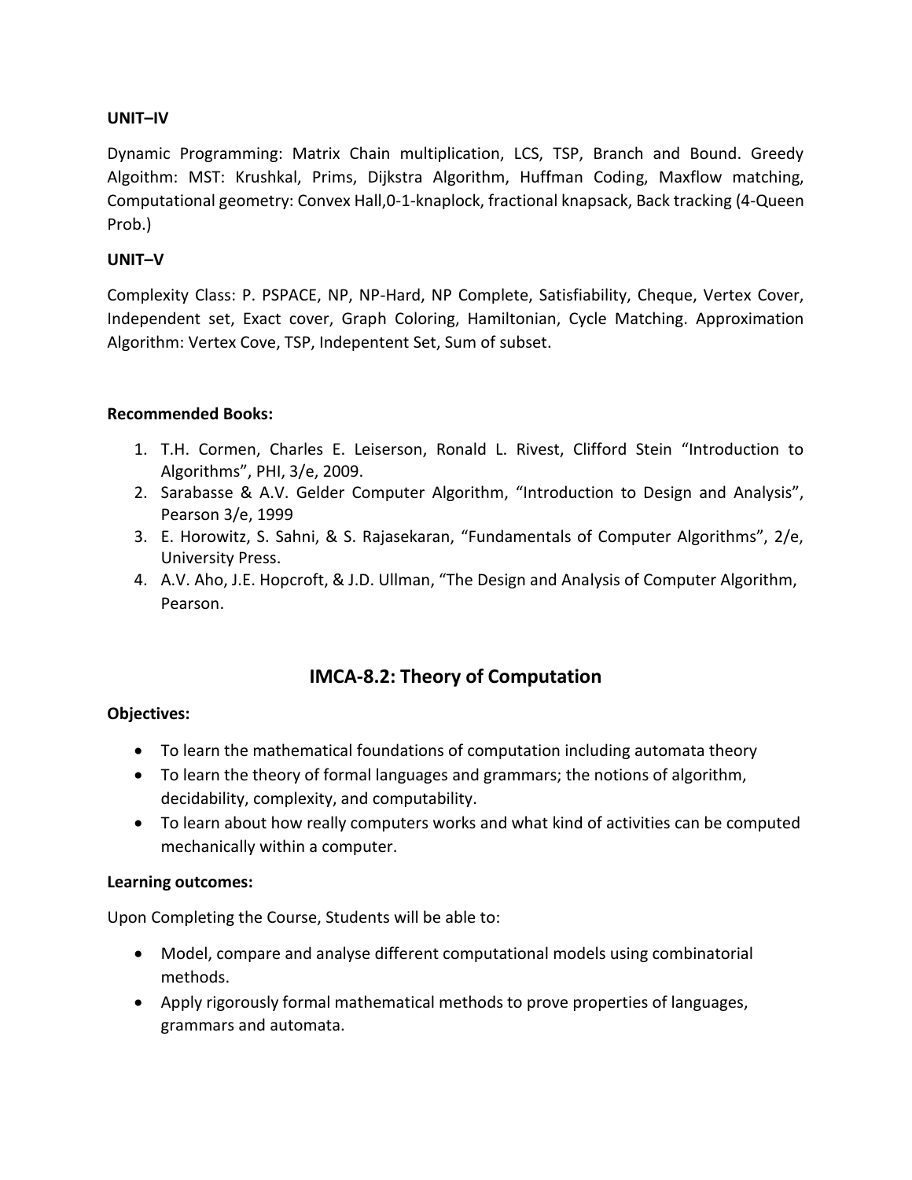**UNIT–IV**

Dynamic Programming: Matrix Chain multiplication, LCS, TSP, Branch and Bound. Greedy Algoithm: MST: Krushkal, Prims, Dijkstra Algorithm, Huffman Coding, Maxflow matching, Computational geometry: Convex Hall,0-1-knaplock, fractional knapsack, Back tracking (4-Queen Prob.)

**UNIT–V**

Complexity Class: P. PSPACE, NP, NP-Hard, NP Complete, Satisfiability, Cheque, Vertex Cover, Independent set, Exact cover, Graph Coloring, Hamiltonian, Cycle Matching. Approximation Algorithm: Vertex Cove, TSP, Indepentent Set, Sum of subset.

**Recommended Books:**

1. T.H. Cormen, Charles E. Leiserson, Ronald L. Rivest, Clifford Stein "Introduction to Algorithms", PHI, 3/e, 2009.
2. Sarabasse & A.V. Gelder Computer Algorithm, "Introduction to Design and Analysis", Pearson 3/e, 1999
3. E. Horowitz, S. Sahni, & S. Rajasekaran, "Fundamentals of Computer Algorithms", 2/e, University Press.
4. A.V. Aho, J.E. Hopcroft, & J.D. Ullman, "The Design and Analysis of Computer Algorithm, Pearson.

## IMCA-8.2: Theory of Computation

**Objectives:**

- To learn the mathematical foundations of computation including automata theory
- To learn the theory of formal languages and grammars; the notions of algorithm, decidability, complexity, and computability.
- To learn about how really computers works and what kind of activities can be computed mechanically within a computer.

**Learning outcomes:**

Upon Completing the Course, Students will be able to:

- Model, compare and analyse different computational models using combinatorial methods.
- Apply rigorously formal mathematical methods to prove properties of languages, grammars and automata.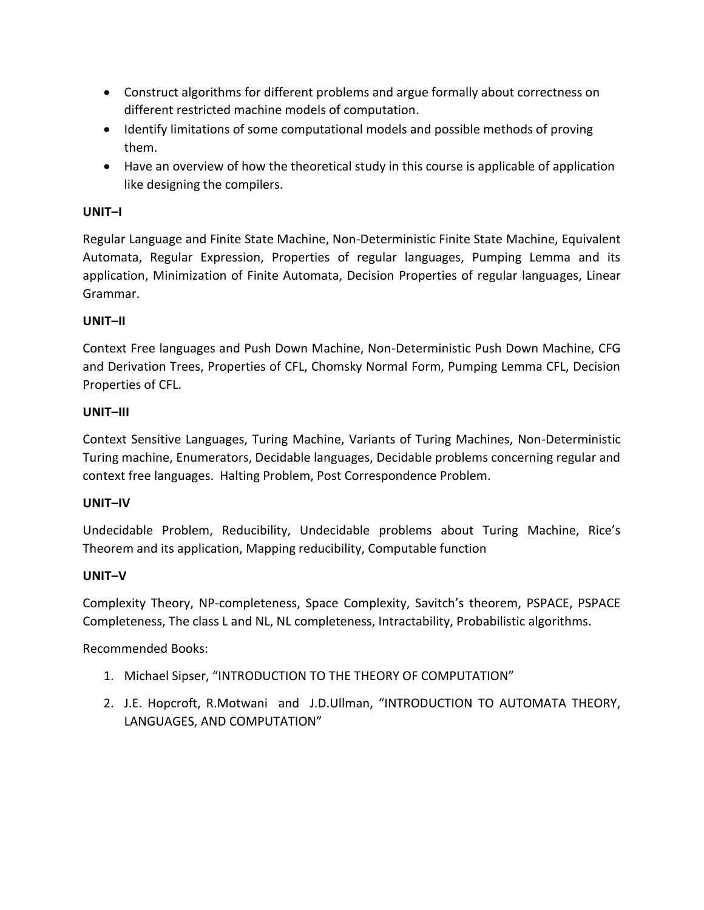- Construct algorithms for different problems and argue formally about correctness on different restricted machine models of computation.
- Identify limitations of some computational models and possible methods of proving them.
- Have an overview of how the theoretical study in this course is applicable of application like designing the compilers.

**UNIT–I**

Regular Language and Finite State Machine, Non-Deterministic Finite State Machine, Equivalent Automata, Regular Expression, Properties of regular languages, Pumping Lemma and its application, Minimization of Finite Automata, Decision Properties of regular languages, Linear Grammar.

**UNIT–II**

Context Free languages and Push Down Machine, Non-Deterministic Push Down Machine, CFG and Derivation Trees, Properties of CFL, Chomsky Normal Form, Pumping Lemma CFL, Decision Properties of CFL.

**UNIT–III**

Context Sensitive Languages, Turing Machine, Variants of Turing Machines, Non-Deterministic Turing machine, Enumerators, Decidable languages, Decidable problems concerning regular and context free languages. Halting Problem, Post Correspondence Problem.

**UNIT–IV**

Undecidable Problem, Reducibility, Undecidable problems about Turing Machine, Rice's Theorem and its application, Mapping reducibility, Computable function

**UNIT–V**

Complexity Theory, NP-completeness, Space Complexity, Savitch's theorem, PSPACE, PSPACE Completeness, The class L and NL, NL completeness, Intractability, Probabilistic algorithms.

Recommended Books:

1. Michael Sipser, "INTRODUCTION TO THE THEORY OF COMPUTATION"
2. J.E. Hopcroft, R.Motwani and J.D.Ullman, "INTRODUCTION TO AUTOMATA THEORY, LANGUAGES, AND COMPUTATION"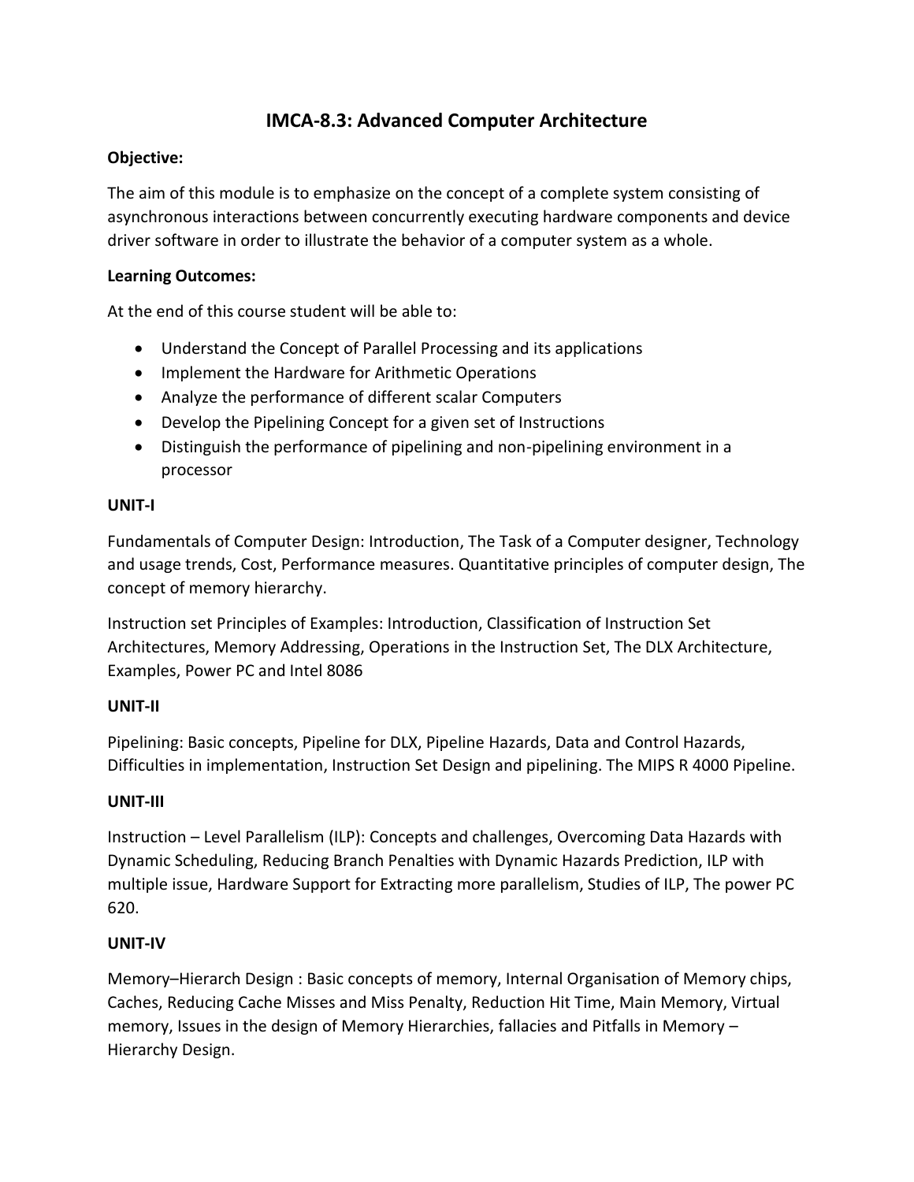# IMCA-8.3: Advanced Computer Architecture

**Objective:**

The aim of this module is to emphasize on the concept of a complete system consisting of asynchronous interactions between concurrently executing hardware components and device driver software in order to illustrate the behavior of a computer system as a whole.

**Learning Outcomes:**

At the end of this course student will be able to:

- Understand the Concept of Parallel Processing and its applications
- Implement the Hardware for Arithmetic Operations
- Analyze the performance of different scalar Computers
- Develop the Pipelining Concept for a given set of Instructions
- Distinguish the performance of pipelining and non-pipelining environment in a processor

**UNIT-I**

Fundamentals of Computer Design: Introduction, The Task of a Computer designer, Technology and usage trends, Cost, Performance measures. Quantitative principles of computer design, The concept of memory hierarchy.

Instruction set Principles of Examples: Introduction, Classification of Instruction Set Architectures, Memory Addressing, Operations in the Instruction Set, The DLX Architecture, Examples, Power PC and Intel 8086

**UNIT-II**

Pipelining: Basic concepts, Pipeline for DLX, Pipeline Hazards, Data and Control Hazards, Difficulties in implementation, Instruction Set Design and pipelining. The MIPS R 4000 Pipeline.

**UNIT-III**

Instruction – Level Parallelism (ILP): Concepts and challenges, Overcoming Data Hazards with Dynamic Scheduling, Reducing Branch Penalties with Dynamic Hazards Prediction, ILP with multiple issue, Hardware Support for Extracting more parallelism, Studies of ILP, The power PC 620.

**UNIT-IV**

Memory–Hierarch Design : Basic concepts of memory, Internal Organisation of Memory chips, Caches, Reducing Cache Misses and Miss Penalty, Reduction Hit Time, Main Memory, Virtual memory, Issues in the design of Memory Hierarchies, fallacies and Pitfalls in Memory – Hierarchy Design.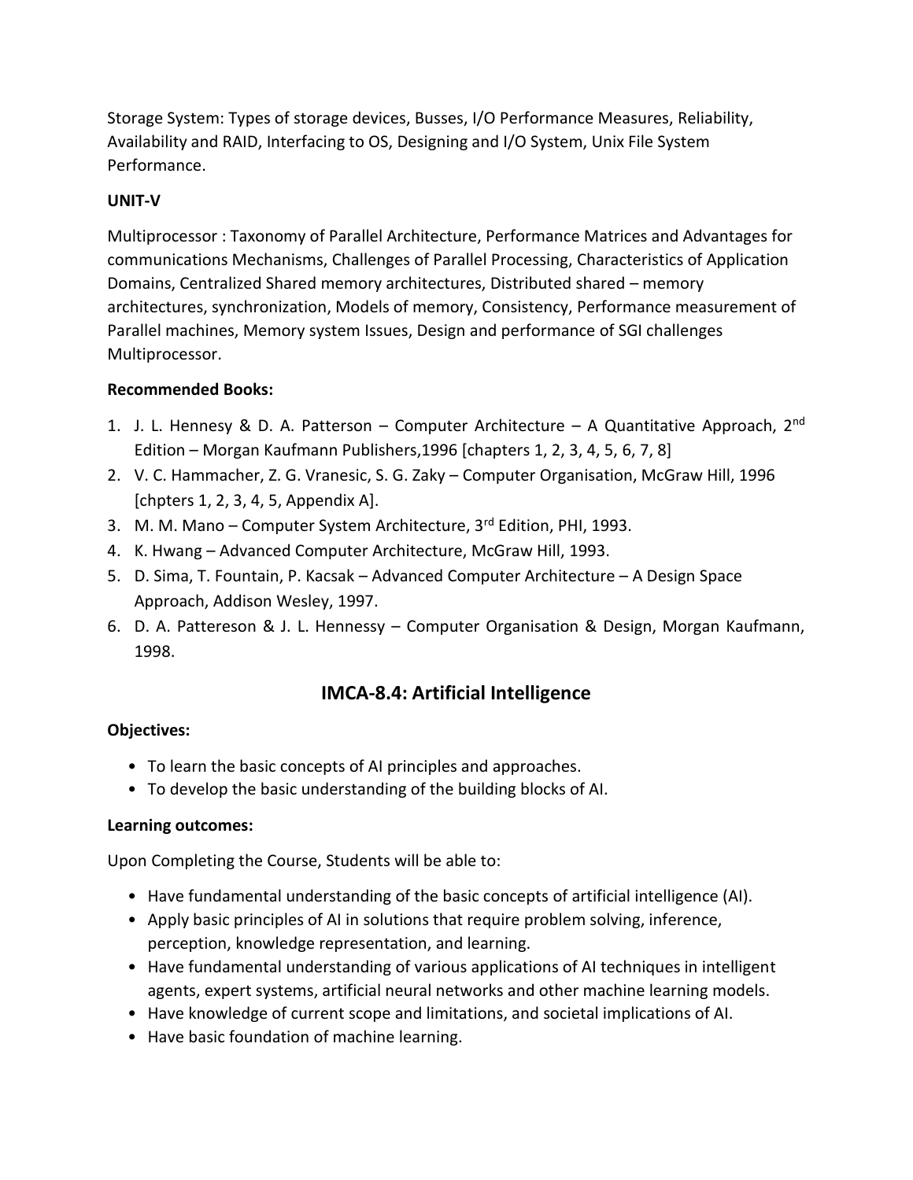Storage System: Types of storage devices, Busses, I/O Performance Measures, Reliability, Availability and RAID, Interfacing to OS, Designing and I/O System, Unix File System Performance.

**UNIT-V**

Multiprocessor : Taxonomy of Parallel Architecture, Performance Matrices and Advantages for communications Mechanisms, Challenges of Parallel Processing, Characteristics of Application Domains, Centralized Shared memory architectures, Distributed shared – memory architectures, synchronization, Models of memory, Consistency, Performance measurement of Parallel machines, Memory system Issues, Design and performance of SGI challenges Multiprocessor.

**Recommended Books:**

1. J. L. Hennesy & D. A. Patterson – Computer Architecture – A Quantitative Approach, 2nd Edition – Morgan Kaufmann Publishers,1996 [chapters 1, 2, 3, 4, 5, 6, 7, 8]
2. V. C. Hammacher, Z. G. Vranesic, S. G. Zaky – Computer Organisation, McGraw Hill, 1996 [chpters 1, 2, 3, 4, 5, Appendix A].
3. M. M. Mano – Computer System Architecture, 3rd Edition, PHI, 1993.
4. K. Hwang – Advanced Computer Architecture, McGraw Hill, 1993.
5. D. Sima, T. Fountain, P. Kacsak – Advanced Computer Architecture – A Design Space Approach, Addison Wesley, 1997.
6. D. A. Pattereson & J. L. Hennessy – Computer Organisation & Design, Morgan Kaufmann, 1998.

## IMCA-8.4: Artificial Intelligence

**Objectives:**

- To learn the basic concepts of AI principles and approaches.
- To develop the basic understanding of the building blocks of AI.

**Learning outcomes:**

Upon Completing the Course, Students will be able to:

- Have fundamental understanding of the basic concepts of artificial intelligence (AI).
- Apply basic principles of AI in solutions that require problem solving, inference, perception, knowledge representation, and learning.
- Have fundamental understanding of various applications of AI techniques in intelligent agents, expert systems, artificial neural networks and other machine learning models.
- Have knowledge of current scope and limitations, and societal implications of AI.
- Have basic foundation of machine learning.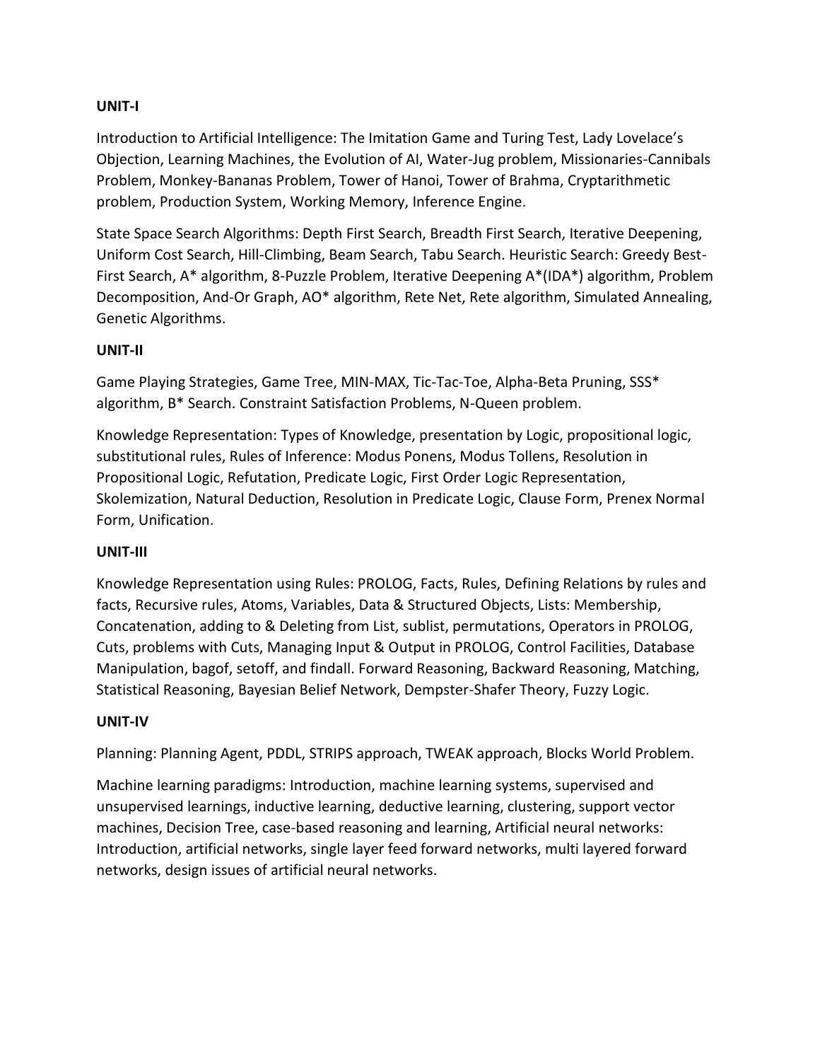**UNIT-I**

Introduction to Artificial Intelligence: The Imitation Game and Turing Test, Lady Lovelace's Objection, Learning Machines, the Evolution of AI, Water-Jug problem, Missionaries-Cannibals Problem, Monkey-Bananas Problem, Tower of Hanoi, Tower of Brahma, Cryptarithmetic problem, Production System, Working Memory, Inference Engine.

State Space Search Algorithms: Depth First Search, Breadth First Search, Iterative Deepening, Uniform Cost Search, Hill-Climbing, Beam Search, Tabu Search. Heuristic Search: Greedy Best-First Search, A* algorithm, 8-Puzzle Problem, Iterative Deepening A*(IDA*) algorithm, Problem Decomposition, And-Or Graph, AO* algorithm, Rete Net, Rete algorithm, Simulated Annealing, Genetic Algorithms.

**UNIT-II**

Game Playing Strategies, Game Tree, MIN-MAX, Tic-Tac-Toe, Alpha-Beta Pruning, SSS* algorithm, B* Search. Constraint Satisfaction Problems, N-Queen problem.

Knowledge Representation: Types of Knowledge, presentation by Logic, propositional logic, substitutional rules, Rules of Inference: Modus Ponens, Modus Tollens, Resolution in Propositional Logic, Refutation, Predicate Logic, First Order Logic Representation, Skolemization, Natural Deduction, Resolution in Predicate Logic, Clause Form, Prenex Normal Form, Unification.

**UNIT-III**

Knowledge Representation using Rules: PROLOG, Facts, Rules, Defining Relations by rules and facts, Recursive rules, Atoms, Variables, Data & Structured Objects, Lists: Membership, Concatenation, adding to & Deleting from List, sublist, permutations, Operators in PROLOG, Cuts, problems with Cuts, Managing Input & Output in PROLOG, Control Facilities, Database Manipulation, bagof, setoff, and findall. Forward Reasoning, Backward Reasoning, Matching, Statistical Reasoning, Bayesian Belief Network, Dempster-Shafer Theory, Fuzzy Logic.

**UNIT-IV**

Planning: Planning Agent, PDDL, STRIPS approach, TWEAK approach, Blocks World Problem.

Machine learning paradigms: Introduction, machine learning systems, supervised and unsupervised learnings, inductive learning, deductive learning, clustering, support vector machines, Decision Tree, case-based reasoning and learning, Artificial neural networks: Introduction, artificial networks, single layer feed forward networks, multi layered forward networks, design issues of artificial neural networks.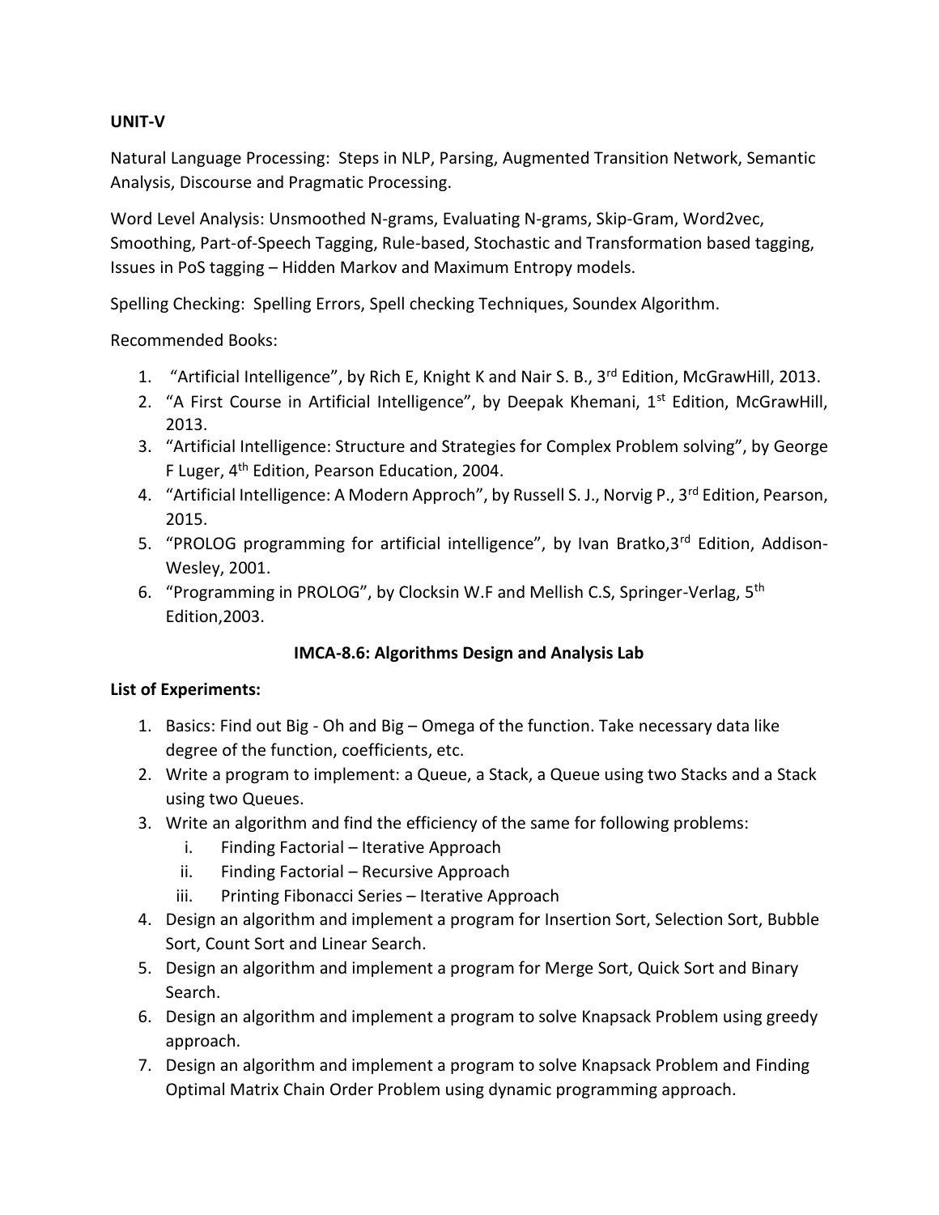**UNIT-V**

Natural Language Processing: Steps in NLP, Parsing, Augmented Transition Network, Semantic Analysis, Discourse and Pragmatic Processing.

Word Level Analysis: Unsmoothed N-grams, Evaluating N-grams, Skip-Gram, Word2vec, Smoothing, Part-of-Speech Tagging, Rule-based, Stochastic and Transformation based tagging, Issues in PoS tagging – Hidden Markov and Maximum Entropy models.

Spelling Checking: Spelling Errors, Spell checking Techniques, Soundex Algorithm.

Recommended Books:

1. "Artificial Intelligence", by Rich E, Knight K and Nair S. B., 3rd Edition, McGrawHill, 2013.
2. "A First Course in Artificial Intelligence", by Deepak Khemani, 1st Edition, McGrawHill, 2013.
3. "Artificial Intelligence: Structure and Strategies for Complex Problem solving", by George F Luger, 4th Edition, Pearson Education, 2004.
4. "Artificial Intelligence: A Modern Approch", by Russell S. J., Norvig P., 3rd Edition, Pearson, 2015.
5. "PROLOG programming for artificial intelligence", by Ivan Bratko,3rd Edition, Addison-Wesley, 2001.
6. "Programming in PROLOG", by Clocksin W.F and Mellish C.S, Springer-Verlag, 5th Edition,2003.

## IMCA-8.6: Algorithms Design and Analysis Lab

**List of Experiments:**

1. Basics: Find out Big - Oh and Big – Omega of the function. Take necessary data like degree of the function, coefficients, etc.
2. Write a program to implement: a Queue, a Stack, a Queue using two Stacks and a Stack using two Queues.
3. Write an algorithm and find the efficiency of the same for following problems:
   i. Finding Factorial – Iterative Approach
   ii. Finding Factorial – Recursive Approach
   iii. Printing Fibonacci Series – Iterative Approach
4. Design an algorithm and implement a program for Insertion Sort, Selection Sort, Bubble Sort, Count Sort and Linear Search.
5. Design an algorithm and implement a program for Merge Sort, Quick Sort and Binary Search.
6. Design an algorithm and implement a program to solve Knapsack Problem using greedy approach.
7. Design an algorithm and implement a program to solve Knapsack Problem and Finding Optimal Matrix Chain Order Problem using dynamic programming approach.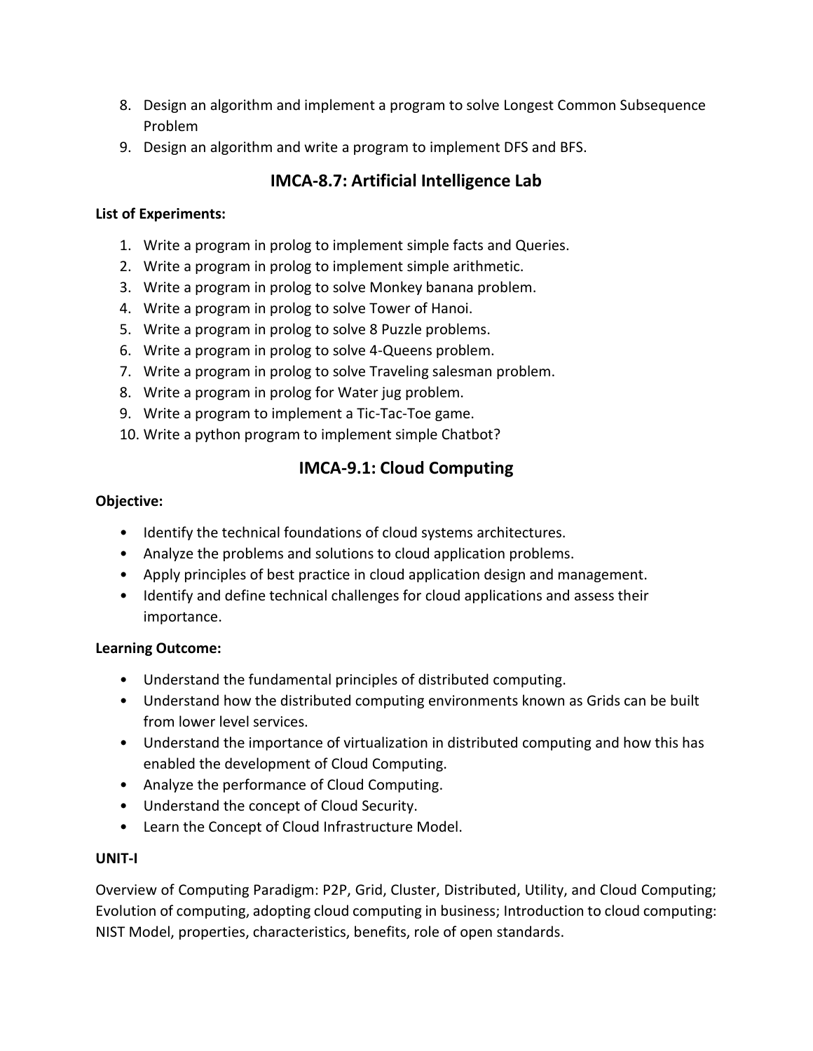8. Design an algorithm and implement a program to solve Longest Common Subsequence Problem
9. Design an algorithm and write a program to implement DFS and BFS.

## IMCA-8.7: Artificial Intelligence Lab

**List of Experiments:**

1. Write a program in prolog to implement simple facts and Queries.
2. Write a program in prolog to implement simple arithmetic.
3. Write a program in prolog to solve Monkey banana problem.
4. Write a program in prolog to solve Tower of Hanoi.
5. Write a program in prolog to solve 8 Puzzle problems.
6. Write a program in prolog to solve 4-Queens problem.
7. Write a program in prolog to solve Traveling salesman problem.
8. Write a program in prolog for Water jug problem.
9. Write a program to implement a Tic-Tac-Toe game.
10. Write a python program to implement simple Chatbot?

## IMCA-9.1: Cloud Computing

**Objective:**

- Identify the technical foundations of cloud systems architectures.
- Analyze the problems and solutions to cloud application problems.
- Apply principles of best practice in cloud application design and management.
- Identify and define technical challenges for cloud applications and assess their importance.

**Learning Outcome:**

- Understand the fundamental principles of distributed computing.
- Understand how the distributed computing environments known as Grids can be built from lower level services.
- Understand the importance of virtualization in distributed computing and how this has enabled the development of Cloud Computing.
- Analyze the performance of Cloud Computing.
- Understand the concept of Cloud Security.
- Learn the Concept of Cloud Infrastructure Model.

**UNIT-I**

Overview of Computing Paradigm: P2P, Grid, Cluster, Distributed, Utility, and Cloud Computing; Evolution of computing, adopting cloud computing in business; Introduction to cloud computing: NIST Model, properties, characteristics, benefits, role of open standards.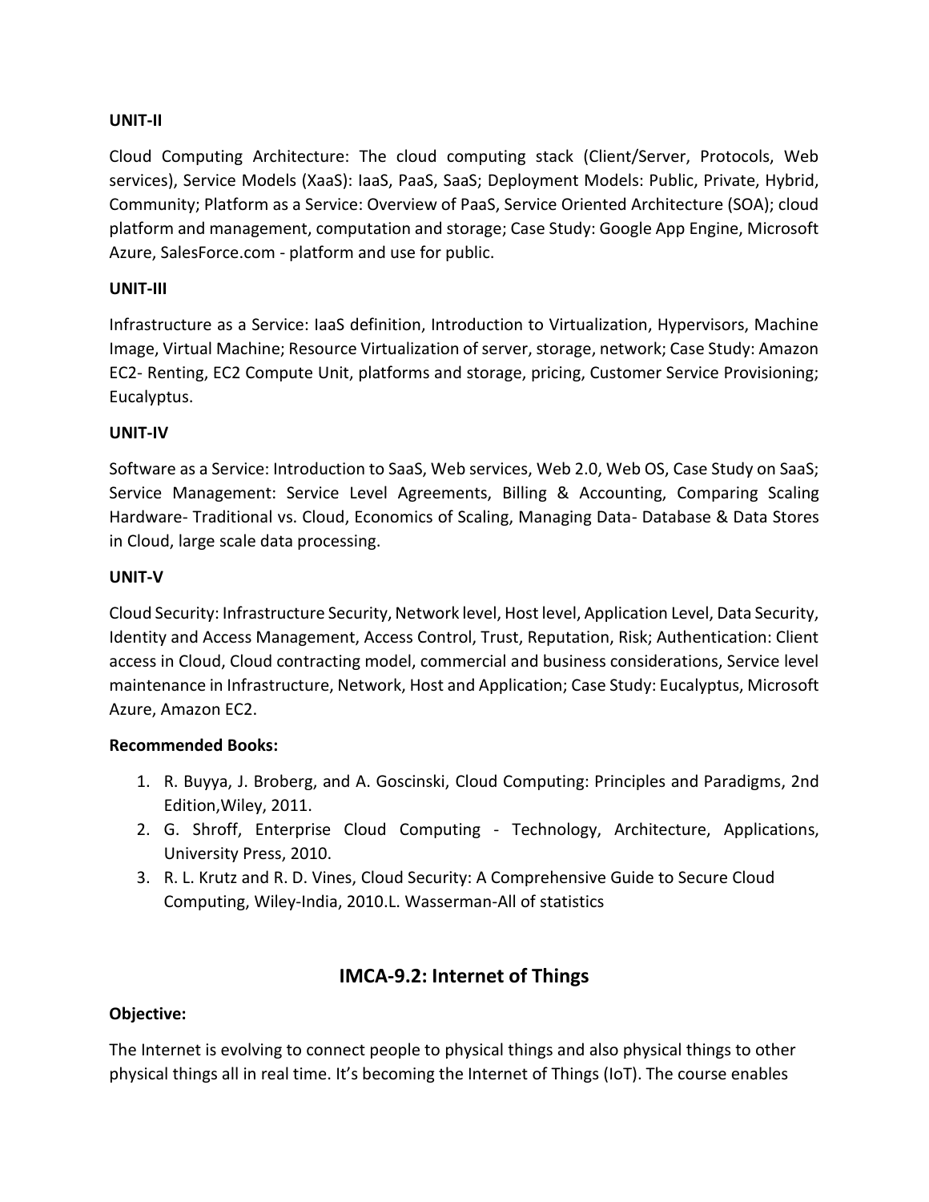**UNIT-II**

Cloud Computing Architecture: The cloud computing stack (Client/Server, Protocols, Web services), Service Models (XaaS): IaaS, PaaS, SaaS; Deployment Models: Public, Private, Hybrid, Community; Platform as a Service: Overview of PaaS, Service Oriented Architecture (SOA); cloud platform and management, computation and storage; Case Study: Google App Engine, Microsoft Azure, SalesForce.com - platform and use for public.

**UNIT-III**

Infrastructure as a Service: IaaS definition, Introduction to Virtualization, Hypervisors, Machine Image, Virtual Machine; Resource Virtualization of server, storage, network; Case Study: Amazon EC2- Renting, EC2 Compute Unit, platforms and storage, pricing, Customer Service Provisioning; Eucalyptus.

**UNIT-IV**

Software as a Service: Introduction to SaaS, Web services, Web 2.0, Web OS, Case Study on SaaS; Service Management: Service Level Agreements, Billing & Accounting, Comparing Scaling Hardware- Traditional vs. Cloud, Economics of Scaling, Managing Data- Database & Data Stores in Cloud, large scale data processing.

**UNIT-V**

Cloud Security: Infrastructure Security, Network level, Host level, Application Level, Data Security, Identity and Access Management, Access Control, Trust, Reputation, Risk; Authentication: Client access in Cloud, Cloud contracting model, commercial and business considerations, Service level maintenance in Infrastructure, Network, Host and Application; Case Study: Eucalyptus, Microsoft Azure, Amazon EC2.

**Recommended Books:**

1. R. Buyya, J. Broberg, and A. Goscinski, Cloud Computing: Principles and Paradigms, 2nd Edition,Wiley, 2011.
2. G. Shroff, Enterprise Cloud Computing - Technology, Architecture, Applications, University Press, 2010.
3. R. L. Krutz and R. D. Vines, Cloud Security: A Comprehensive Guide to Secure Cloud Computing, Wiley-India, 2010.L. Wasserman-All of statistics

## IMCA-9.2: Internet of Things

**Objective:**

The Internet is evolving to connect people to physical things and also physical things to other physical things all in real time. It's becoming the Internet of Things (IoT). The course enables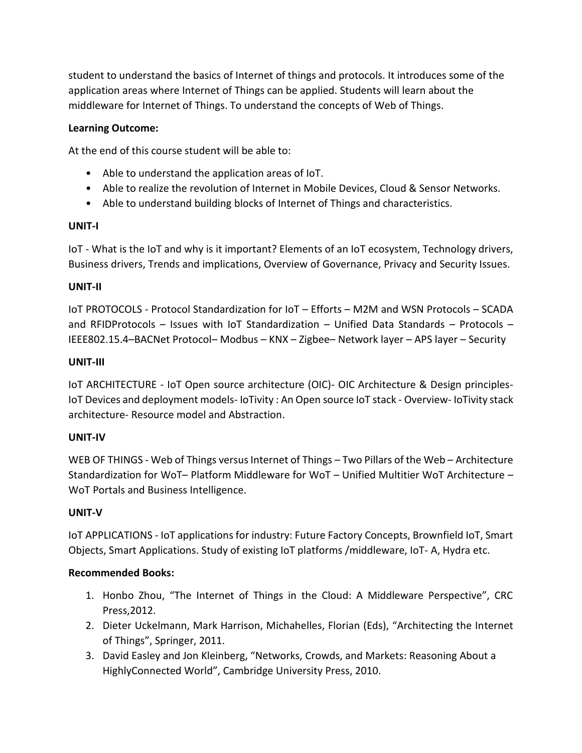student to understand the basics of Internet of things and protocols. It introduces some of the application areas where Internet of Things can be applied. Students will learn about the middleware for Internet of Things. To understand the concepts of Web of Things.

**Learning Outcome:**

At the end of this course student will be able to:

- Able to understand the application areas of IoT.
- Able to realize the revolution of Internet in Mobile Devices, Cloud & Sensor Networks.
- Able to understand building blocks of Internet of Things and characteristics.

**UNIT-I**

IoT - What is the IoT and why is it important? Elements of an IoT ecosystem, Technology drivers, Business drivers, Trends and implications, Overview of Governance, Privacy and Security Issues.

**UNIT-II**

IoT PROTOCOLS - Protocol Standardization for IoT – Efforts – M2M and WSN Protocols – SCADA and RFIDProtocols – Issues with IoT Standardization – Unified Data Standards – Protocols – IEEE802.15.4–BACNet Protocol– Modbus – KNX – Zigbee– Network layer – APS layer – Security

**UNIT-III**

IoT ARCHITECTURE - IoT Open source architecture (OIC)- OIC Architecture & Design principles- IoT Devices and deployment models- IoTivity : An Open source IoT stack - Overview- IoTivity stack architecture- Resource model and Abstraction.

**UNIT-IV**

WEB OF THINGS - Web of Things versus Internet of Things – Two Pillars of the Web – Architecture Standardization for WoT– Platform Middleware for WoT – Unified Multitier WoT Architecture – WoT Portals and Business Intelligence.

**UNIT-V**

IoT APPLICATIONS - IoT applications for industry: Future Factory Concepts, Brownfield IoT, Smart Objects, Smart Applications. Study of existing IoT platforms /middleware, IoT- A, Hydra etc.

**Recommended Books:**

1. Honbo Zhou, "The Internet of Things in the Cloud: A Middleware Perspective", CRC Press,2012.
2. Dieter Uckelmann, Mark Harrison, Michahelles, Florian (Eds), "Architecting the Internet of Things", Springer, 2011.
3. David Easley and Jon Kleinberg, "Networks, Crowds, and Markets: Reasoning About a HighlyConnected World", Cambridge University Press, 2010.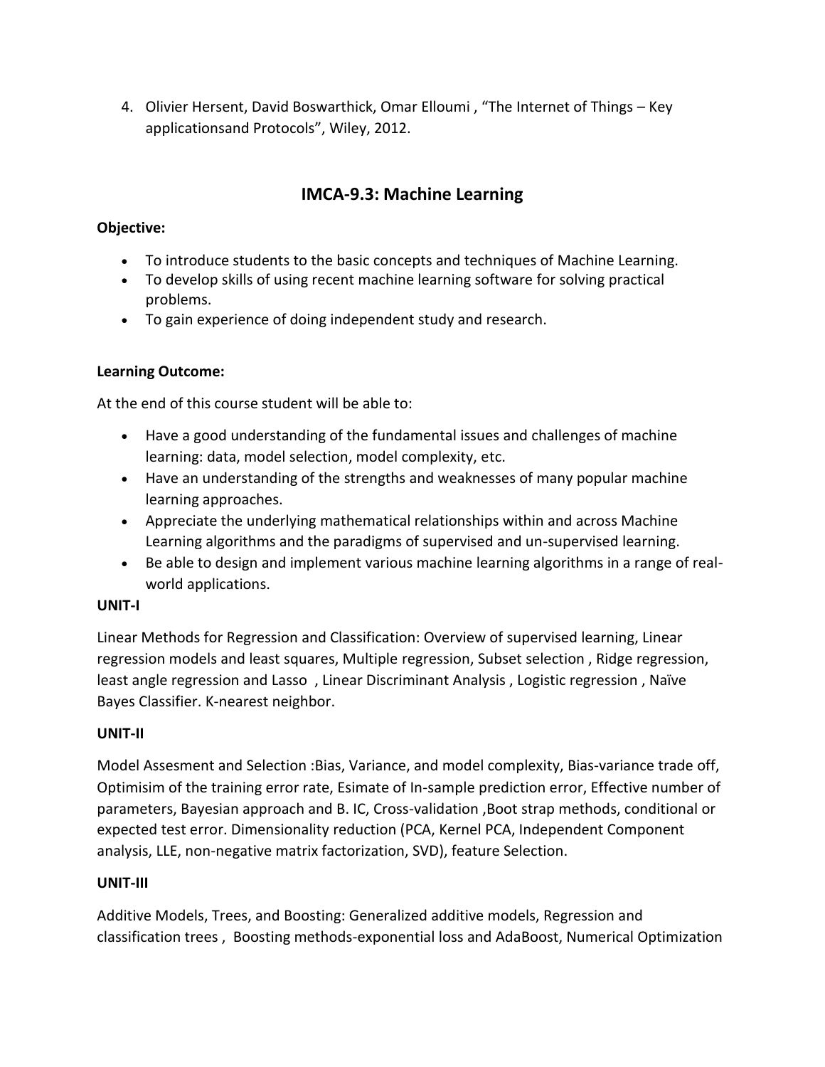4. Olivier Hersent, David Boswarthick, Omar Elloumi , “The Internet of Things – Key applicationsand Protocols”, Wiley, 2012.

## IMCA-9.3: Machine Learning

**Objective:**

- To introduce students to the basic concepts and techniques of Machine Learning.
- To develop skills of using recent machine learning software for solving practical problems.
- To gain experience of doing independent study and research.

**Learning Outcome:**

At the end of this course student will be able to:

- Have a good understanding of the fundamental issues and challenges of machine learning: data, model selection, model complexity, etc.
- Have an understanding of the strengths and weaknesses of many popular machine learning approaches.
- Appreciate the underlying mathematical relationships within and across Machine Learning algorithms and the paradigms of supervised and un-supervised learning.
- Be able to design and implement various machine learning algorithms in a range of real-world applications.

**UNIT-I**

Linear Methods for Regression and Classification: Overview of supervised learning, Linear regression models and least squares, Multiple regression, Subset selection , Ridge regression, least angle regression and Lasso , Linear Discriminant Analysis , Logistic regression , Naïve Bayes Classifier. K-nearest neighbor.

**UNIT-II**

Model Assesment and Selection :Bias, Variance, and model complexity, Bias-variance trade off, Optimisim of the training error rate, Esimate of In-sample prediction error, Effective number of parameters, Bayesian approach and B. IC, Cross-validation ,Boot strap methods, conditional or expected test error. Dimensionality reduction (PCA, Kernel PCA, Independent Component analysis, LLE, non-negative matrix factorization, SVD), feature Selection.

**UNIT-III**

Additive Models, Trees, and Boosting: Generalized additive models, Regression and classification trees , Boosting methods-exponential loss and AdaBoost, Numerical Optimization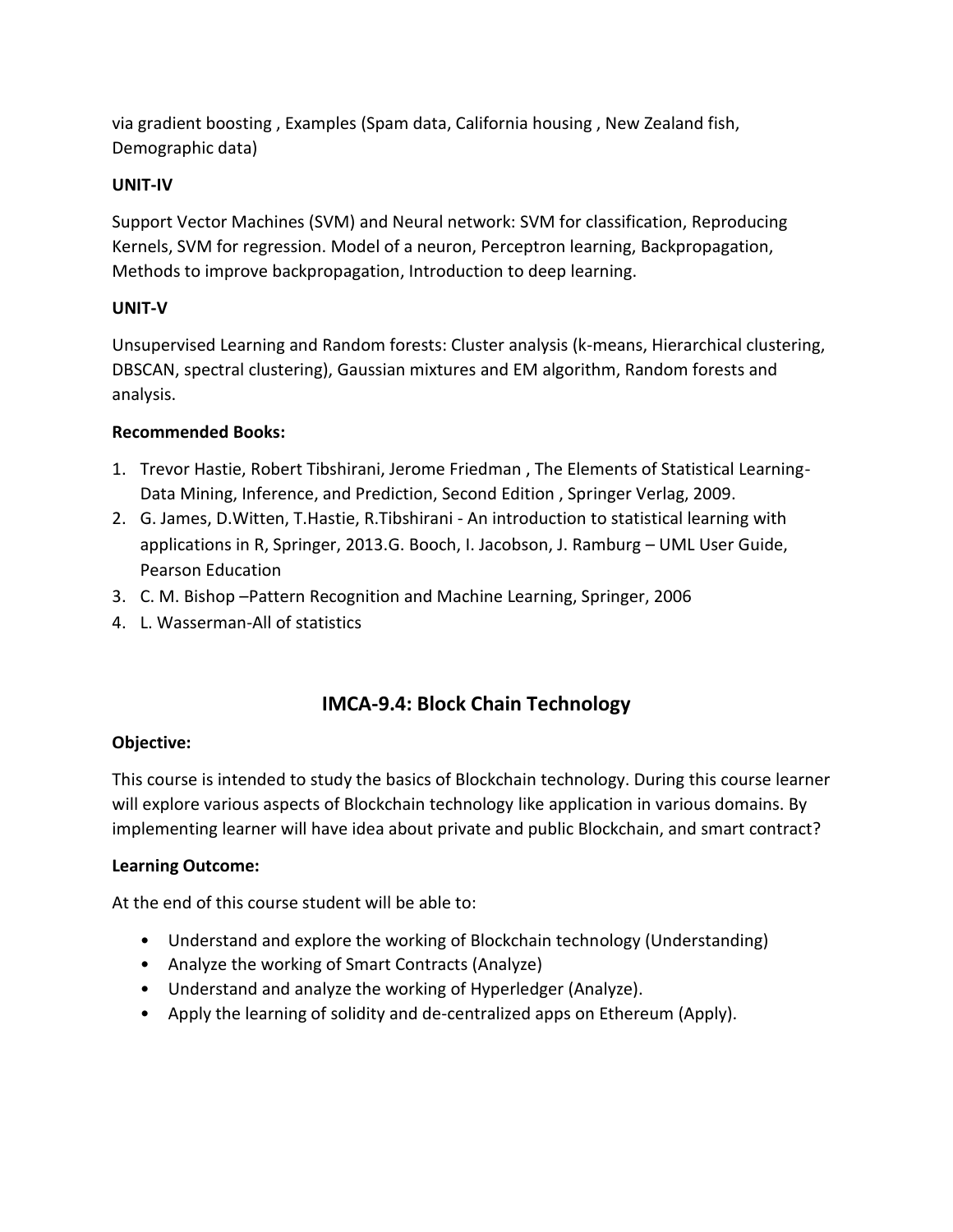via gradient boosting , Examples (Spam data, California housing , New Zealand fish, Demographic data)

**UNIT-IV**

Support Vector Machines (SVM) and Neural network: SVM for classification, Reproducing Kernels, SVM for regression. Model of a neuron, Perceptron learning, Backpropagation, Methods to improve backpropagation, Introduction to deep learning.

**UNIT-V**

Unsupervised Learning and Random forests: Cluster analysis (k-means, Hierarchical clustering, DBSCAN, spectral clustering), Gaussian mixtures and EM algorithm, Random forests and analysis.

**Recommended Books:**

1. Trevor Hastie, Robert Tibshirani, Jerome Friedman , The Elements of Statistical Learning-Data Mining, Inference, and Prediction, Second Edition , Springer Verlag, 2009.
2. G. James, D.Witten, T.Hastie, R.Tibshirani - An introduction to statistical learning with applications in R, Springer, 2013.G. Booch, I. Jacobson, J. Ramburg – UML User Guide, Pearson Education
3. C. M. Bishop –Pattern Recognition and Machine Learning, Springer, 2006
4. L. Wasserman-All of statistics

## IMCA-9.4: Block Chain Technology

**Objective:**

This course is intended to study the basics of Blockchain technology. During this course learner will explore various aspects of Blockchain technology like application in various domains. By implementing learner will have idea about private and public Blockchain, and smart contract?

**Learning Outcome:**

At the end of this course student will be able to:

- Understand and explore the working of Blockchain technology (Understanding)
- Analyze the working of Smart Contracts (Analyze)
- Understand and analyze the working of Hyperledger (Analyze).
- Apply the learning of solidity and de-centralized apps on Ethereum (Apply).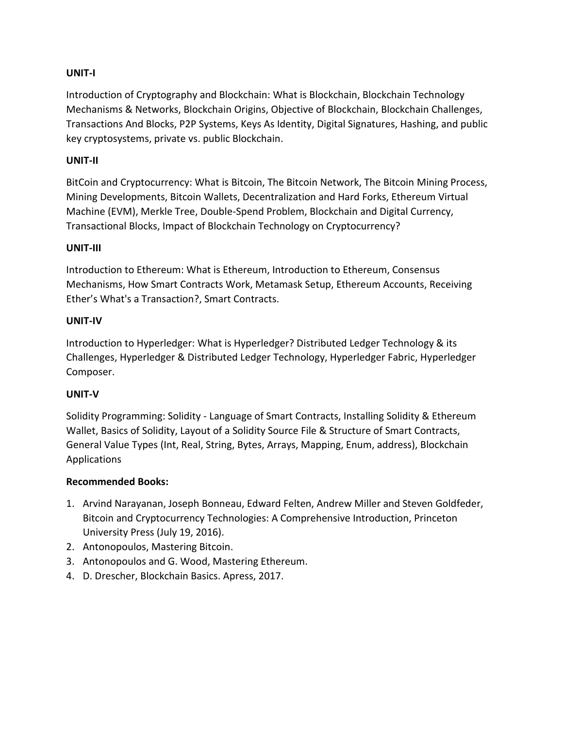**UNIT-I**

Introduction of Cryptography and Blockchain: What is Blockchain, Blockchain Technology Mechanisms & Networks, Blockchain Origins, Objective of Blockchain, Blockchain Challenges, Transactions And Blocks, P2P Systems, Keys As Identity, Digital Signatures, Hashing, and public key cryptosystems, private vs. public Blockchain.

**UNIT-II**

BitCoin and Cryptocurrency: What is Bitcoin, The Bitcoin Network, The Bitcoin Mining Process, Mining Developments, Bitcoin Wallets, Decentralization and Hard Forks, Ethereum Virtual Machine (EVM), Merkle Tree, Double-Spend Problem, Blockchain and Digital Currency, Transactional Blocks, Impact of Blockchain Technology on Cryptocurrency?

**UNIT-III**

Introduction to Ethereum: What is Ethereum, Introduction to Ethereum, Consensus Mechanisms, How Smart Contracts Work, Metamask Setup, Ethereum Accounts, Receiving Ether's What's a Transaction?, Smart Contracts.

**UNIT-IV**

Introduction to Hyperledger: What is Hyperledger? Distributed Ledger Technology & its Challenges, Hyperledger & Distributed Ledger Technology, Hyperledger Fabric, Hyperledger Composer.

**UNIT-V**

Solidity Programming: Solidity - Language of Smart Contracts, Installing Solidity & Ethereum Wallet, Basics of Solidity, Layout of a Solidity Source File & Structure of Smart Contracts, General Value Types (Int, Real, String, Bytes, Arrays, Mapping, Enum, address), Blockchain Applications

**Recommended Books:**

1. Arvind Narayanan, Joseph Bonneau, Edward Felten, Andrew Miller and Steven Goldfeder, Bitcoin and Cryptocurrency Technologies: A Comprehensive Introduction, Princeton University Press (July 19, 2016).
2. Antonopoulos, Mastering Bitcoin.
3. Antonopoulos and G. Wood, Mastering Ethereum.
4. D. Drescher, Blockchain Basics. Apress, 2017.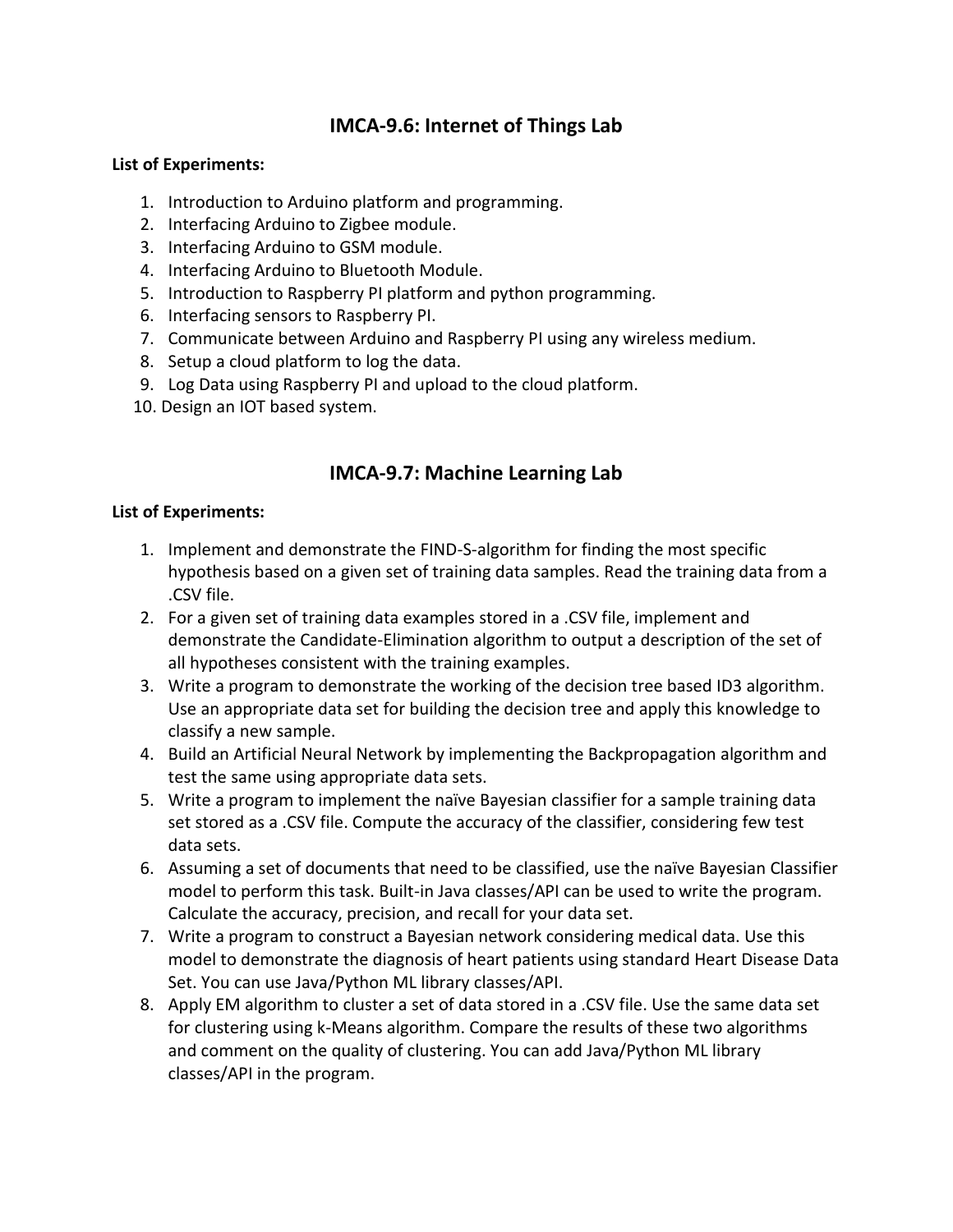## IMCA-9.6: Internet of Things Lab

**List of Experiments:**

1. Introduction to Arduino platform and programming.
2. Interfacing Arduino to Zigbee module.
3. Interfacing Arduino to GSM module.
4. Interfacing Arduino to Bluetooth Module.
5. Introduction to Raspberry PI platform and python programming.
6. Interfacing sensors to Raspberry PI.
7. Communicate between Arduino and Raspberry PI using any wireless medium.
8. Setup a cloud platform to log the data.
9. Log Data using Raspberry PI and upload to the cloud platform.
10. Design an IOT based system.

## IMCA-9.7: Machine Learning Lab

**List of Experiments:**

1. Implement and demonstrate the FIND-S-algorithm for finding the most specific hypothesis based on a given set of training data samples. Read the training data from a .CSV file.
2. For a given set of training data examples stored in a .CSV file, implement and demonstrate the Candidate-Elimination algorithm to output a description of the set of all hypotheses consistent with the training examples.
3. Write a program to demonstrate the working of the decision tree based ID3 algorithm. Use an appropriate data set for building the decision tree and apply this knowledge to classify a new sample.
4. Build an Artificial Neural Network by implementing the Backpropagation algorithm and test the same using appropriate data sets.
5. Write a program to implement the naïve Bayesian classifier for a sample training data set stored as a .CSV file. Compute the accuracy of the classifier, considering few test data sets.
6. Assuming a set of documents that need to be classified, use the naïve Bayesian Classifier model to perform this task. Built-in Java classes/API can be used to write the program. Calculate the accuracy, precision, and recall for your data set.
7. Write a program to construct a Bayesian network considering medical data. Use this model to demonstrate the diagnosis of heart patients using standard Heart Disease Data Set. You can use Java/Python ML library classes/API.
8. Apply EM algorithm to cluster a set of data stored in a .CSV file. Use the same data set for clustering using k-Means algorithm. Compare the results of these two algorithms and comment on the quality of clustering. You can add Java/Python ML library classes/API in the program.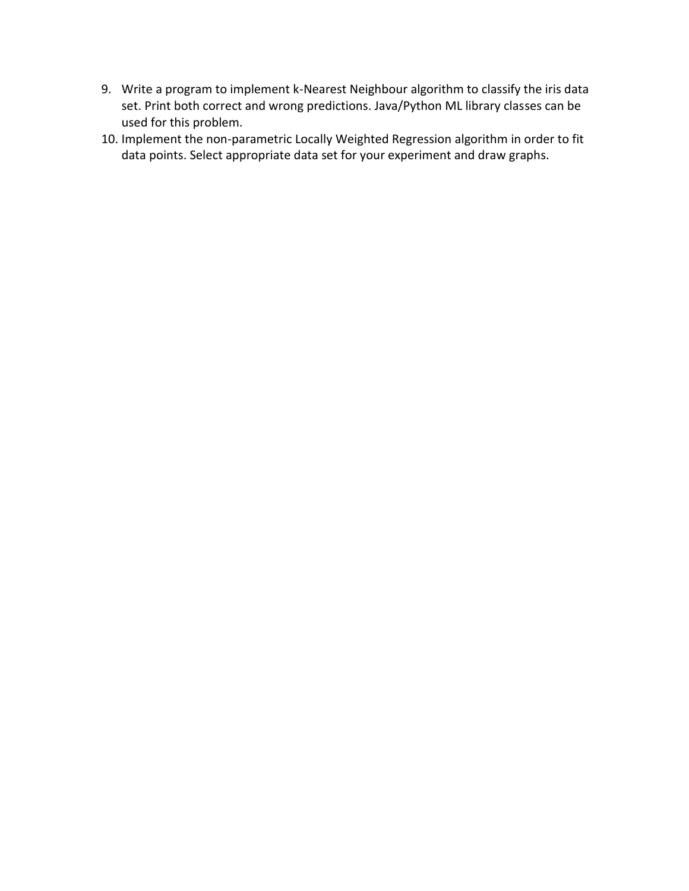9. Write a program to implement k-Nearest Neighbour algorithm to classify the iris data set. Print both correct and wrong predictions. Java/Python ML library classes can be used for this problem.
10. Implement the non-parametric Locally Weighted Regression algorithm in order to fit data points. Select appropriate data set for your experiment and draw graphs.